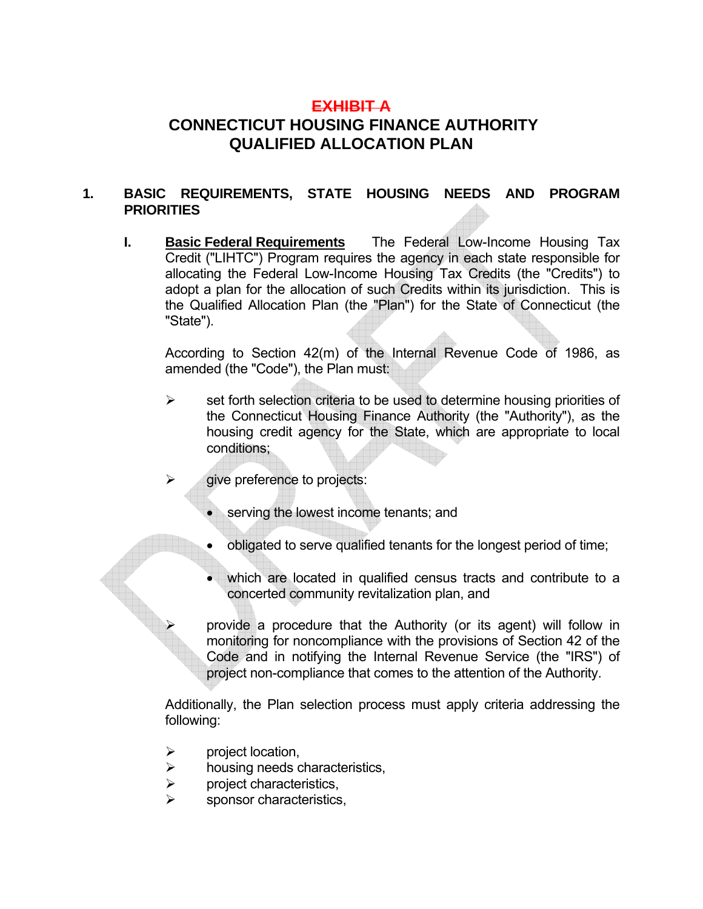# ~~EXHIBIT A~~

# CONNECTICUT HOUSING FINANCE AUTHORITY QUALIFIED ALLOCATION PLAN

## 1. BASIC REQUIREMENTS, STATE HOUSING NEEDS AND PROGRAM PRIORITIES

### I. Basic Federal Requirements

The Federal Low-Income Housing Tax Credit ("LIHTC") Program requires the agency in each state responsible for allocating the Federal Low-Income Housing Tax Credits (the "Credits") to adopt a plan for the allocation of such Credits within its jurisdiction. This is the Qualified Allocation Plan (the "Plan") for the State of Connecticut (the "State").

According to Section 42(m) of the Internal Revenue Code of 1986, as amended (the "Code"), the Plan must:

- set forth selection criteria to be used to determine housing priorities of the Connecticut Housing Finance Authority (the "Authority"), as the housing credit agency for the State, which are appropriate to local conditions;
- give preference to projects:
  - serving the lowest income tenants; and
  - obligated to serve qualified tenants for the longest period of time;
  - which are located in qualified census tracts and contribute to a concerted community revitalization plan, and
- provide a procedure that the Authority (or its agent) will follow in monitoring for noncompliance with the provisions of Section 42 of the Code and in notifying the Internal Revenue Service (the "IRS") of project non-compliance that comes to the attention of the Authority.

Additionally, the Plan selection process must apply criteria addressing the following:

- project location,
- housing needs characteristics,
- project characteristics,
- sponsor characteristics,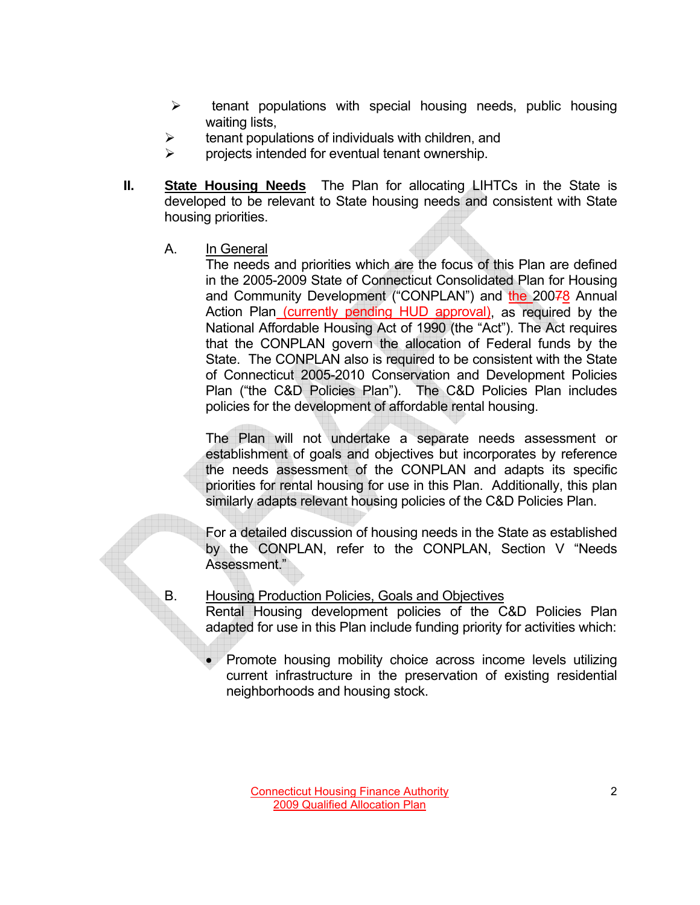- tenant populations with special housing needs, public housing waiting lists,
- tenant populations of individuals with children, and
- projects intended for eventual tenant ownership.

**II. State Housing Needs** The Plan for allocating LIHTCs in the State is developed to be relevant to State housing needs and consistent with State housing priorities.

A. In General

The needs and priorities which are the focus of this Plan are defined in the 2005-2009 State of Connecticut Consolidated Plan for Housing and Community Development ("CONPLAN") and the 2008 Annual Action Plan (currently pending HUD approval), as required by the National Affordable Housing Act of 1990 (the "Act"). The Act requires that the CONPLAN govern the allocation of Federal funds by the State. The CONPLAN also is required to be consistent with the State of Connecticut 2005-2010 Conservation and Development Policies Plan ("the C&D Policies Plan"). The C&D Policies Plan includes policies for the development of affordable rental housing.

The Plan will not undertake a separate needs assessment or establishment of goals and objectives but incorporates by reference the needs assessment of the CONPLAN and adapts its specific priorities for rental housing for use in this Plan. Additionally, this plan similarly adapts relevant housing policies of the C&D Policies Plan.

For a detailed discussion of housing needs in the State as established by the CONPLAN, refer to the CONPLAN, Section V "Needs Assessment."

B. Housing Production Policies, Goals and Objectives

Rental Housing development policies of the C&D Policies Plan adapted for use in this Plan include funding priority for activities which:

- Promote housing mobility choice across income levels utilizing current infrastructure in the preservation of existing residential neighborhoods and housing stock.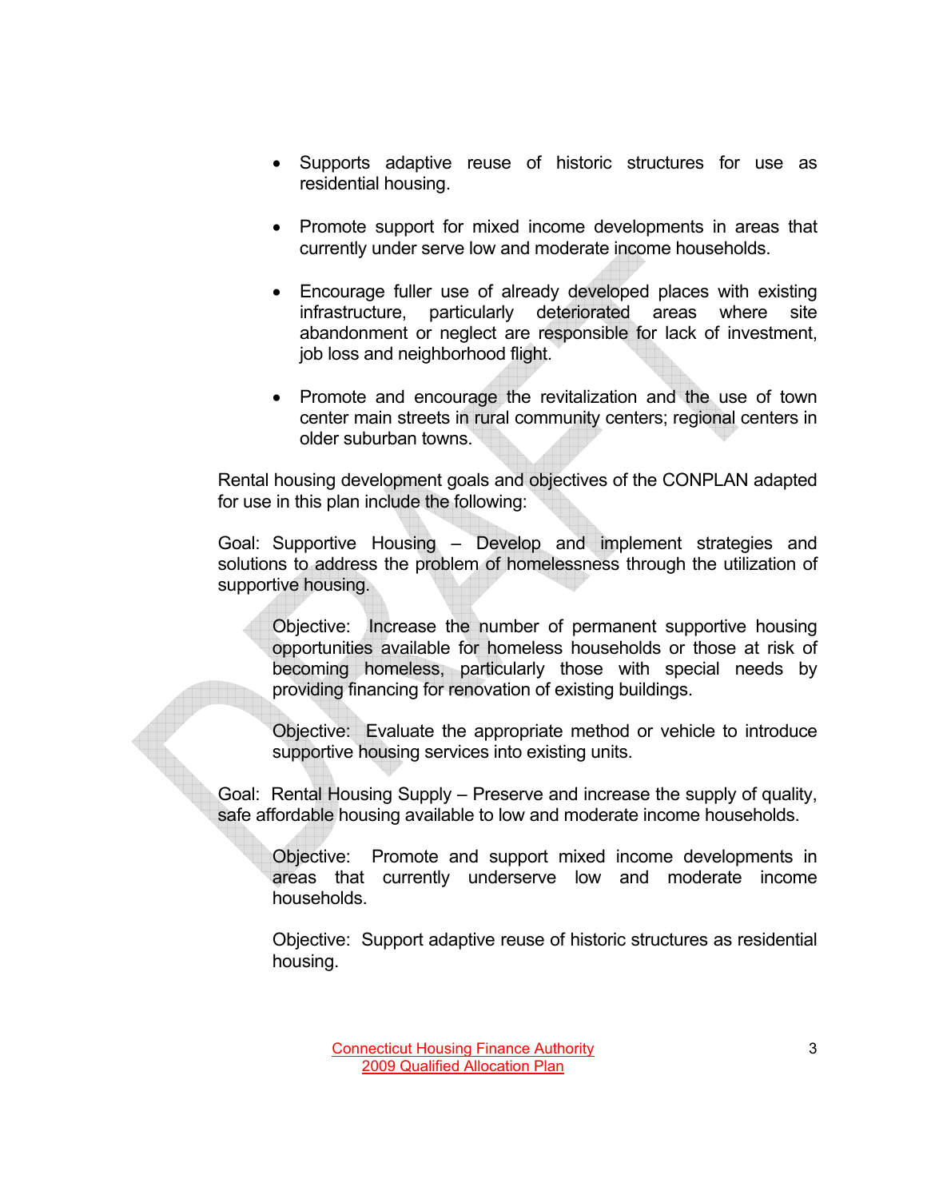- Supports adaptive reuse of historic structures for use as residential housing.

- Promote support for mixed income developments in areas that currently under serve low and moderate income households.

- Encourage fuller use of already developed places with existing infrastructure, particularly deteriorated areas where site abandonment or neglect are responsible for lack of investment, job loss and neighborhood flight.

- Promote and encourage the revitalization and the use of town center main streets in rural community centers; regional centers in older suburban towns.

Rental housing development goals and objectives of the CONPLAN adapted for use in this plan include the following:

Goal: Supportive Housing – Develop and implement strategies and solutions to address the problem of homelessness through the utilization of supportive housing.

> Objective: Increase the number of permanent supportive housing opportunities available for homeless households or those at risk of becoming homeless, particularly those with special needs by providing financing for renovation of existing buildings.
>
> Objective: Evaluate the appropriate method or vehicle to introduce supportive housing services into existing units.

Goal: Rental Housing Supply – Preserve and increase the supply of quality, safe affordable housing available to low and moderate income households.

> Objective: Promote and support mixed income developments in areas that currently underserve low and moderate income households.
>
> Objective: Support adaptive reuse of historic structures as residential housing.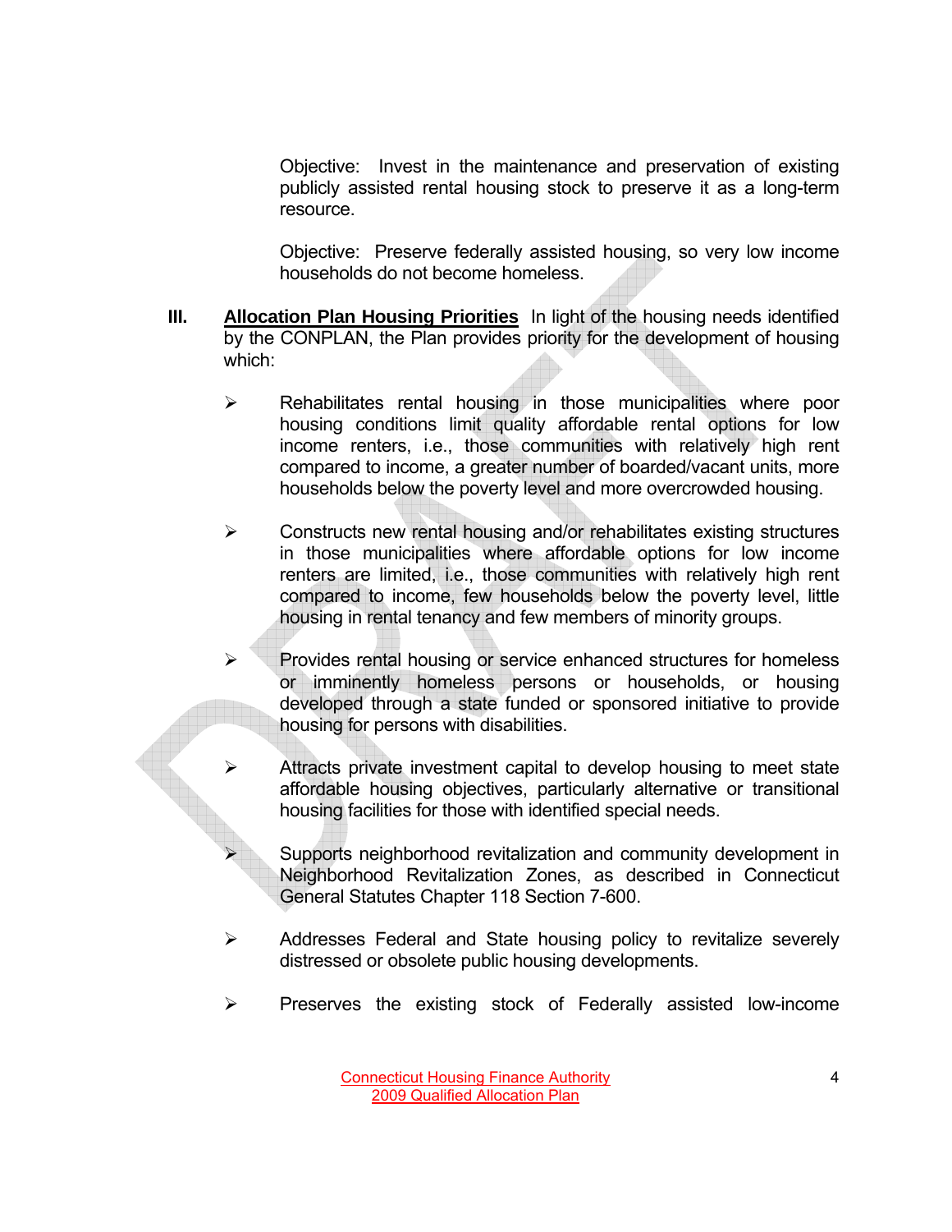Objective: Invest in the maintenance and preservation of existing publicly assisted rental housing stock to preserve it as a long-term resource.

Objective: Preserve federally assisted housing, so very low income households do not become homeless.

**III. <u>Allocation Plan Housing Priorities</u>** In light of the housing needs identified by the CONPLAN, the Plan provides priority for the development of housing which:

- Rehabilitates rental housing in those municipalities where poor housing conditions limit quality affordable rental options for low income renters, i.e., those communities with relatively high rent compared to income, a greater number of boarded/vacant units, more households below the poverty level and more overcrowded housing.

- Constructs new rental housing and/or rehabilitates existing structures in those municipalities where affordable options for low income renters are limited, i.e., those communities with relatively high rent compared to income, few households below the poverty level, little housing in rental tenancy and few members of minority groups.

- Provides rental housing or service enhanced structures for homeless or imminently homeless persons or households, or housing developed through a state funded or sponsored initiative to provide housing for persons with disabilities.

- Attracts private investment capital to develop housing to meet state affordable housing objectives, particularly alternative or transitional housing facilities for those with identified special needs.

- Supports neighborhood revitalization and community development in Neighborhood Revitalization Zones, as described in Connecticut General Statutes Chapter 118 Section 7-600.

- Addresses Federal and State housing policy to revitalize severely distressed or obsolete public housing developments.

- Preserves the existing stock of Federally assisted low-income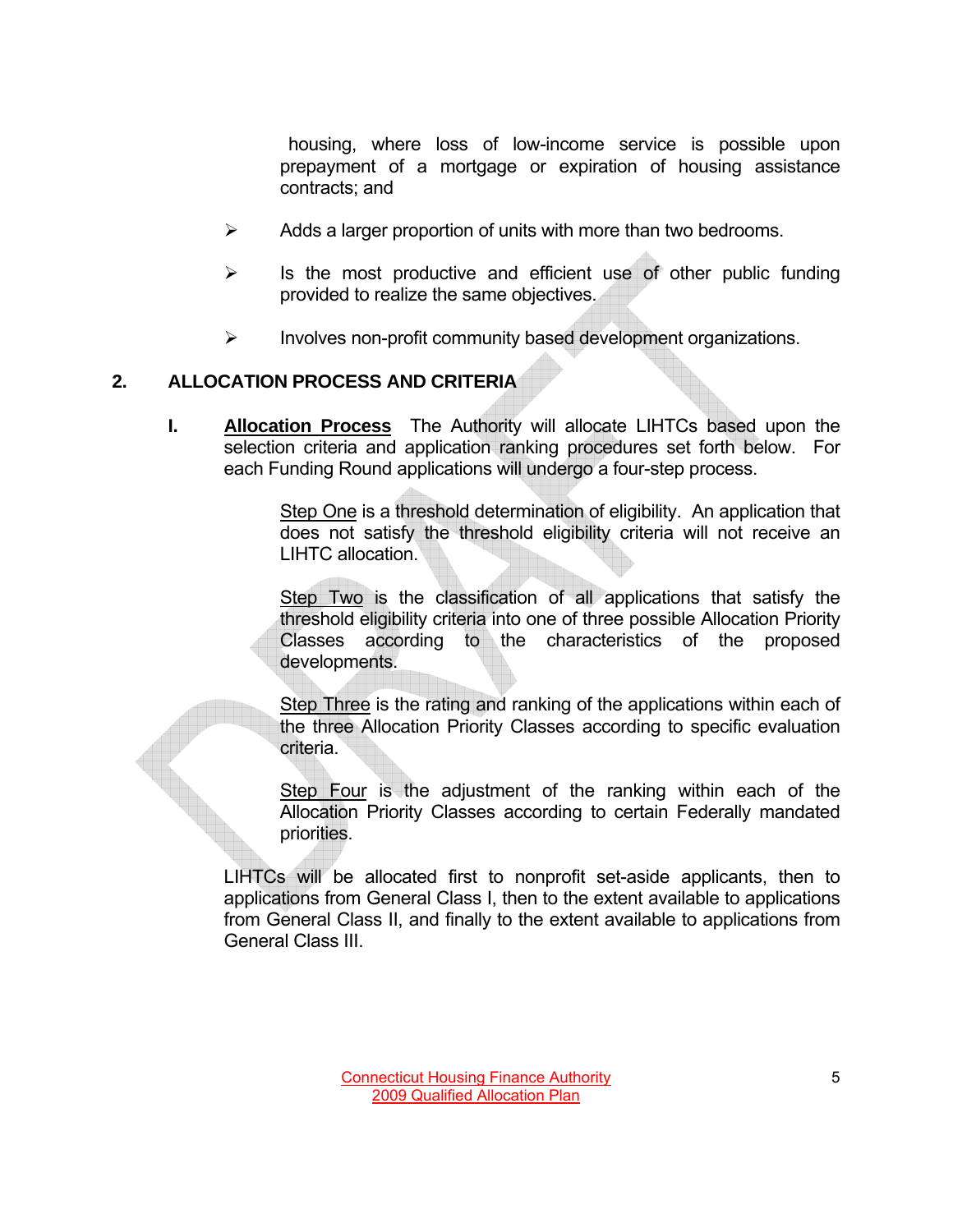housing, where loss of low-income service is possible upon prepayment of a mortgage or expiration of housing assistance contracts; and

- Adds a larger proportion of units with more than two bedrooms.
- Is the most productive and efficient use of other public funding provided to realize the same objectives.
- Involves non-profit community based development organizations.

## 2. ALLOCATION PROCESS AND CRITERIA

**I. Allocation Process** The Authority will allocate LIHTCs based upon the selection criteria and application ranking procedures set forth below. For each Funding Round applications will undergo a four-step process.

Step One is a threshold determination of eligibility. An application that does not satisfy the threshold eligibility criteria will not receive an LIHTC allocation.

Step Two is the classification of all applications that satisfy the threshold eligibility criteria into one of three possible Allocation Priority Classes according to the characteristics of the proposed developments.

Step Three is the rating and ranking of the applications within each of the three Allocation Priority Classes according to specific evaluation criteria.

Step Four is the adjustment of the ranking within each of the Allocation Priority Classes according to certain Federally mandated priorities.

LIHTCs will be allocated first to nonprofit set-aside applicants, then to applications from General Class I, then to the extent available to applications from General Class II, and finally to the extent available to applications from General Class III.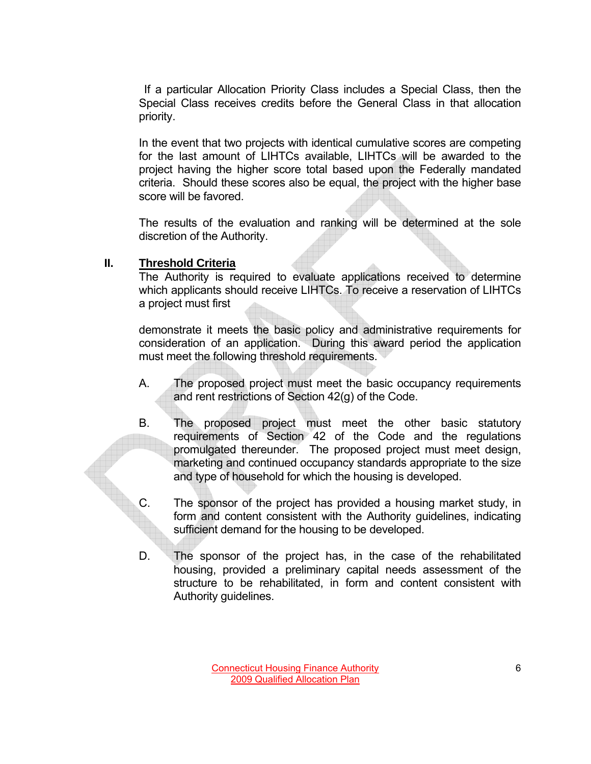If a particular Allocation Priority Class includes a Special Class, then the Special Class receives credits before the General Class in that allocation priority.

In the event that two projects with identical cumulative scores are competing for the last amount of LIHTCs available, LIHTCs will be awarded to the project having the higher score total based upon the Federally mandated criteria. Should these scores also be equal, the project with the higher base score will be favored.

The results of the evaluation and ranking will be determined at the sole discretion of the Authority.

## II. Threshold Criteria

The Authority is required to evaluate applications received to determine which applicants should receive LIHTCs. To receive a reservation of LIHTCs a project must first

demonstrate it meets the basic policy and administrative requirements for consideration of an application. During this award period the application must meet the following threshold requirements.

A. The proposed project must meet the basic occupancy requirements and rent restrictions of Section 42(g) of the Code.

B. The proposed project must meet the other basic statutory requirements of Section 42 of the Code and the regulations promulgated thereunder. The proposed project must meet design, marketing and continued occupancy standards appropriate to the size and type of household for which the housing is developed.

C. The sponsor of the project has provided a housing market study, in form and content consistent with the Authority guidelines, indicating sufficient demand for the housing to be developed.

D. The sponsor of the project has, in the case of the rehabilitated housing, provided a preliminary capital needs assessment of the structure to be rehabilitated, in form and content consistent with Authority guidelines.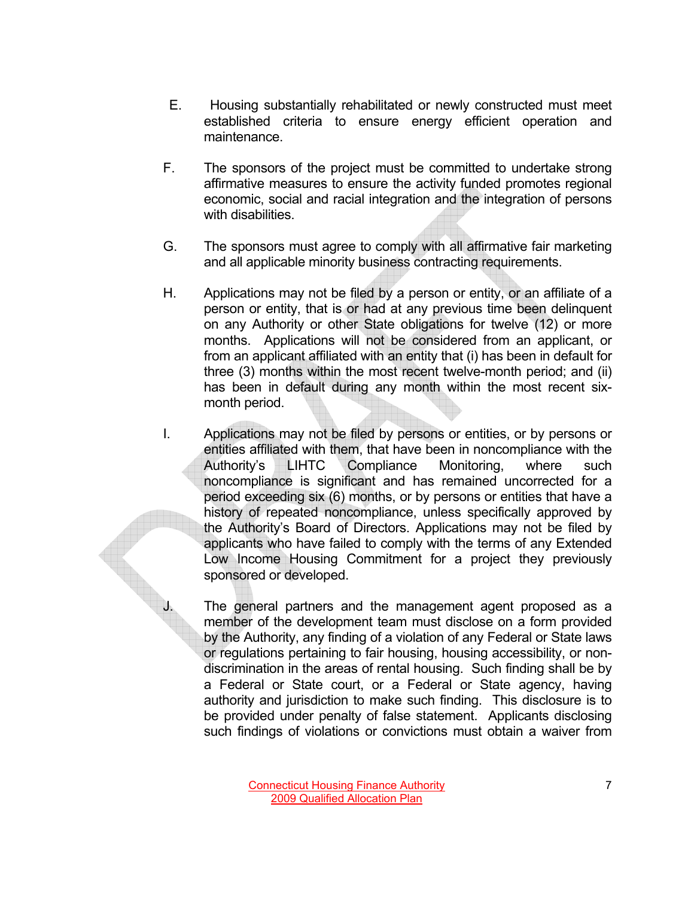E. Housing substantially rehabilitated or newly constructed must meet established criteria to ensure energy efficient operation and maintenance.

F. The sponsors of the project must be committed to undertake strong affirmative measures to ensure the activity funded promotes regional economic, social and racial integration and the integration of persons with disabilities.

G. The sponsors must agree to comply with all affirmative fair marketing and all applicable minority business contracting requirements.

H. Applications may not be filed by a person or entity, or an affiliate of a person or entity, that is or had at any previous time been delinquent on any Authority or other State obligations for twelve (12) or more months. Applications will not be considered from an applicant, or from an applicant affiliated with an entity that (i) has been in default for three (3) months within the most recent twelve-month period; and (ii) has been in default during any month within the most recent six-month period.

I. Applications may not be filed by persons or entities, or by persons or entities affiliated with them, that have been in noncompliance with the Authority's LIHTC Compliance Monitoring, where such noncompliance is significant and has remained uncorrected for a period exceeding six (6) months, or by persons or entities that have a history of repeated noncompliance, unless specifically approved by the Authority's Board of Directors. Applications may not be filed by applicants who have failed to comply with the terms of any Extended Low Income Housing Commitment for a project they previously sponsored or developed.

J. The general partners and the management agent proposed as a member of the development team must disclose on a form provided by the Authority, any finding of a violation of any Federal or State laws or regulations pertaining to fair housing, housing accessibility, or non-discrimination in the areas of rental housing. Such finding shall be by a Federal or State court, or a Federal or State agency, having authority and jurisdiction to make such finding. This disclosure is to be provided under penalty of false statement. Applicants disclosing such findings of violations or convictions must obtain a waiver from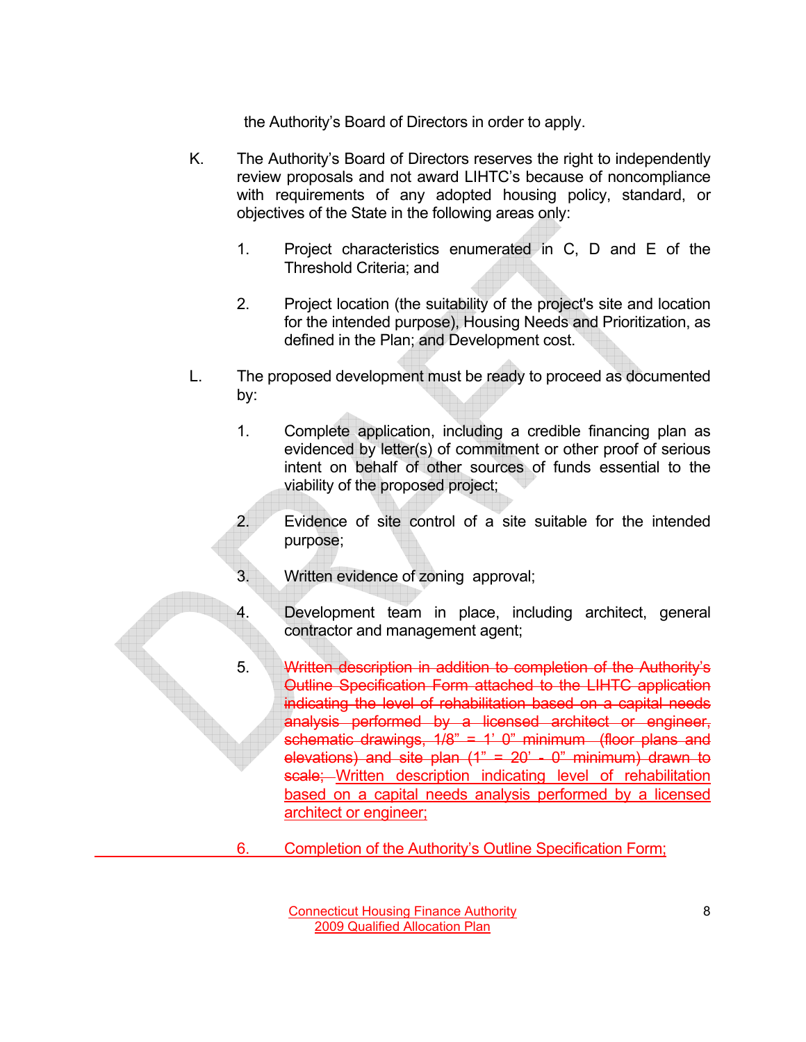the Authority's Board of Directors in order to apply.

K. The Authority's Board of Directors reserves the right to independently review proposals and not award LIHTC's because of noncompliance with requirements of any adopted housing policy, standard, or objectives of the State in the following areas only:

   1. Project characteristics enumerated in C, D and E of the Threshold Criteria; and

   2. Project location (the suitability of the project's site and location for the intended purpose), Housing Needs and Prioritization, as defined in the Plan; and Development cost.

L. The proposed development must be ready to proceed as documented by:

   1. Complete application, including a credible financing plan as evidenced by letter(s) of commitment or other proof of serious intent on behalf of other sources of funds essential to the viability of the proposed project;

   2. Evidence of site control of a site suitable for the intended purpose;

   3. Written evidence of zoning approval;

   4. Development team in place, including architect, general contractor and management agent;

   5. ~~Written description in addition to completion of the Authority's Outline Specification Form attached to the LIHTC application indicating the level of rehabilitation based on a capital needs analysis performed by a licensed architect or engineer, schematic drawings, 1/8" = 1' 0" minimum (floor plans and elevations) and site plan (1" = 20' - 0" minimum) drawn to scale;~~ Written description indicating level of rehabilitation based on a capital needs analysis performed by a licensed architect or engineer;

   6. Completion of the Authority's Outline Specification Form;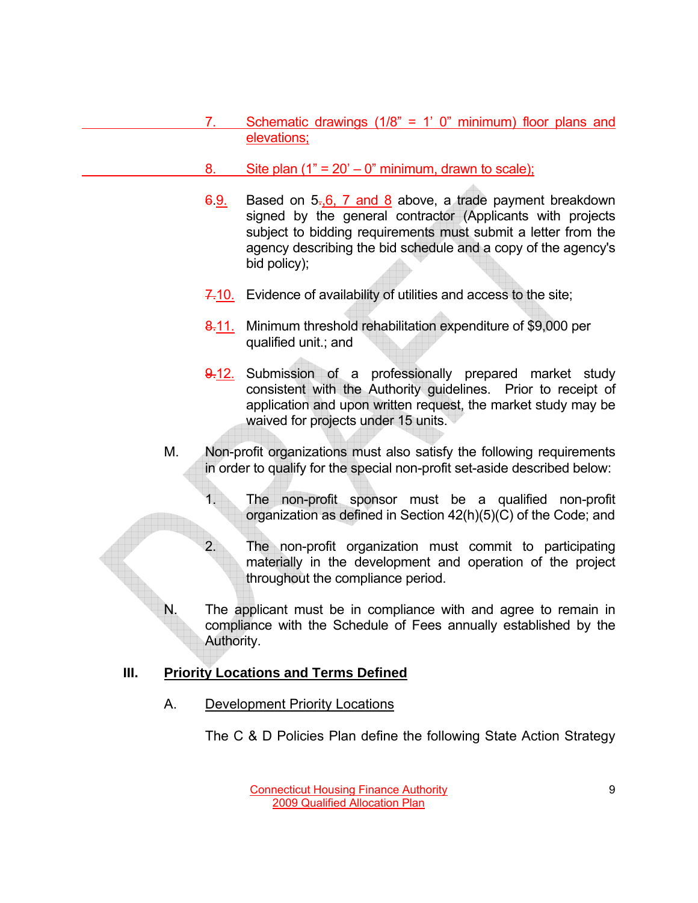7. Schematic drawings (1/8" = 1' 0" minimum) floor plans and elevations;

8. Site plan (1" = 20' – 0" minimum, drawn to scale);

~~6.~~9. Based on 5~~.~~,6, 7 and 8 above, a trade payment breakdown signed by the general contractor (Applicants with projects subject to bidding requirements must submit a letter from the agency describing the bid schedule and a copy of the agency's bid policy);

~~7.~~10. Evidence of availability of utilities and access to the site;

~~8.~~11. Minimum threshold rehabilitation expenditure of $9,000 per qualified unit.; and

~~9.~~12. Submission of a professionally prepared market study consistent with the Authority guidelines. Prior to receipt of application and upon written request, the market study may be waived for projects under 15 units.

M. Non-profit organizations must also satisfy the following requirements in order to qualify for the special non-profit set-aside described below:

1. The non-profit sponsor must be a qualified non-profit organization as defined in Section 42(h)(5)(C) of the Code; and

2. The non-profit organization must commit to participating materially in the development and operation of the project throughout the compliance period.

N. The applicant must be in compliance with and agree to remain in compliance with the Schedule of Fees annually established by the Authority.

## III. Priority Locations and Terms Defined

A. Development Priority Locations

The C & D Policies Plan define the following State Action Strategy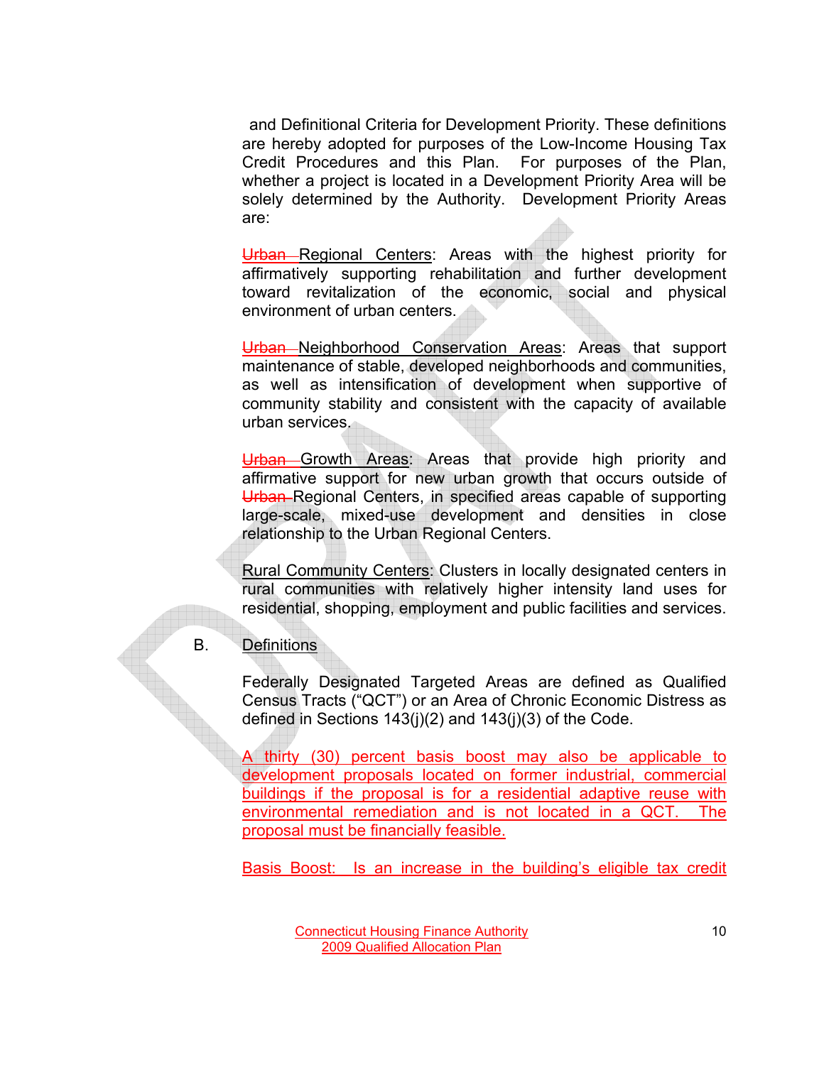and Definitional Criteria for Development Priority. These definitions are hereby adopted for purposes of the Low-Income Housing Tax Credit Procedures and this Plan. For purposes of the Plan, whether a project is located in a Development Priority Area will be solely determined by the Authority. Development Priority Areas are:

~~Urban~~ Regional Centers: Areas with the highest priority for affirmatively supporting rehabilitation and further development toward revitalization of the economic, social and physical environment of urban centers.

~~Urban~~ Neighborhood Conservation Areas: Areas that support maintenance of stable, developed neighborhoods and communities, as well as intensification of development when supportive of community stability and consistent with the capacity of available urban services.

~~Urban~~ Growth Areas: Areas that provide high priority and affirmative support for new urban growth that occurs outside of ~~Urban~~ Regional Centers, in specified areas capable of supporting large-scale, mixed-use development and densities in close relationship to the Urban Regional Centers.

Rural Community Centers: Clusters in locally designated centers in rural communities with relatively higher intensity land uses for residential, shopping, employment and public facilities and services.

B. Definitions

Federally Designated Targeted Areas are defined as Qualified Census Tracts ("QCT") or an Area of Chronic Economic Distress as defined in Sections 143(j)(2) and 143(j)(3) of the Code.

A thirty (30) percent basis boost may also be applicable to development proposals located on former industrial, commercial buildings if the proposal is for a residential adaptive reuse with environmental remediation and is not located in a QCT. The proposal must be financially feasible.

Basis Boost: Is an increase in the building's eligible tax credit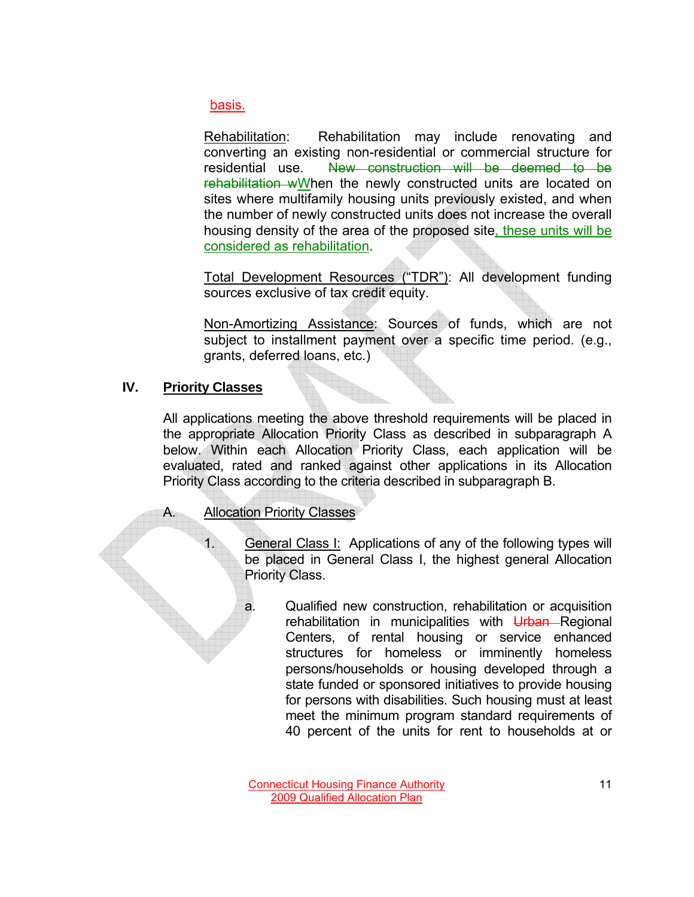basis.

Rehabilitation: Rehabilitation may include renovating and converting an existing non-residential or commercial structure for residential use. ~~New construction will be deemed to be rehabilitation w~~When the newly constructed units are located on sites where multifamily housing units previously existed, and when the number of newly constructed units does not increase the overall housing density of the area of the proposed site, these units will be considered as rehabilitation.

Total Development Resources ("TDR"): All development funding sources exclusive of tax credit equity.

Non-Amortizing Assistance: Sources of funds, which are not subject to installment payment over a specific time period. (e.g., grants, deferred loans, etc.)

## IV. Priority Classes

All applications meeting the above threshold requirements will be placed in the appropriate Allocation Priority Class as described in subparagraph A below. Within each Allocation Priority Class, each application will be evaluated, rated and ranked against other applications in its Allocation Priority Class according to the criteria described in subparagraph B.

A. Allocation Priority Classes

1. General Class I: Applications of any of the following types will be placed in General Class I, the highest general Allocation Priority Class.

   a. Qualified new construction, rehabilitation or acquisition rehabilitation in municipalities with ~~Urban~~ Regional Centers, of rental housing or service enhanced structures for homeless or imminently homeless persons/households or housing developed through a state funded or sponsored initiatives to provide housing for persons with disabilities. Such housing must at least meet the minimum program standard requirements of 40 percent of the units for rent to households at or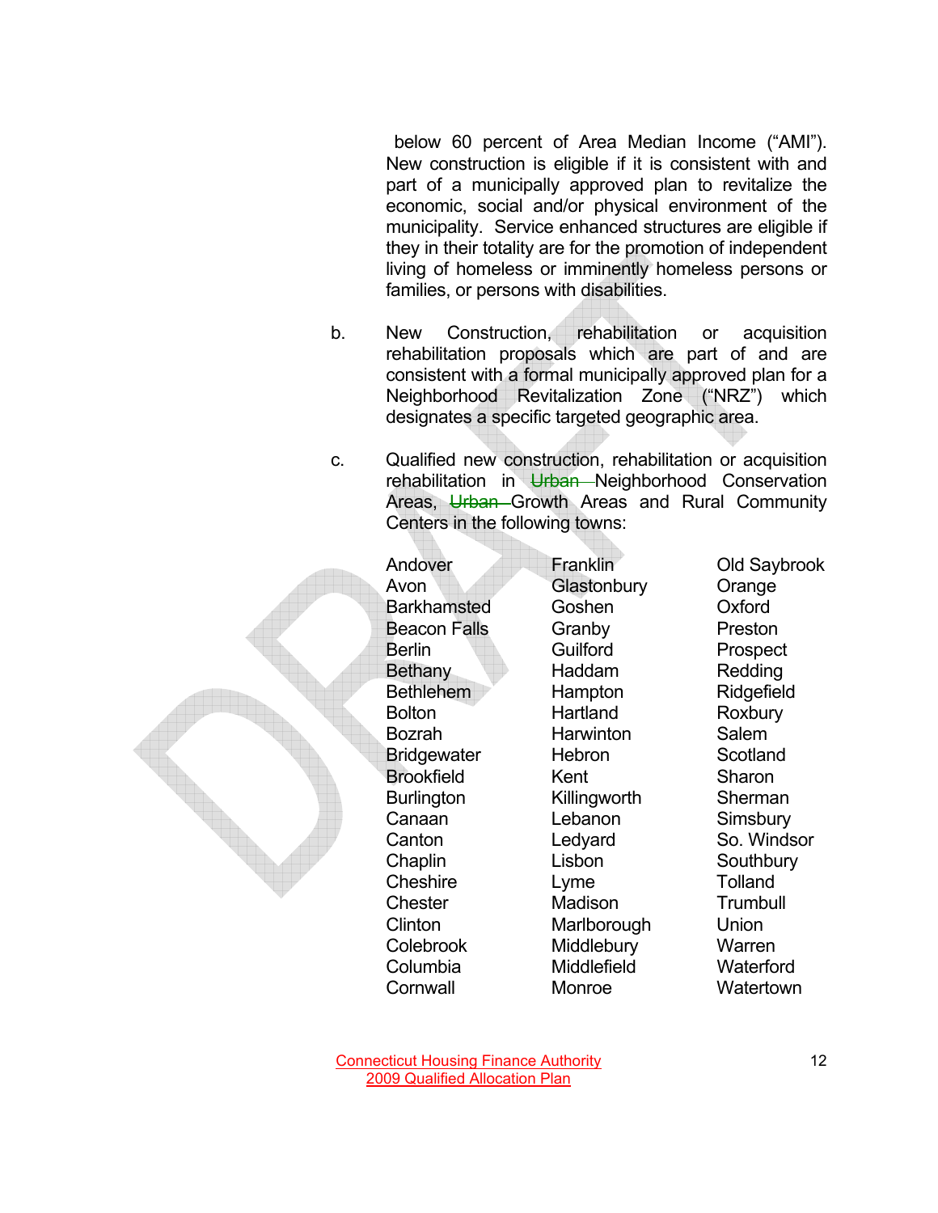below 60 percent of Area Median Income ("AMI"). New construction is eligible if it is consistent with and part of a municipally approved plan to revitalize the economic, social and/or physical environment of the municipality. Service enhanced structures are eligible if they in their totality are for the promotion of independent living of homeless or imminently homeless persons or families, or persons with disabilities.

b. New Construction, rehabilitation or acquisition rehabilitation proposals which are part of and are consistent with a formal municipally approved plan for a Neighborhood Revitalization Zone ("NRZ") which designates a specific targeted geographic area.

c. Qualified new construction, rehabilitation or acquisition rehabilitation in ~~Urban~~ Neighborhood Conservation Areas, ~~Urban~~ Growth Areas and Rural Community Centers in the following towns:

| | | |
|---|---|---|
| Andover | Franklin | Old Saybrook |
| Avon | Glastonbury | Orange |
| Barkhamsted | Goshen | Oxford |
| Beacon Falls | Granby | Preston |
| Berlin | Guilford | Prospect |
| Bethany | Haddam | Redding |
| Bethlehem | Hampton | Ridgefield |
| Bolton | Hartland | Roxbury |
| Bozrah | Harwinton | Salem |
| Bridgewater | Hebron | Scotland |
| Brookfield | Kent | Sharon |
| Burlington | Killingworth | Sherman |
| Canaan | Lebanon | Simsbury |
| Canton | Ledyard | So. Windsor |
| Chaplin | Lisbon | Southbury |
| Cheshire | Lyme | Tolland |
| Chester | Madison | Trumbull |
| Clinton | Marlborough | Union |
| Colebrook | Middlebury | Warren |
| Columbia | Middlefield | Waterford |
| Cornwall | Monroe | Watertown |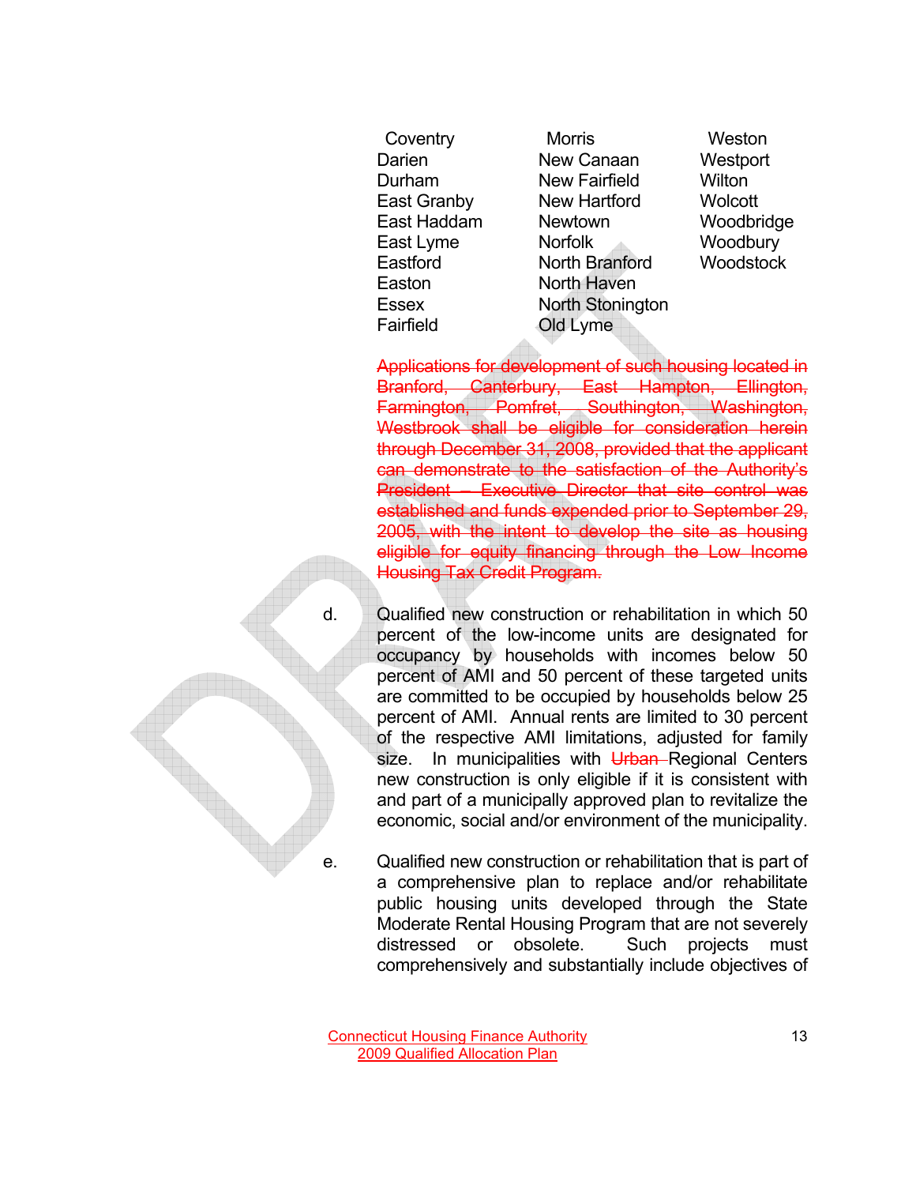| | | |
|---|---|---|
| Coventry | Morris | Weston |
| Darien | New Canaan | Westport |
| Durham | New Fairfield | Wilton |
| East Granby | New Hartford | Wolcott |
| East Haddam | Newtown | Woodbridge |
| East Lyme | Norfolk | Woodbury |
| Eastford | North Branford | Woodstock |
| Easton | North Haven | |
| Essex | North Stonington | |
| Fairfield | Old Lyme | |

~~Applications for development of such housing located in Branford, Canterbury, East Hampton, Ellington, Farmington, Pomfret, Southington, Washington, Westbrook shall be eligible for consideration herein through December 31, 2008, provided that the applicant can demonstrate to the satisfaction of the Authority's President – Executive Director that site control was established and funds expended prior to September 29, 2005, with the intent to develop the site as housing eligible for equity financing through the Low Income Housing Tax Credit Program.~~

d. Qualified new construction or rehabilitation in which 50 percent of the low-income units are designated for occupancy by households with incomes below 50 percent of AMI and 50 percent of these targeted units are committed to be occupied by households below 25 percent of AMI. Annual rents are limited to 30 percent of the respective AMI limitations, adjusted for family size. In municipalities with ~~Urban~~ Regional Centers new construction is only eligible if it is consistent with and part of a municipally approved plan to revitalize the economic, social and/or environment of the municipality.

e. Qualified new construction or rehabilitation that is part of a comprehensive plan to replace and/or rehabilitate public housing units developed through the State Moderate Rental Housing Program that are not severely distressed or obsolete. Such projects must comprehensively and substantially include objectives of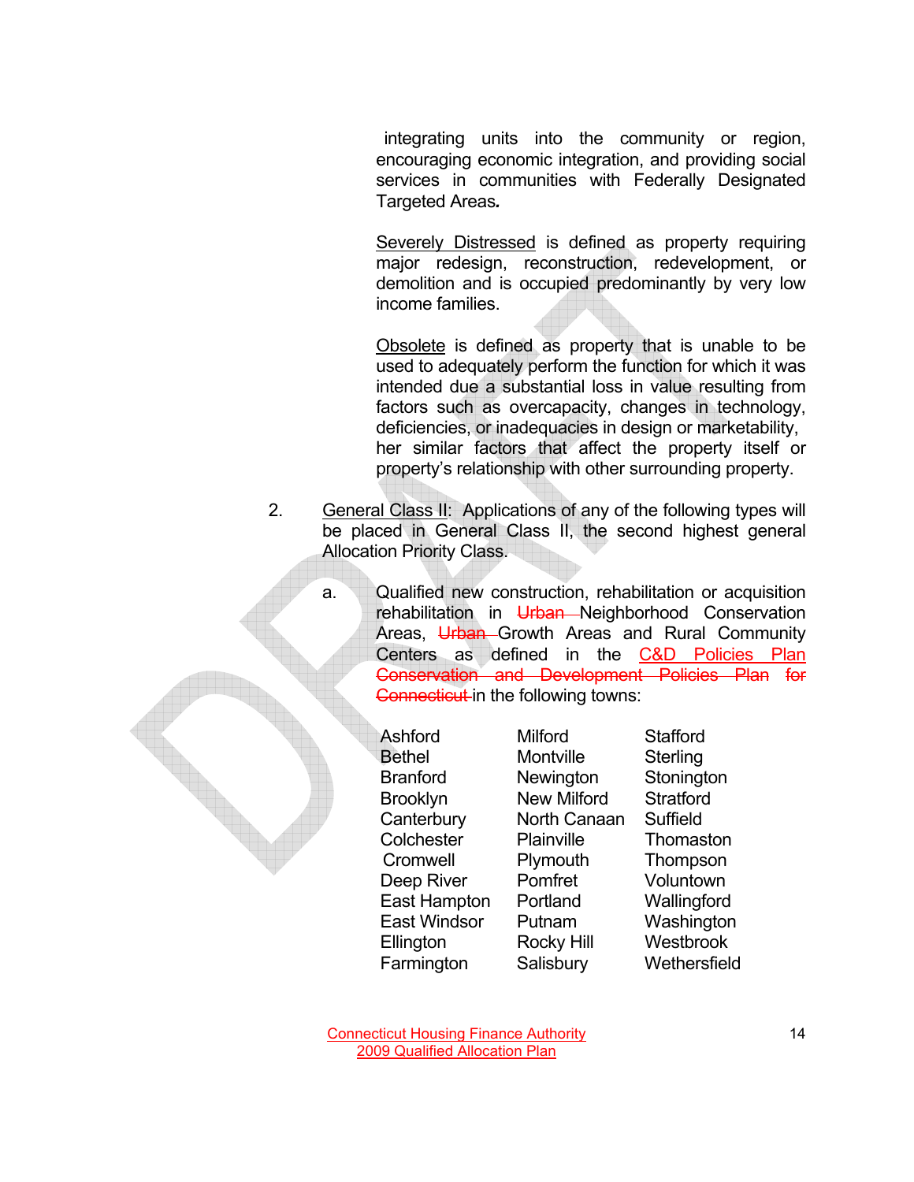integrating units into the community or region, encouraging economic integration, and providing social services in communities with Federally Designated Targeted Areas.

Severely Distressed is defined as property requiring major redesign, reconstruction, redevelopment, or demolition and is occupied predominantly by very low income families.

Obsolete is defined as property that is unable to be used to adequately perform the function for which it was intended due a substantial loss in value resulting from factors such as overcapacity, changes in technology, deficiencies, or inadequacies in design or marketability, her similar factors that affect the property itself or property's relationship with other surrounding property.

2. General Class II: Applications of any of the following types will be placed in General Class II, the second highest general Allocation Priority Class.

   a. Qualified new construction, rehabilitation or acquisition rehabilitation in ~~Urban~~ Neighborhood Conservation Areas, ~~Urban~~ Growth Areas and Rural Community Centers as defined in the C&D Policies Plan ~~Conservation and Development Policies Plan for Connecticut~~ in the following towns:

| | | |
|---|---|---|
| Ashford | Milford | Stafford |
| Bethel | Montville | Sterling |
| Branford | Newington | Stonington |
| Brooklyn | New Milford | Stratford |
| Canterbury | North Canaan | Suffield |
| Colchester | Plainville | Thomaston |
| Cromwell | Plymouth | Thompson |
| Deep River | Pomfret | Voluntown |
| East Hampton | Portland | Wallingford |
| East Windsor | Putnam | Washington |
| Ellington | Rocky Hill | Westbrook |
| Farmington | Salisbury | Wethersfield |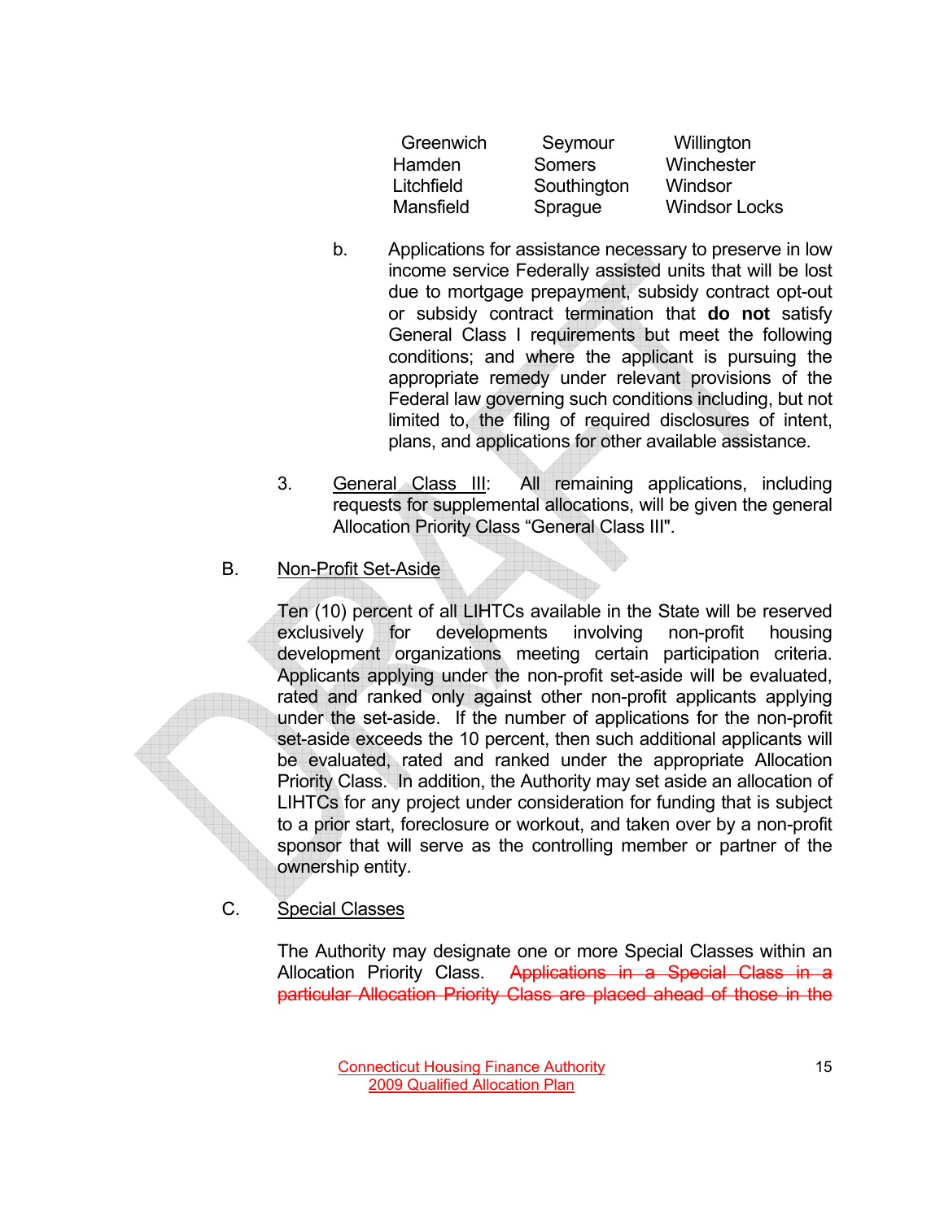| | | |
|---|---|---|
| Greenwich | Seymour | Willington |
| Hamden | Somers | Winchester |
| Litchfield | Southington | Windsor |
| Mansfield | Sprague | Windsor Locks |

b. Applications for assistance necessary to preserve in low income service Federally assisted units that will be lost due to mortgage prepayment, subsidy contract opt-out or subsidy contract termination that **do not** satisfy General Class I requirements but meet the following conditions; and where the applicant is pursuing the appropriate remedy under relevant provisions of the Federal law governing such conditions including, but not limited to, the filing of required disclosures of intent, plans, and applications for other available assistance.

3. General Class III: All remaining applications, including requests for supplemental allocations, will be given the general Allocation Priority Class "General Class III".

B. Non-Profit Set-Aside

Ten (10) percent of all LIHTCs available in the State will be reserved exclusively for developments involving non-profit housing development organizations meeting certain participation criteria. Applicants applying under the non-profit set-aside will be evaluated, rated and ranked only against other non-profit applicants applying under the set-aside. If the number of applications for the non-profit set-aside exceeds the 10 percent, then such additional applicants will be evaluated, rated and ranked under the appropriate Allocation Priority Class. In addition, the Authority may set aside an allocation of LIHTCs for any project under consideration for funding that is subject to a prior start, foreclosure or workout, and taken over by a non-profit sponsor that will serve as the controlling member or partner of the ownership entity.

C. Special Classes

The Authority may designate one or more Special Classes within an Allocation Priority Class. ~~Applications in a Special Class in a particular Allocation Priority Class are placed ahead of those in the~~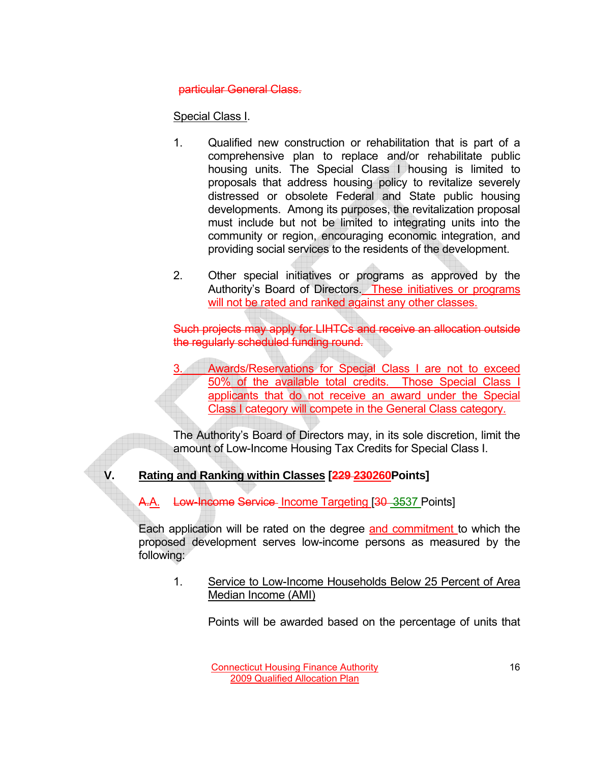particular General Class.

Special Class I.

1. Qualified new construction or rehabilitation that is part of a comprehensive plan to replace and/or rehabilitate public housing units. The Special Class I housing is limited to proposals that address housing policy to revitalize severely distressed or obsolete Federal and State public housing developments. Among its purposes, the revitalization proposal must include but not be limited to integrating units into the community or region, encouraging economic integration, and providing social services to the residents of the development.

2. Other special initiatives or programs as approved by the Authority's Board of Directors. These initiatives or programs will not be rated and ranked against any other classes.

Such projects may apply for LIHTCs and receive an allocation outside the regularly scheduled funding round.

3. Awards/Reservations for Special Class I are not to exceed 50% of the available total credits. Those Special Class I applicants that do not receive an award under the Special Class I category will compete in the General Class category.

The Authority's Board of Directors may, in its sole discretion, limit the amount of Low-Income Housing Tax Credits for Special Class I.

## V. Rating and Ranking within Classes [229 230260 Points]

### A.A. Low-Income Service Income Targeting [30 3537 Points]

Each application will be rated on the degree and commitment to which the proposed development serves low-income persons as measured by the following:

1. Service to Low-Income Households Below 25 Percent of Area Median Income (AMI)

Points will be awarded based on the percentage of units that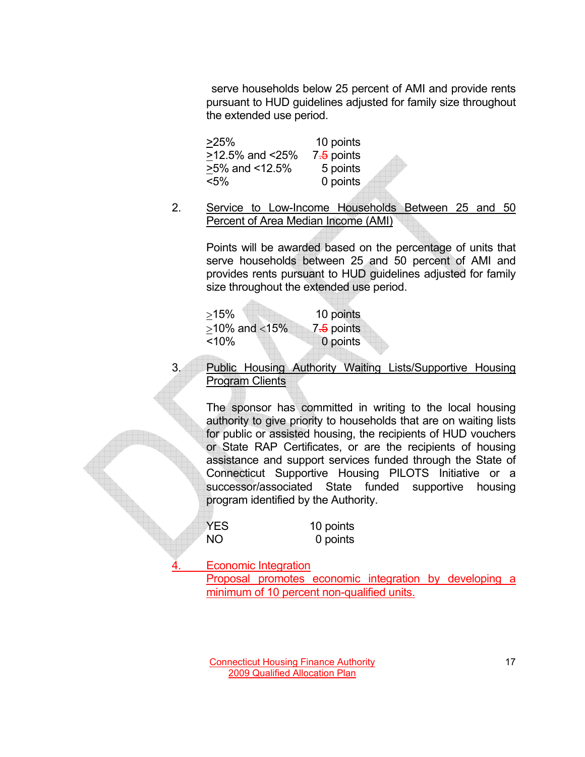serve households below 25 percent of AMI and provide rents pursuant to HUD guidelines adjusted for family size throughout the extended use period.

| | |
|---|---|
| ≥25% | 10 points |
| ≥12.5% and <25% | 7~~.5~~ points |
| ≥5% and <12.5% | 5 points |
| <5% | 0 points |

2. Service to Low-Income Households Between 25 and 50 Percent of Area Median Income (AMI)

   Points will be awarded based on the percentage of units that serve households between 25 and 50 percent of AMI and provides rents pursuant to HUD guidelines adjusted for family size throughout the extended use period.

| | |
|---|---|
| ≥15% | 10 points |
| ≥10% and ≤15% | 7~~.5~~ points |
| <10% | 0 points |

3. Public Housing Authority Waiting Lists/Supportive Housing Program Clients

   The sponsor has committed in writing to the local housing authority to give priority to households that are on waiting lists for public or assisted housing, the recipients of HUD vouchers or State RAP Certificates, or are the recipients of housing assistance and support services funded through the State of Connecticut Supportive Housing PILOTS Initiative or a successor/associated State funded supportive housing program identified by the Authority.

| | |
|---|---|
| YES | 10 points |
| NO | 0 points |

4. Economic Integration

   Proposal promotes economic integration by developing a minimum of 10 percent non-qualified units.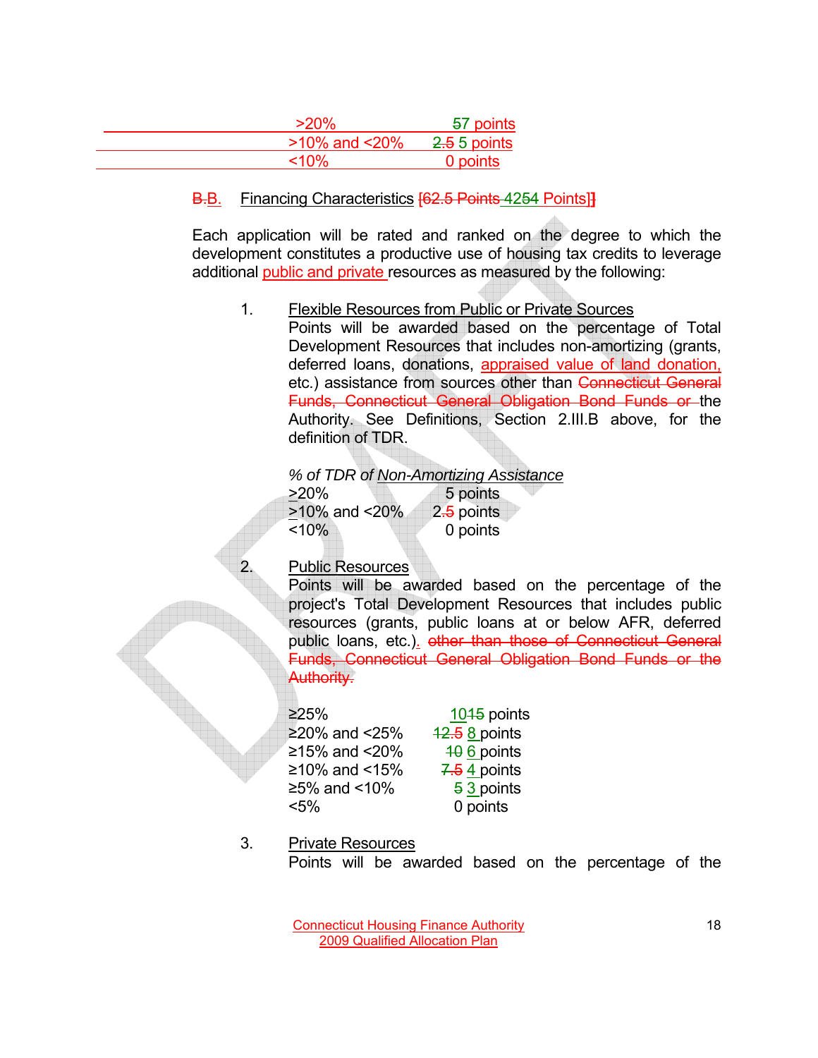| | |
|---|---|
| >20% | 57 points |
| >10% and <20% | 2.5 5 points |
| <10% | 0 points |

B.B. Financing Characteristics [62.5 Points 4254 Points]]

Each application will be rated and ranked on the degree to which the development constitutes a productive use of housing tax credits to leverage additional public and private resources as measured by the following:

1. Flexible Resources from Public or Private Sources
   Points will be awarded based on the percentage of Total Development Resources that includes non-amortizing (grants, deferred loans, donations, appraised value of land donation, etc.) assistance from sources other than Connecticut General Funds, Connecticut General Obligation Bond Funds or the Authority. See Definitions, Section 2.III.B above, for the definition of TDR.

   *% of TDR of Non-Amortizing Assistance*

   | | |
   |---|---|
   | ≥20% | 5 points |
   | ≥10% and <20% | 2.5 points |
   | <10% | 0 points |

2. Public Resources
   Points will be awarded based on the percentage of the project's Total Development Resources that includes public resources (grants, public loans at or below AFR, deferred public loans, etc.). other than those of Connecticut General Funds, Connecticut General Obligation Bond Funds or the Authority.

   | | |
   |---|---|
   | ≥25% | 1015 points |
   | ≥20% and <25% | 12.5 8 points |
   | ≥15% and <20% | 10 6 points |
   | ≥10% and <15% | 7.5 4 points |
   | ≥5% and <10% | 5 3 points |
   | <5% | 0 points |

3. Private Resources
   Points will be awarded based on the percentage of the

Connecticut Housing Finance Authority
2009 Qualified Allocation Plan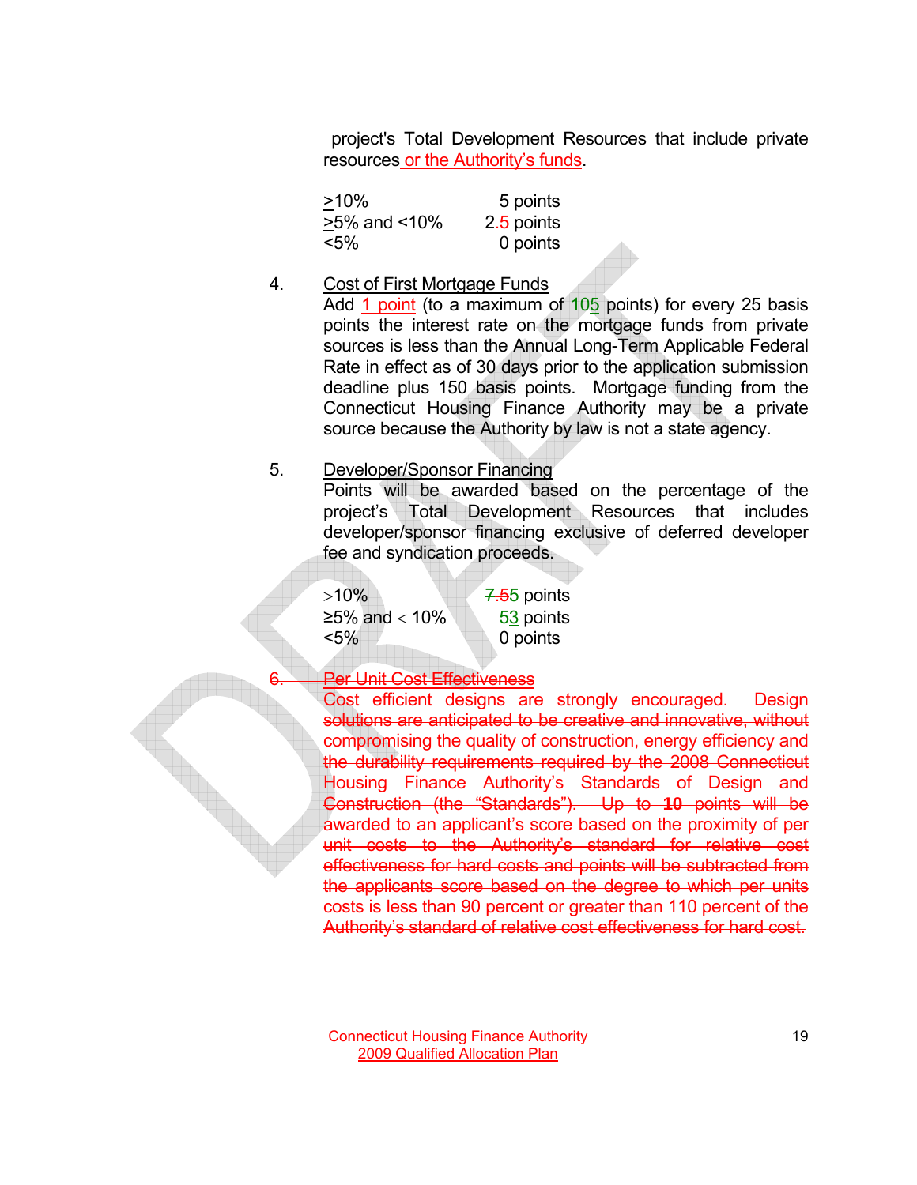project's Total Development Resources that include private resources or the Authority's funds.

| | |
|---|---|
| ≥10% | 5 points |
| ≥5% and <10% | 2.5 points |
| <5% | 0 points |

4. Cost of First Mortgage Funds
   Add 1 point (to a maximum of 105 points) for every 25 basis points the interest rate on the mortgage funds from private sources is less than the Annual Long-Term Applicable Federal Rate in effect as of 30 days prior to the application submission deadline plus 150 basis points. Mortgage funding from the Connecticut Housing Finance Authority may be a private source because the Authority by law is not a state agency.

5. Developer/Sponsor Financing
   Points will be awarded based on the percentage of the project's Total Development Resources that includes developer/sponsor financing exclusive of deferred developer fee and syndication proceeds.

| | |
|---|---|
| ≥10% | 7.55 points |
| ≥5% and < 10% | 53 points |
| <5% | 0 points |

~~6. Per Unit Cost Effectiveness~~
~~Cost efficient designs are strongly encouraged. Design solutions are anticipated to be creative and innovative, without compromising the quality of construction, energy efficiency and the durability requirements required by the 2008 Connecticut Housing Finance Authority's Standards of Design and Construction (the "Standards"). Up to **10** points will be awarded to an applicant's score based on the proximity of per unit costs to the Authority's standard for relative cost effectiveness for hard costs and points will be subtracted from the applicants score based on the degree to which per units costs is less than 90 percent or greater than 110 percent of the Authority's standard of relative cost effectiveness for hard cost.~~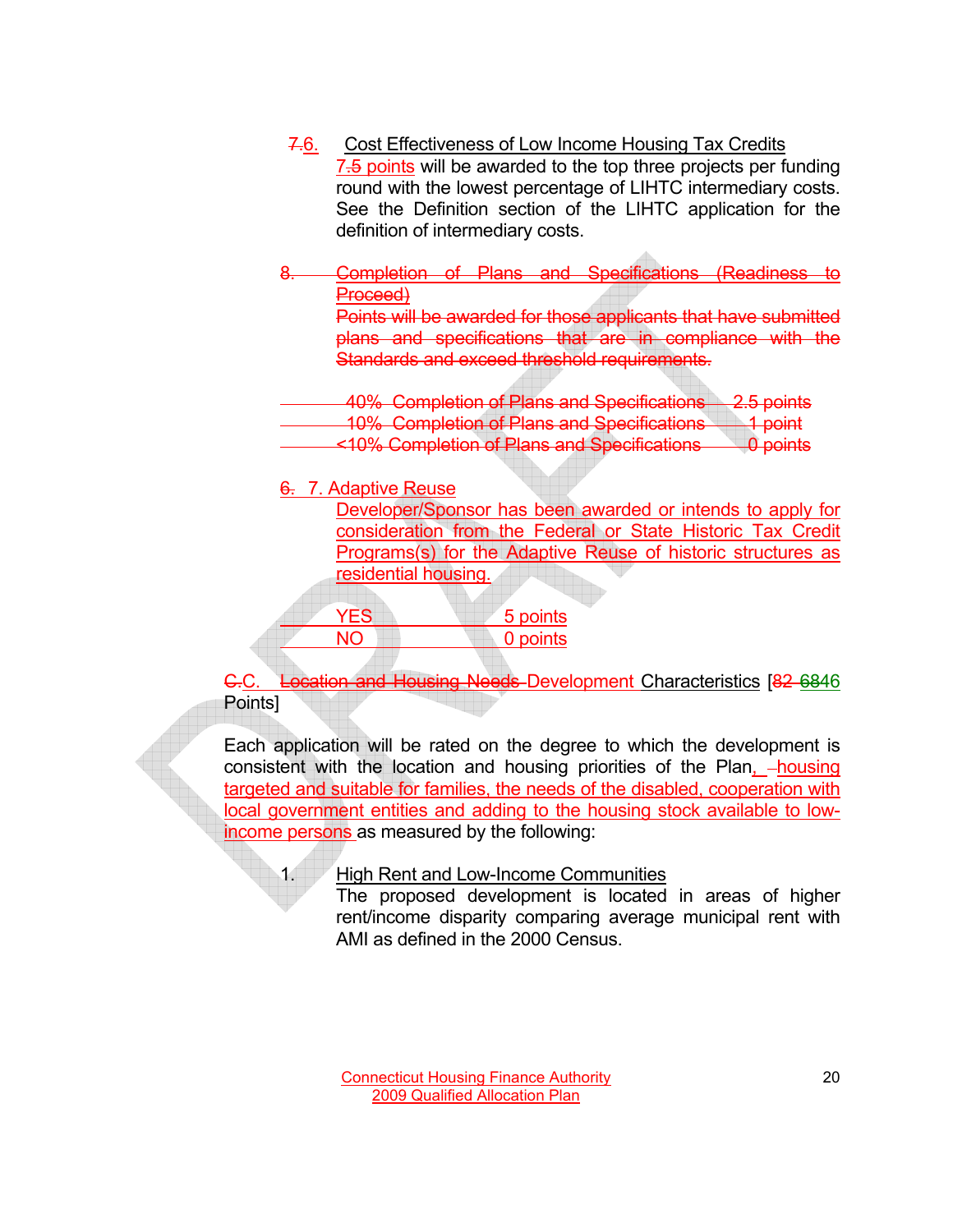~~7.~~6. Cost Effectiveness of Low Income Housing Tax Credits

~~7.~~5 points will be awarded to the top three projects per funding round with the lowest percentage of LIHTC intermediary costs. See the Definition section of the LIHTC application for the definition of intermediary costs.

~~8. Completion of Plans and Specifications (Readiness to Proceed)~~

~~Points will be awarded for those applicants that have submitted plans and specifications that are in compliance with the Standards and exceed threshold requirements.~~

| | |
|---|---|
| ~~40% Completion of Plans and Specifications~~ | ~~2.5 points~~ |
| ~~10% Completion of Plans and Specifications~~ | ~~1 point~~ |
| ~~<10% Completion of Plans and Specifications~~ | ~~0 points~~ |

~~6.~~ 7. Adaptive Reuse

Developer/Sponsor has been awarded or intends to apply for consideration from the Federal or State Historic Tax Credit Programs(s) for the Adaptive Reuse of historic structures as residential housing.

| | |
|---|---|
| YES | 5 points |
| NO | 0 points |

~~C.~~C. ~~Location and Housing Needs~~ Development Characteristics [~~82~~ ~~68~~46 Points]

Each application will be rated on the degree to which the development is consistent with the location and housing priorities of the Plan, housing targeted and suitable for families, the needs of the disabled, cooperation with local government entities and adding to the housing stock available to low-income persons as measured by the following:

1. High Rent and Low-Income Communities

   The proposed development is located in areas of higher rent/income disparity comparing average municipal rent with AMI as defined in the 2000 Census.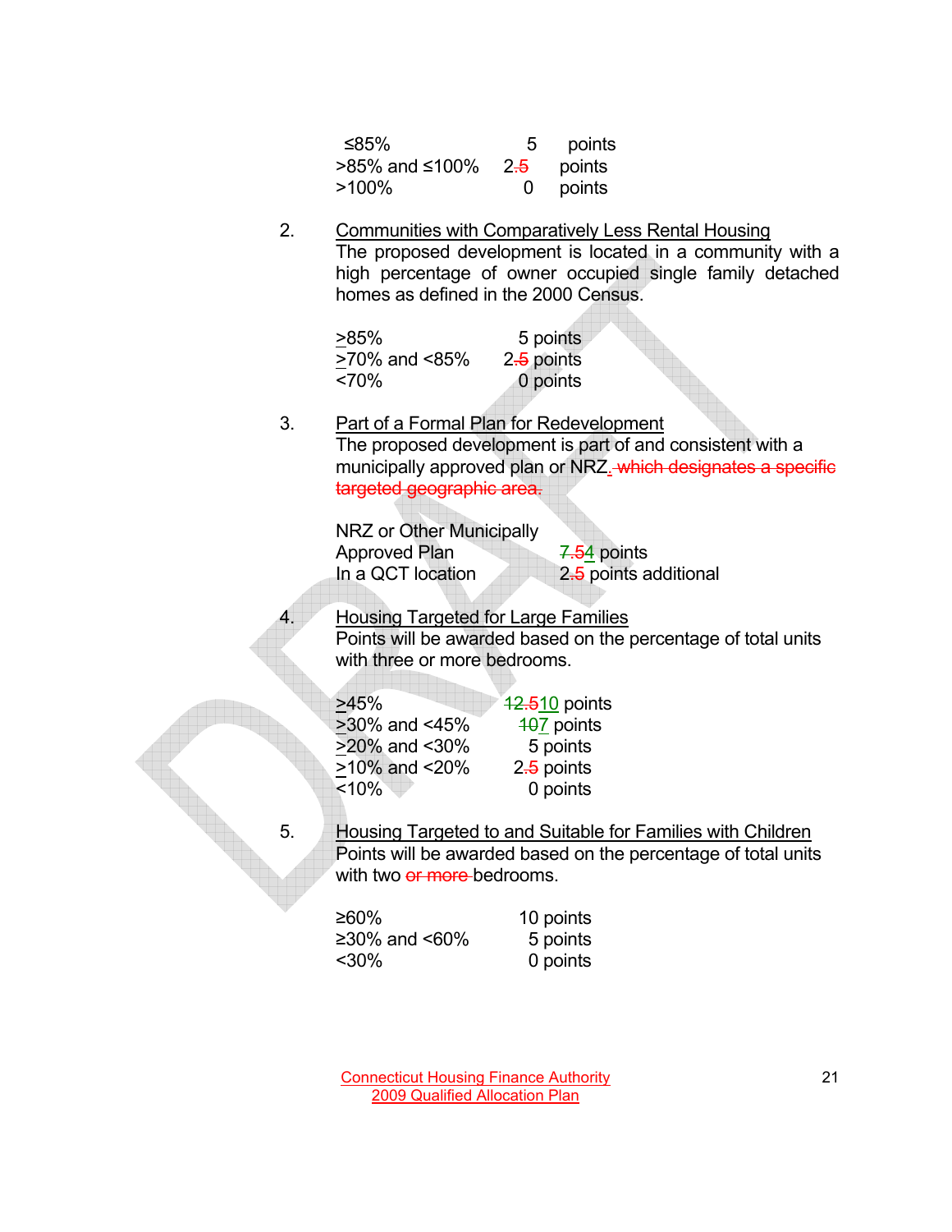| | | |
|---|---|---|
| ≤85% | 5 | points |
| >85% and ≤100% | 2.5 | points |
| >100% | 0 | points |

2. Communities with Comparatively Less Rental Housing
   The proposed development is located in a community with a high percentage of owner occupied single family detached homes as defined in the 2000 Census.

| | |
|---|---|
| >85% | 5 points |
| >70% and <85% | 2.5 points |
| <70% | 0 points |

3. Part of a Formal Plan for Redevelopment
   The proposed development is part of and consistent with a municipally approved plan or NRZ. which designates a specific targeted geographic area.

| | |
|---|---|
| NRZ or Other Municipally Approved Plan | 7.54 points |
| In a QCT location | 2.5 points additional |

4. Housing Targeted for Large Families
   Points will be awarded based on the percentage of total units with three or more bedrooms.

| | |
|---|---|
| >45% | 12.510 points |
| >30% and <45% | 107 points |
| >20% and <30% | 5 points |
| >10% and <20% | 2.5 points |
| <10% | 0 points |

5. Housing Targeted to and Suitable for Families with Children
   Points will be awarded based on the percentage of total units with two or more bedrooms.

| | |
|---|---|
| ≥60% | 10 points |
| ≥30% and <60% | 5 points |
| <30% | 0 points |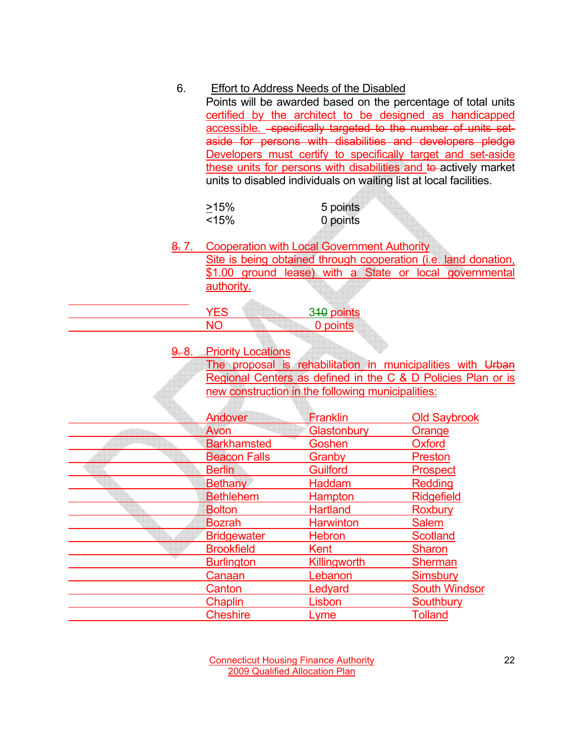6. Effort to Address Needs of the Disabled

Points will be awarded based on the percentage of total units certified by the architect to be designed as handicapped accessible. ~~specifically targeted to the number of units set-aside for persons with disabilities and developers pledge~~ Developers must certify to specifically target and set-aside these units for persons with disabilities and ~~to~~ actively market units to disabled individuals on waiting list at local facilities.

| | |
|---|---|
| ≥15% | 5 points |
| <15% | 0 points |

~~8.~~ 7. Cooperation with Local Government Authority

Site is being obtained through cooperation (i.e. land donation, $1.00 ground lease) with a State or local governmental authority.

| | |
|---|---|
| YES | 3~~10~~ points |
| NO | 0 points |

~~9.~~ 8. Priority Locations

The proposal is rehabilitation in municipalities with ~~Urban~~ Regional Centers as defined in the C & D Policies Plan or is new construction in the following municipalities:

| | | |
|---|---|---|
| Andover | Franklin | Old Saybrook |
| Avon | Glastonbury | Orange |
| Barkhamsted | Goshen | Oxford |
| Beacon Falls | Granby | Preston |
| Berlin | Guilford | Prospect |
| Bethany | Haddam | Redding |
| Bethlehem | Hampton | Ridgefield |
| Bolton | Hartland | Roxbury |
| Bozrah | Harwinton | Salem |
| Bridgewater | Hebron | Scotland |
| Brookfield | Kent | Sharon |
| Burlington | Killingworth | Sherman |
| Canaan | Lebanon | Simsbury |
| Canton | Ledyard | South Windsor |
| Chaplin | Lisbon | Southbury |
| Cheshire | Lyme | Tolland |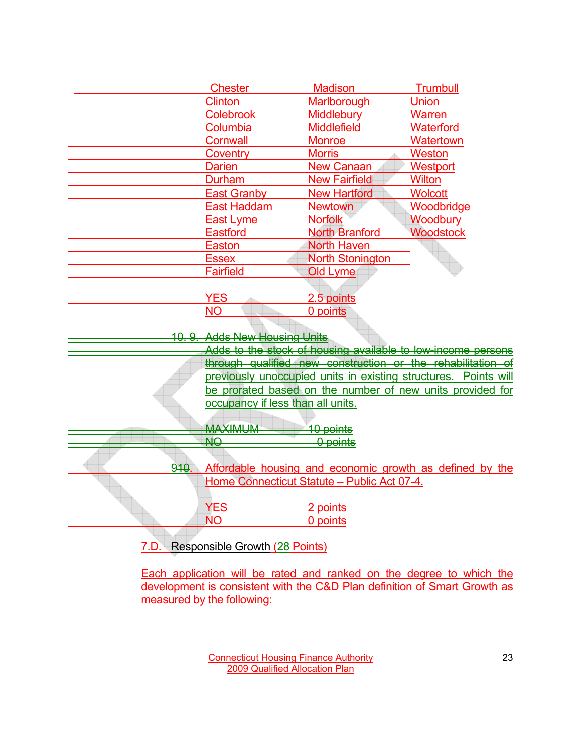| | | |
|---|---|---|
| Chester | Madison | Trumbull |
| Clinton | Marlborough | Union |
| Colebrook | Middlebury | Warren |
| Columbia | Middlefield | Waterford |
| Cornwall | Monroe | Watertown |
| Coventry | Morris | Weston |
| Darien | New Canaan | Westport |
| Durham | New Fairfield | Wilton |
| East Granby | New Hartford | Wolcott |
| East Haddam | Newtown | Woodbridge |
| East Lyme | Norfolk | Woodbury |
| Eastford | North Branford | Woodstock |
| Easton | North Haven | |
| Essex | North Stonington | |
| Fairfield | Old Lyme | |

| | |
|---|---|
| YES | 2.5 points |
| NO | 0 points |

10. 9. Adds New Housing Units

Adds to the stock of housing available to low-income persons through qualified new construction or the rehabilitation of previously unoccupied units in existing structures. Points will be prorated based on the number of new units provided for occupancy if less than all units.

| | |
|---|---|
| MAXIMUM | 10 points |
| NO | 0 points |

910. Affordable housing and economic growth as defined by the Home Connecticut Statute – Public Act 07-4.

| | |
|---|---|
| YES | 2 points |
| NO | 0 points |

7.D. Responsible Growth (28 Points)

Each application will be rated and ranked on the degree to which the development is consistent with the C&D Plan definition of Smart Growth as measured by the following: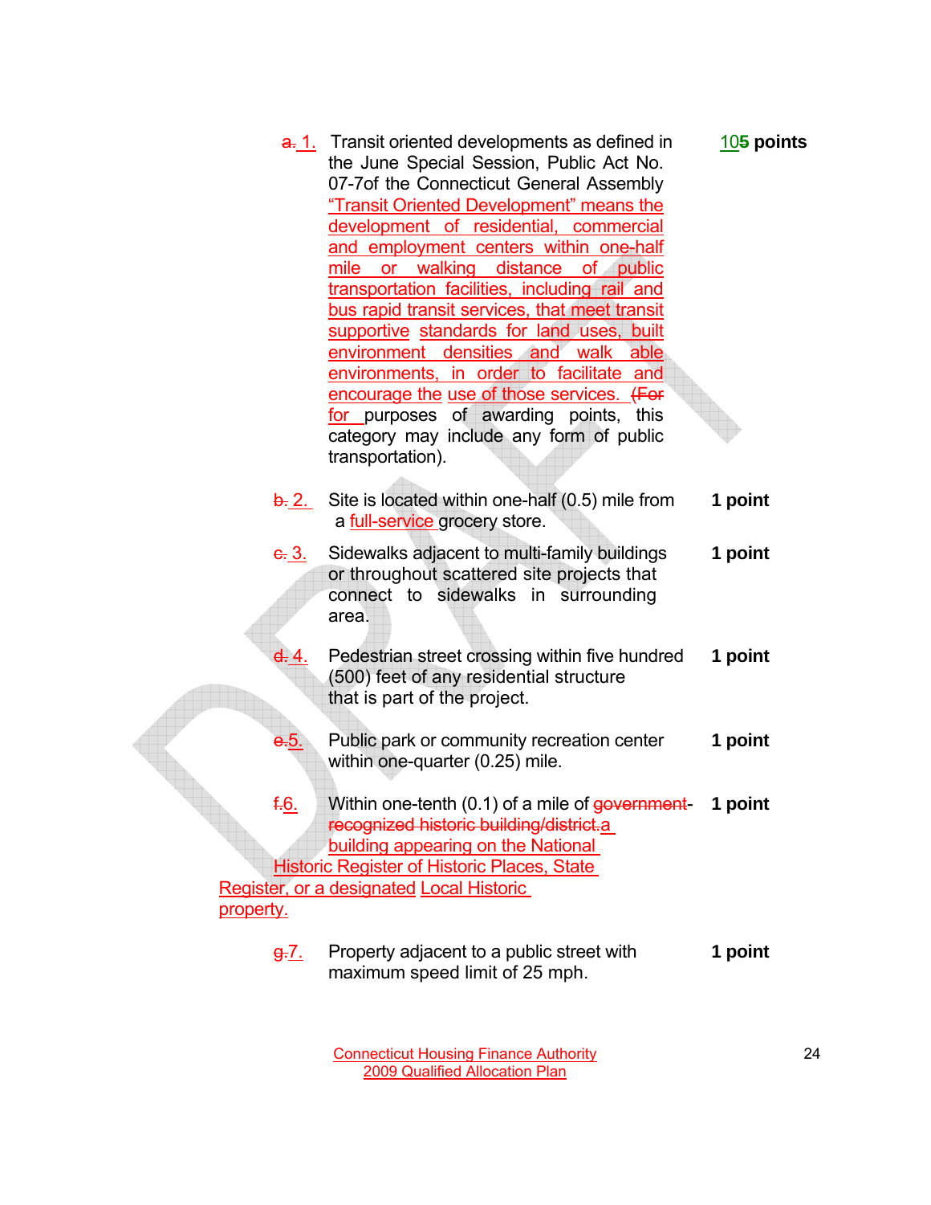a. 1. Transit oriented developments as defined in the June Special Session, Public Act No. 07-7of the Connecticut General Assembly "Transit Oriented Development" means the development of residential, commercial and employment centers within one-half mile or walking distance of public transportation facilities, including rail and bus rapid transit services, that meet transit supportive standards for land uses, built environment densities and walk able environments, in order to facilitate and encourage the use of those services. (For for purposes of awarding points, this category may include any form of public transportation). — **105 points**

b. 2. Site is located within one-half (0.5) mile from a full-service grocery store. — **1 point**

c. 3. Sidewalks adjacent to multi-family buildings or throughout scattered site projects that connect to sidewalks in surrounding area. — **1 point**

d. 4. Pedestrian street crossing within five hundred (500) feet of any residential structure that is part of the project. — **1 point**

e.5. Public park or community recreation center within one-quarter (0.25) mile. — **1 point**

f.6. Within one-tenth (0.1) of a mile of government-recognized historic building/district.a building appearing on the National Historic Register of Historic Places, State Register, or a designated Local Historic property. — **1 point**

g.7. Property adjacent to a public street with maximum speed limit of 25 mph. — **1 point**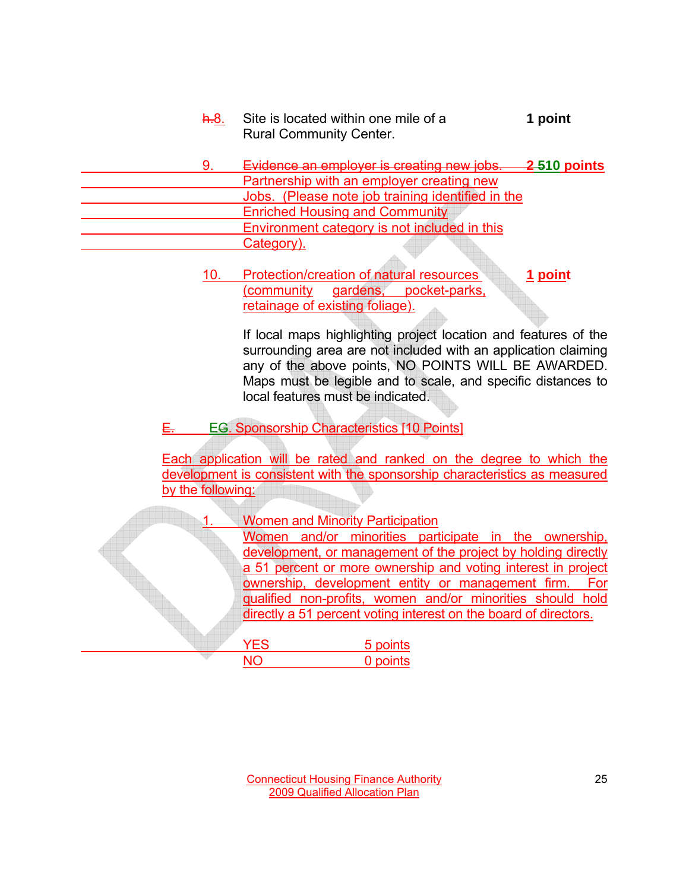h.8. Site is located within one mile of a Rural Community Center. **1 point**

9. ~~Evidence an employer is creating new jobs.~~ Partnership with an employer creating new Jobs. (Please note job training identified in the Enriched Housing and Community Environment category is not included in this Category). **~~2~~ ~~5~~10 points**

10. Protection/creation of natural resources (community gardens, pocket-parks, retainage of existing foliage). **1 point**

If local maps highlighting project location and features of the surrounding area are not included with an application claiming any of the above points, NO POINTS WILL BE AWARDED. Maps must be legible and to scale, and specific distances to local features must be indicated.

~~E.~~ E~~G~~. Sponsorship Characteristics [10 Points]

Each application will be rated and ranked on the degree to which the development is consistent with the sponsorship characteristics as measured by the following:

1. Women and Minority Participation
Women and/or minorities participate in the ownership, development, or management of the project by holding directly a 51 percent or more ownership and voting interest in project ownership, development entity or management firm. For qualified non-profits, women and/or minorities should hold directly a 51 percent voting interest on the board of directors.

| | |
|---|---|
| YES | 5 points |
| NO | 0 points |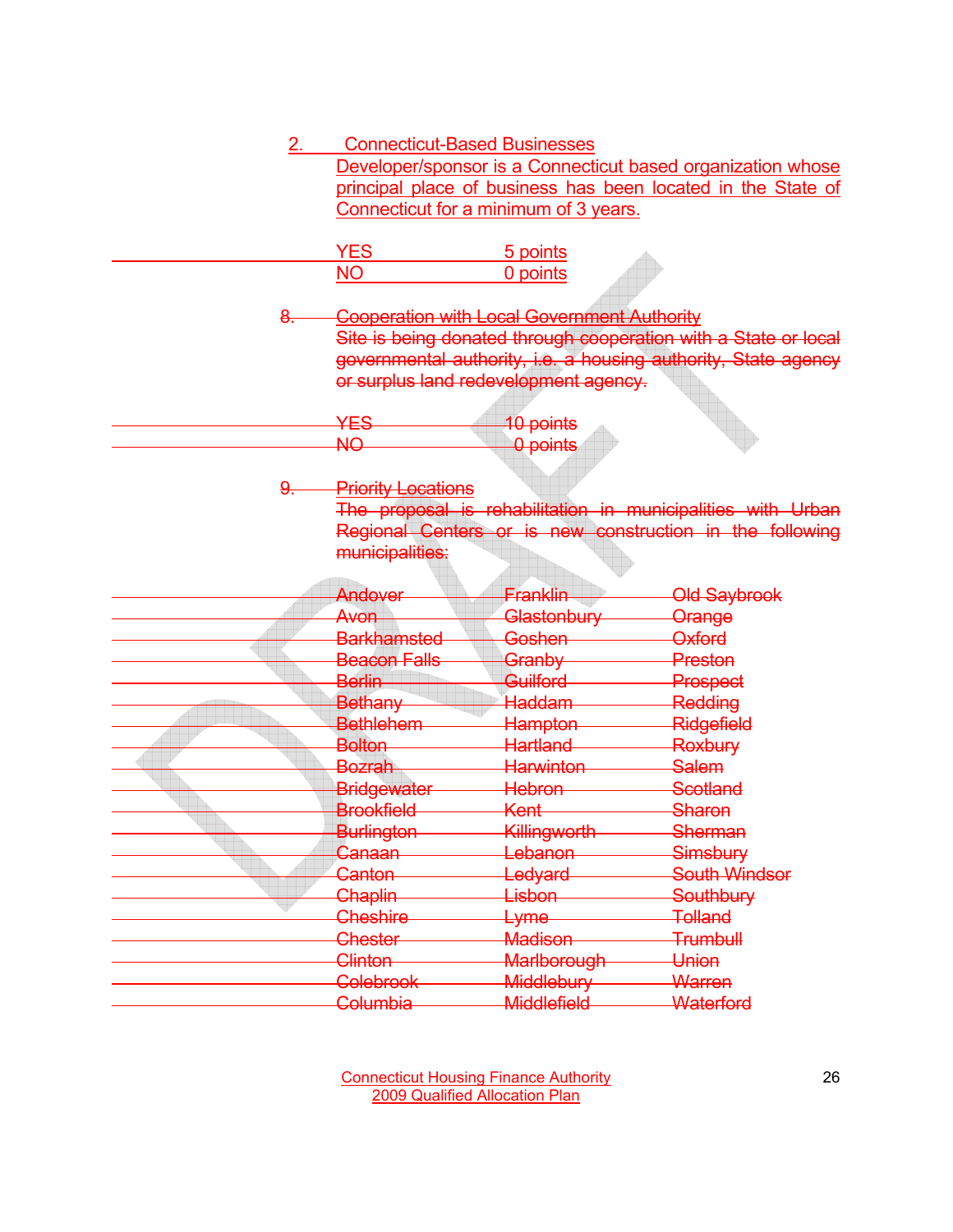2. Connecticut-Based Businesses

Developer/sponsor is a Connecticut based organization whose principal place of business has been located in the State of Connecticut for a minimum of 3 years.

| | |
|---|---|
| YES | 5 points |
| NO | 0 points |

~~8. Cooperation with Local Government Authority~~

~~Site is being donated through cooperation with a State or local governmental authority, i.e. a housing authority, State agency or surplus land redevelopment agency.~~

| | |
|---|---|
| ~~YES~~ | ~~10 points~~ |
| ~~NO~~ | ~~0 points~~ |

~~9. Priority Locations~~

~~The proposal is rehabilitation in municipalities with Urban Regional Centers or is new construction in the following municipalities:~~

| | | |
|---|---|---|
| ~~Andover~~ | ~~Franklin~~ | ~~Old Saybrook~~ |
| ~~Avon~~ | ~~Glastonbury~~ | ~~Orange~~ |
| ~~Barkhamsted~~ | ~~Goshen~~ | ~~Oxford~~ |
| ~~Beacon Falls~~ | ~~Granby~~ | ~~Preston~~ |
| ~~Berlin~~ | ~~Guilford~~ | ~~Prospect~~ |
| ~~Bethany~~ | ~~Haddam~~ | ~~Redding~~ |
| ~~Bethlehem~~ | ~~Hampton~~ | ~~Ridgefield~~ |
| ~~Bolton~~ | ~~Hartland~~ | ~~Roxbury~~ |
| ~~Bozrah~~ | ~~Harwinton~~ | ~~Salem~~ |
| ~~Bridgewater~~ | ~~Hebron~~ | ~~Scotland~~ |
| ~~Brookfield~~ | ~~Kent~~ | ~~Sharon~~ |
| ~~Burlington~~ | ~~Killingworth~~ | ~~Sherman~~ |
| ~~Canaan~~ | ~~Lebanon~~ | ~~Simsbury~~ |
| ~~Canton~~ | ~~Ledyard~~ | ~~South Windsor~~ |
| ~~Chaplin~~ | ~~Lisbon~~ | ~~Southbury~~ |
| ~~Cheshire~~ | ~~Lyme~~ | ~~Tolland~~ |
| ~~Chester~~ | ~~Madison~~ | ~~Trumbull~~ |
| ~~Clinton~~ | ~~Marlborough~~ | ~~Union~~ |
| ~~Colebrook~~ | ~~Middlebury~~ | ~~Warren~~ |
| ~~Columbia~~ | ~~Middlefield~~ | ~~Waterford~~ |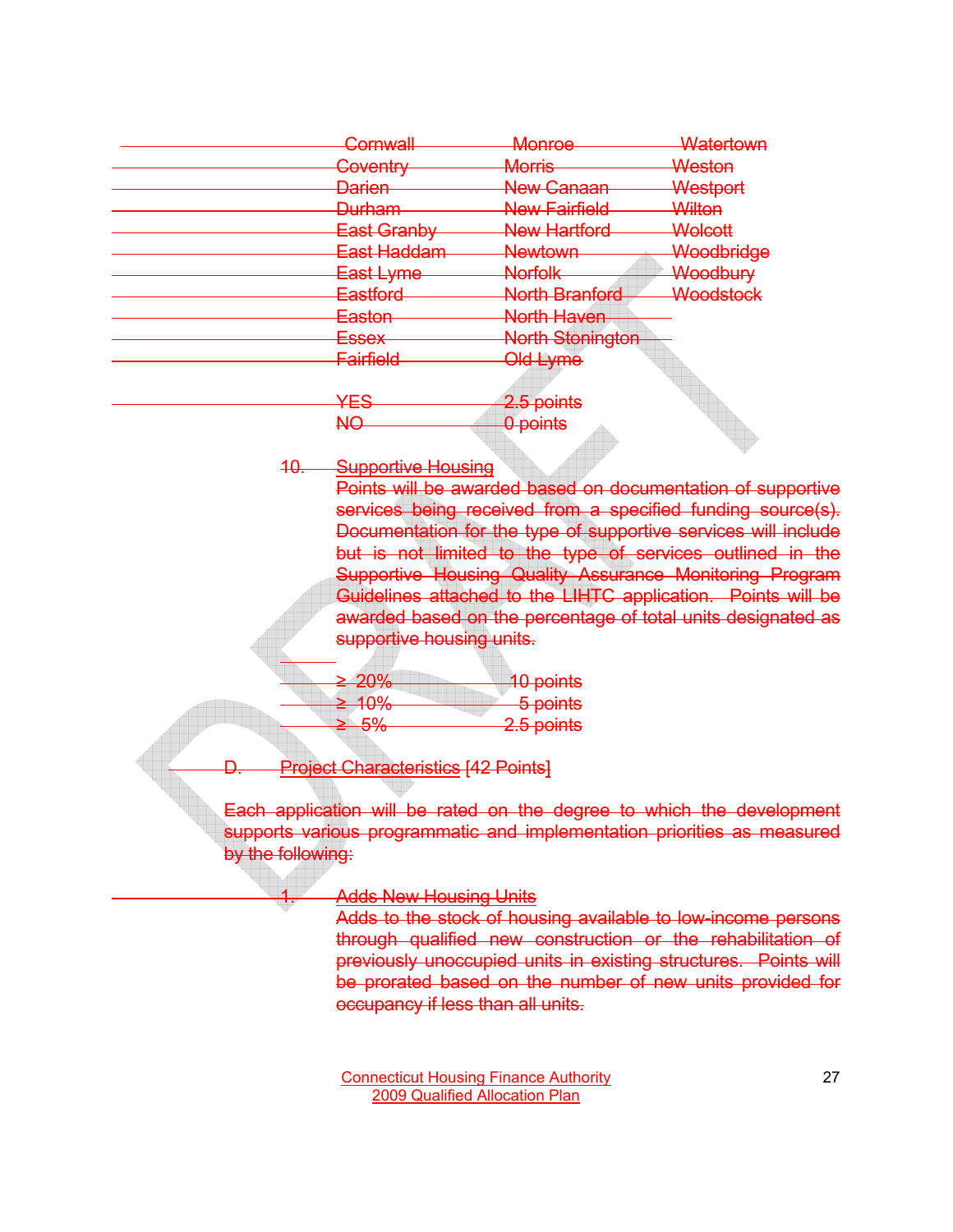| Cornwall | Monroe | Watertown |
|---|---|---|
| Coventry | Morris | Weston |
| Darien | New Canaan | Westport |
| Durham | New Fairfield | Wilton |
| East Granby | New Hartford | Wolcott |
| East Haddam | Newtown | Woodbridge |
| East Lyme | Norfolk | Woodbury |
| Eastford | North Branford | Woodstock |
| Easton | North Haven | |
| Essex | North Stonington | |
| Fairfield | Old Lyme | |

| | |
|---|---|
| YES | 2.5 points |
| NO | 0 points |

10. Supportive Housing
Points will be awarded based on documentation of supportive services being received from a specified funding source(s). Documentation for the type of supportive services will include but is not limited to the type of services outlined in the Supportive Housing Quality Assurance Monitoring Program Guidelines attached to the LIHTC application. Points will be awarded based on the percentage of total units designated as supportive housing units.

| | |
|---|---|
| ≥ 20% | 10 points |
| ≥ 10% | 5 points |
| ≥ 5% | 2.5 points |

D. Project Characteristics [42 Points]

Each application will be rated on the degree to which the development supports various programmatic and implementation priorities as measured by the following:

1. Adds New Housing Units
Adds to the stock of housing available to low-income persons through qualified new construction or the rehabilitation of previously unoccupied units in existing structures. Points will be prorated based on the number of new units provided for occupancy if less than all units.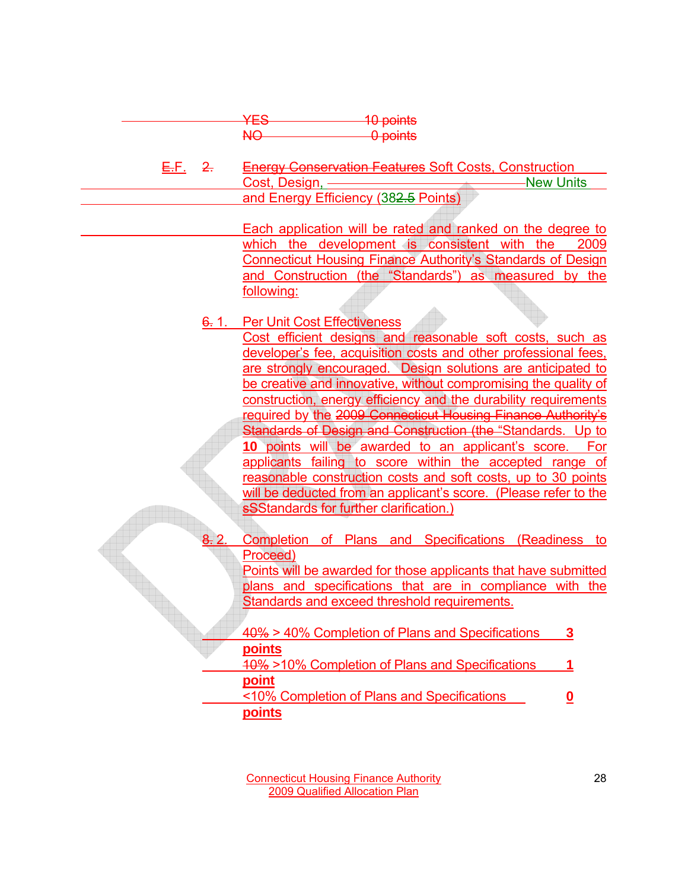YES 10 points
NO 0 points

E.F. 2. Energy Conservation Features Soft Costs, Construction Cost, Design, New Units and Energy Efficiency (382.5 Points)

Each application will be rated and ranked on the degree to which the development is consistent with the 2009 Connecticut Housing Finance Authority's Standards of Design and Construction (the "Standards") as measured by the following:

6. 1. Per Unit Cost Effectiveness

Cost efficient designs and reasonable soft costs, such as developer's fee, acquisition costs and other professional fees, are strongly encouraged. Design solutions are anticipated to be creative and innovative, without compromising the quality of construction, energy efficiency and the durability requirements required by the 2009 Connecticut Housing Finance Authority's Standards of Design and Construction (the "Standards. Up to **10** points will be awarded to an applicant's score. For applicants failing to score within the accepted range of reasonable construction costs and soft costs, up to 30 points will be deducted from an applicant's score. (Please refer to the sSStandards for further clarification.)

8. 2. Completion of Plans and Specifications (Readiness to Proceed)

Points will be awarded for those applicants that have submitted plans and specifications that are in compliance with the Standards and exceed threshold requirements.

40% > 40% Completion of Plans and Specifications **3 points**

10% >10% Completion of Plans and Specifications **1 point**

<10% Completion of Plans and Specifications **0 points**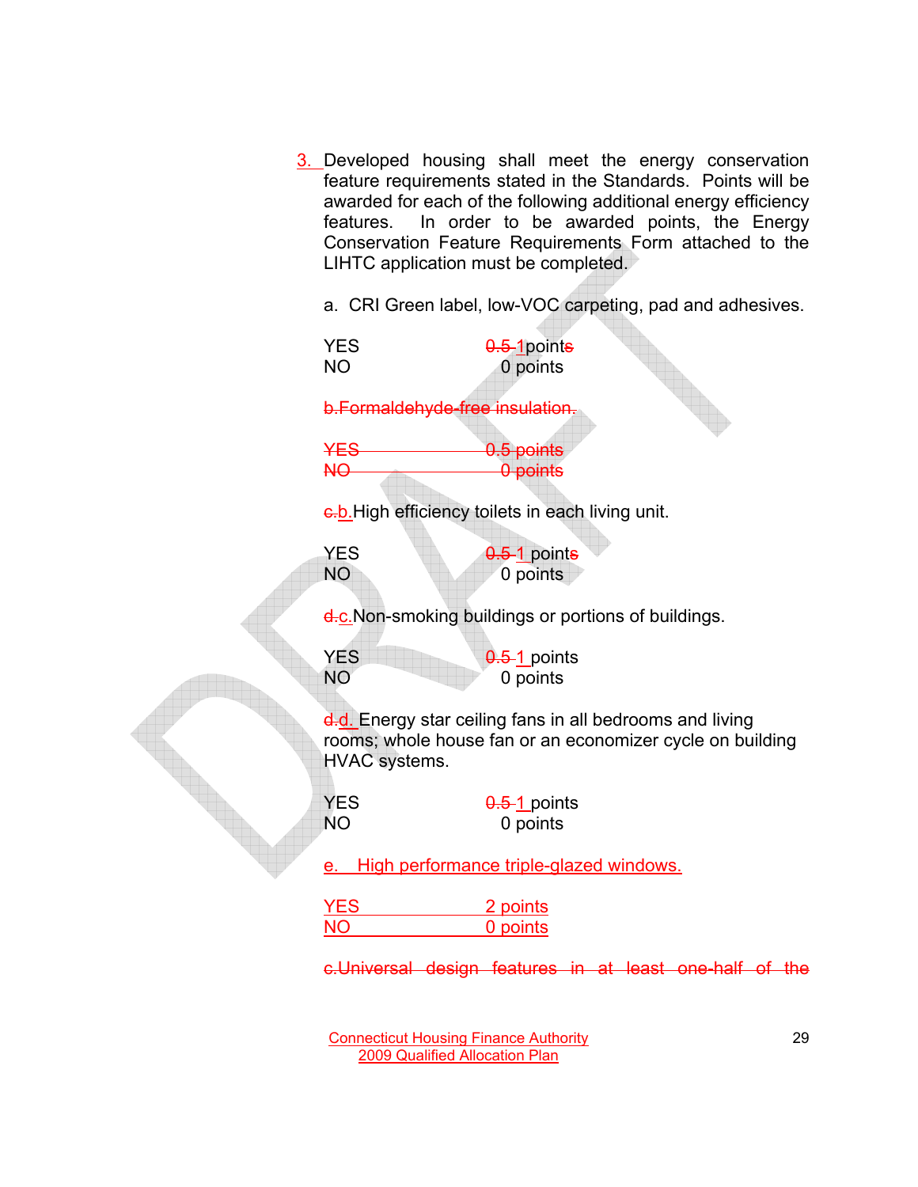3. Developed housing shall meet the energy conservation feature requirements stated in the Standards. Points will be awarded for each of the following additional energy efficiency features. In order to be awarded points, the Energy Conservation Feature Requirements Form attached to the LIHTC application must be completed.

a. CRI Green label, low-VOC carpeting, pad and adhesives.

| | |
|---|---|
| YES | ~~0.5~~ 1 point~~s~~ |
| NO | 0 points |

~~b. Formaldehyde-free insulation.~~

| | |
|---|---|
| ~~YES~~ | ~~0.5 points~~ |
| ~~NO~~ | ~~0 points~~ |

~~c.~~ b. High efficiency toilets in each living unit.

| | |
|---|---|
| YES | ~~0.5~~ 1 point~~s~~ |
| NO | 0 points |

~~d.~~ c. Non-smoking buildings or portions of buildings.

| | |
|---|---|
| YES | ~~0.5~~ 1 points |
| NO | 0 points |

~~d.~~ d. Energy star ceiling fans in all bedrooms and living rooms; whole house fan or an economizer cycle on building HVAC systems.

| | |
|---|---|
| YES | ~~0.5~~ 1 points |
| NO | 0 points |

e. High performance triple-glazed windows.

| | |
|---|---|
| YES | 2 points |
| NO | 0 points |

~~c. Universal design features in at least one-half of the~~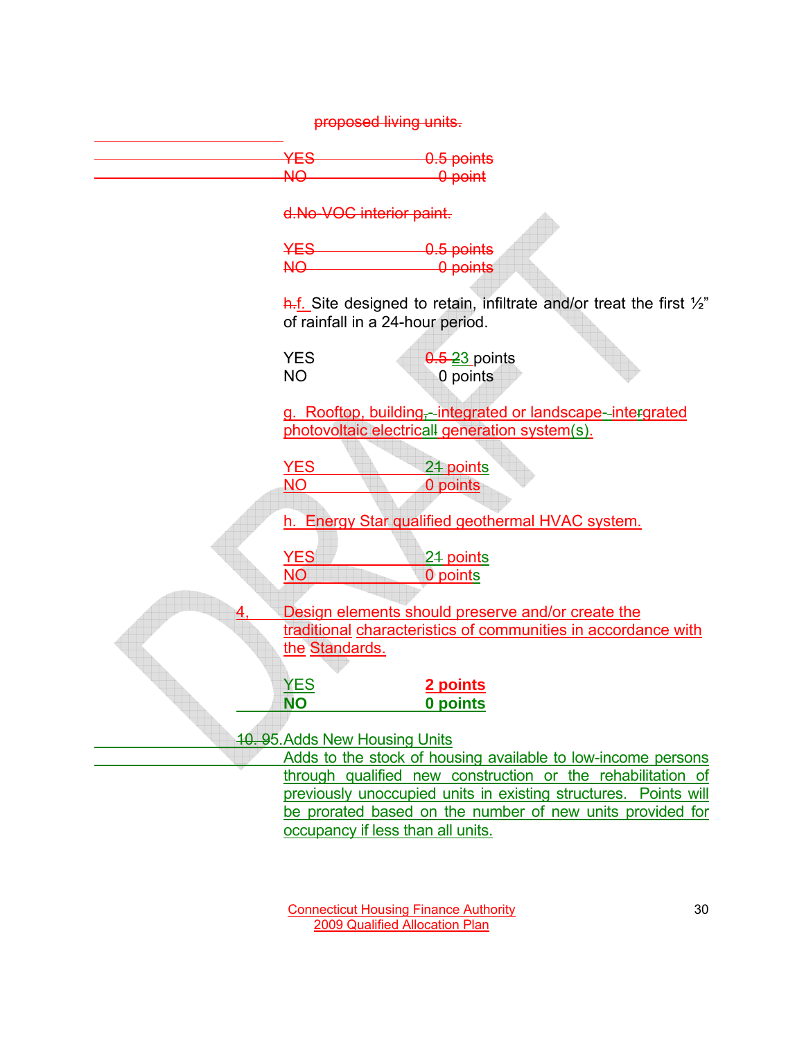proposed living units.

YES 0.5 points
NO 0 point

d.No-VOC interior paint.

YES 0.5 points
NO 0 points

h.f. Site designed to retain, infiltrate and/or treat the first ½" of rainfall in a 24-hour period.

YES 0.5 23 points
NO 0 points

g. Rooftop, building, - integrated or landscape- intergrated photovoltaic electricall generation system(s).

YES 21 points
NO 0 points

h. Energy Star qualified geothermal HVAC system.

YES 21 points
NO 0 points

4, Design elements should preserve and/or create the traditional characteristics of communities in accordance with the Standards.

YES **2 points**
**NO** **0 points**

10. 95.Adds New Housing Units
Adds to the stock of housing available to low-income persons through qualified new construction or the rehabilitation of previously unoccupied units in existing structures. Points will be prorated based on the number of new units provided for occupancy if less than all units.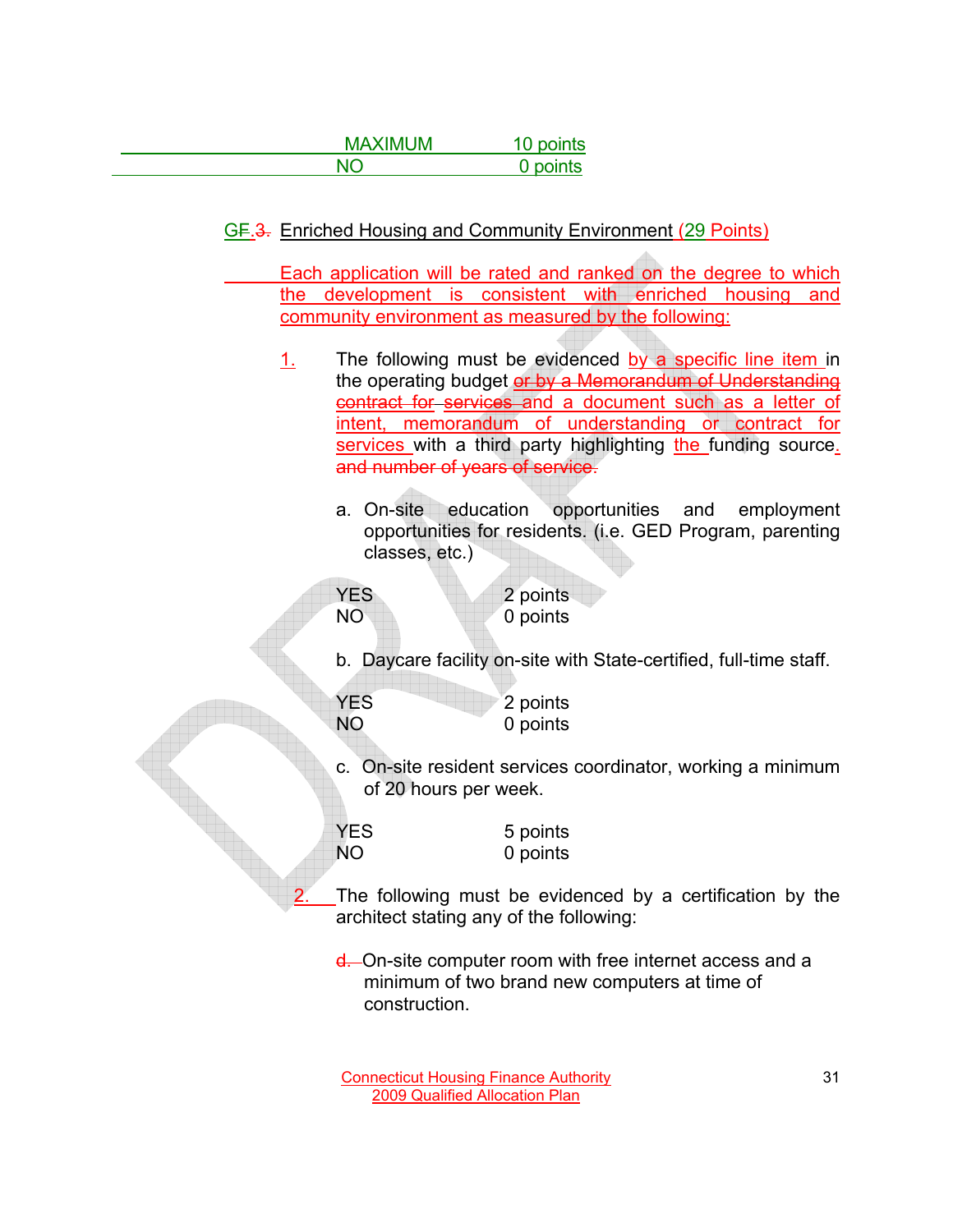| MAXIMUM | 10 points |
| --- | --- |
| NO | 0 points |

GF.3. Enriched Housing and Community Environment (29 Points)

Each application will be rated and ranked on the degree to which the development is consistent with enriched housing and community environment as measured by the following:

1. The following must be evidenced by a specific line item in the operating budget ~~or by a Memorandum of Understanding contract for~~ ~~services~~ and a document such as a letter of intent, memorandum of understanding or contract for services with a third party highlighting the funding source. ~~and number of years of service.~~

   a. On-site education opportunities and employment opportunities for residents. (i.e. GED Program, parenting classes, etc.)

   | YES | 2 points |
   | --- | --- |
   | NO | 0 points |

   b. Daycare facility on-site with State-certified, full-time staff.

   | YES | 2 points |
   | --- | --- |
   | NO | 0 points |

   c. On-site resident services coordinator, working a minimum of 20 hours per week.

   | YES | 5 points |
   | --- | --- |
   | NO | 0 points |

2. The following must be evidenced by a certification by the architect stating any of the following:

   ~~d.~~ On-site computer room with free internet access and a minimum of two brand new computers at time of construction.

Connecticut Housing Finance Authority
2009 Qualified Allocation Plan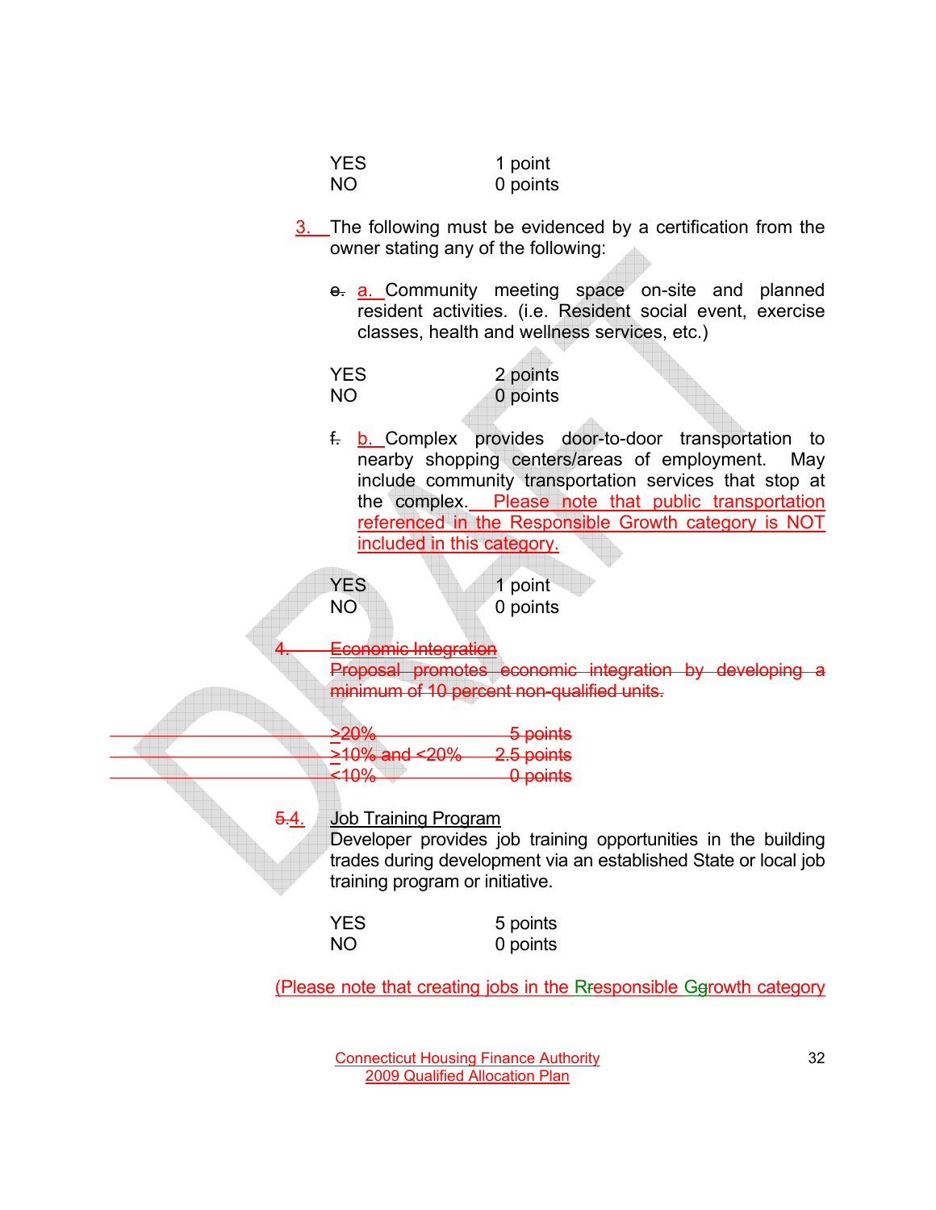YES 1 point
NO 0 points

3. The following must be evidenced by a certification from the owner stating any of the following:

~~e.~~ a. Community meeting space on-site and planned resident activities. (i.e. Resident social event, exercise classes, health and wellness services, etc.)

YES 2 points
NO 0 points

~~f.~~ b. Complex provides door-to-door transportation to nearby shopping centers/areas of employment. May include community transportation services that stop at the complex. Please note that public transportation referenced in the Responsible Growth category is NOT included in this category.

YES 1 point
NO 0 points

~~4. Economic Integration~~
~~Proposal promotes economic integration by developing a minimum of 10 percent non-qualified units.~~

~~>20% 5 points~~
~~>10% and <20% 2.5 points~~
~~<10% 0 points~~

~~5.~~4. Job Training Program
Developer provides job training opportunities in the building trades during development via an established State or local job training program or initiative.

YES 5 points
NO 0 points

(Please note that creating jobs in the R~~r~~esponsible G~~g~~rowth category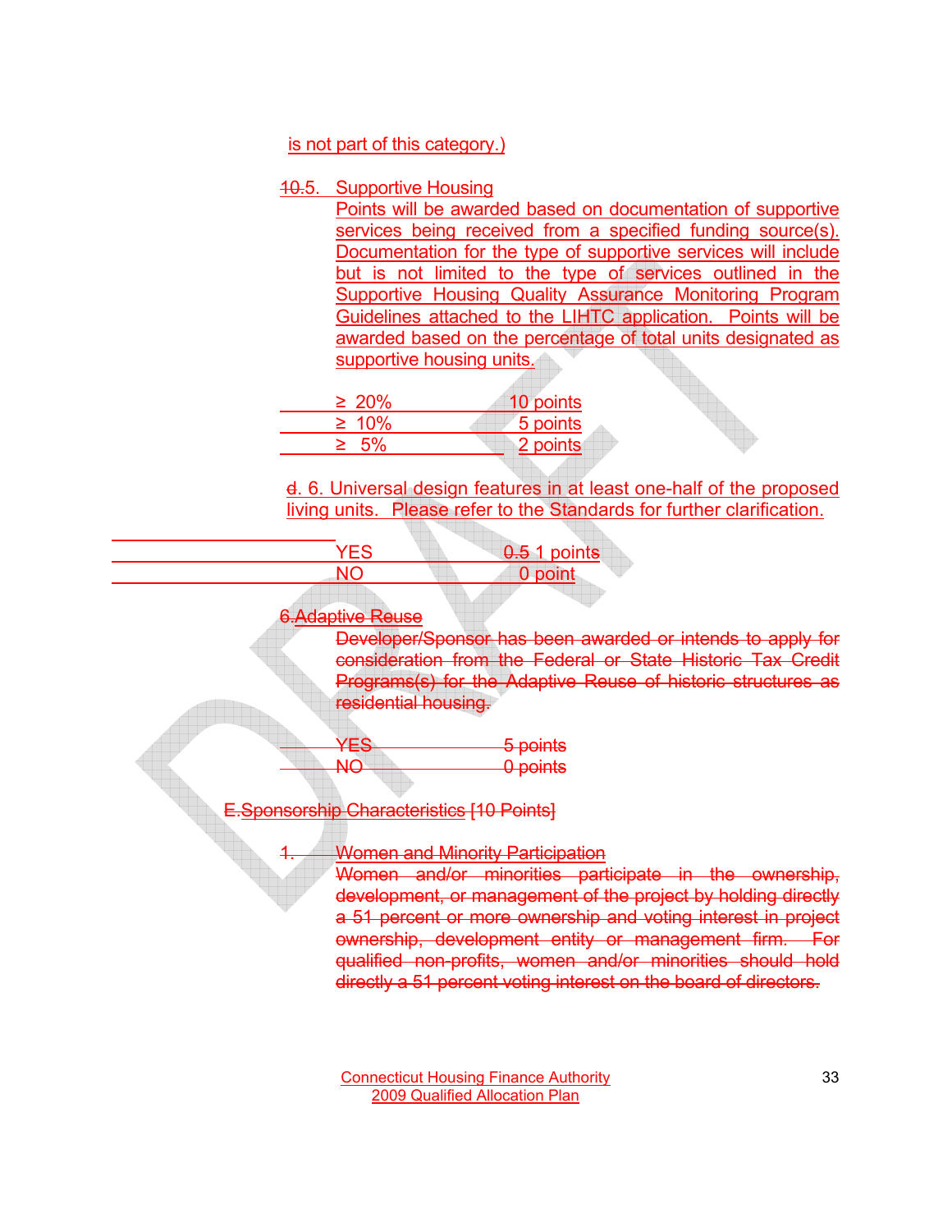is not part of this category.)

~~10.~~5. Supportive Housing

Points will be awarded based on documentation of supportive services being received from a specified funding source(s). Documentation for the type of supportive services will include but is not limited to the type of services outlined in the Supportive Housing Quality Assurance Monitoring Program Guidelines attached to the LIHTC application. Points will be awarded based on the percentage of total units designated as supportive housing units.

| | |
|---|---|
| ≥ 20% | 10 points |
| ≥ 10% | 5 points |
| ≥ 5% | 2 points |

~~d~~. 6. Universal design features in at least one-half of the proposed living units. Please refer to the Standards for further clarification.

| | |
|---|---|
| YES | ~~0.5~~ 1 points |
| NO | 0 point |

~~6.Adaptive Reuse~~

~~Developer/Sponsor has been awarded or intends to apply for consideration from the Federal or State Historic Tax Credit Programs(s) for the Adaptive Reuse of historic structures as residential housing.~~

| | |
|---|---|
| ~~YES~~ | ~~5 points~~ |
| ~~NO~~ | ~~0 points~~ |

~~E.Sponsorship Characteristics [10 Points]~~

~~1. Women and Minority Participation~~

~~Women and/or minorities participate in the ownership, development, or management of the project by holding directly a 51 percent or more ownership and voting interest in project ownership, development entity or management firm. For qualified non-profits, women and/or minorities should hold directly a 51 percent voting interest on the board of directors.~~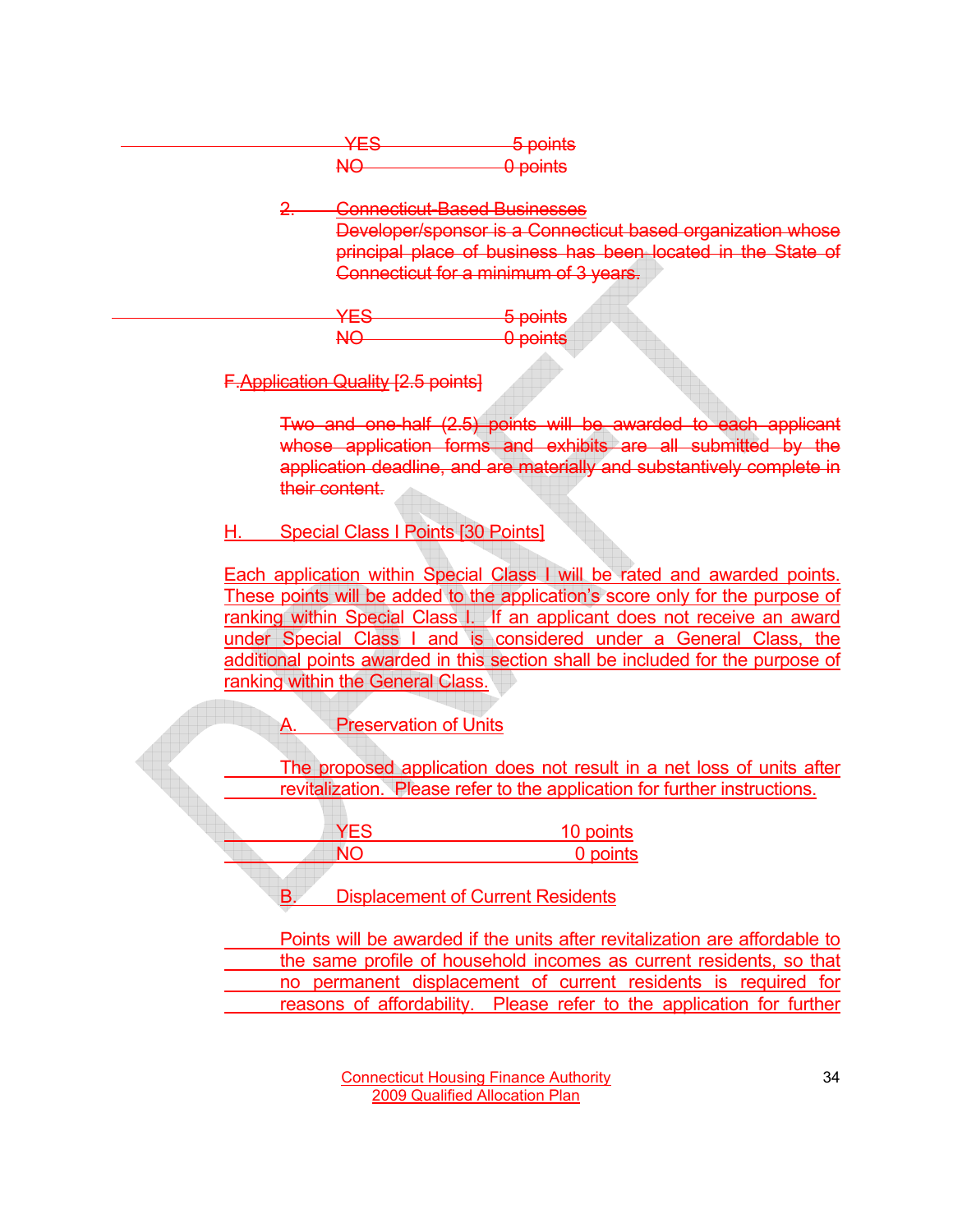~~YES 5 points~~
~~NO 0 points~~

~~2. Connecticut-Based Businesses~~
~~Developer/sponsor is a Connecticut based organization whose principal place of business has been located in the State of Connecticut for a minimum of 3 years.~~

~~YES 5 points~~
~~NO 0 points~~

~~F.Application Quality [2.5 points]~~

~~Two and one-half (2.5) points will be awarded to each applicant whose application forms and exhibits are all submitted by the application deadline, and are materially and substantively complete in their content.~~

H. Special Class I Points [30 Points]

Each application within Special Class I will be rated and awarded points. These points will be added to the application's score only for the purpose of ranking within Special Class I. If an applicant does not receive an award under Special Class I and is considered under a General Class, the additional points awarded in this section shall be included for the purpose of ranking within the General Class.

A. Preservation of Units

The proposed application does not result in a net loss of units after revitalization. Please refer to the application for further instructions.

| | |
|---|---|
| YES | 10 points |
| NO | 0 points |

B. Displacement of Current Residents

Points will be awarded if the units after revitalization are affordable to the same profile of household incomes as current residents, so that no permanent displacement of current residents is required for reasons of affordability. Please refer to the application for further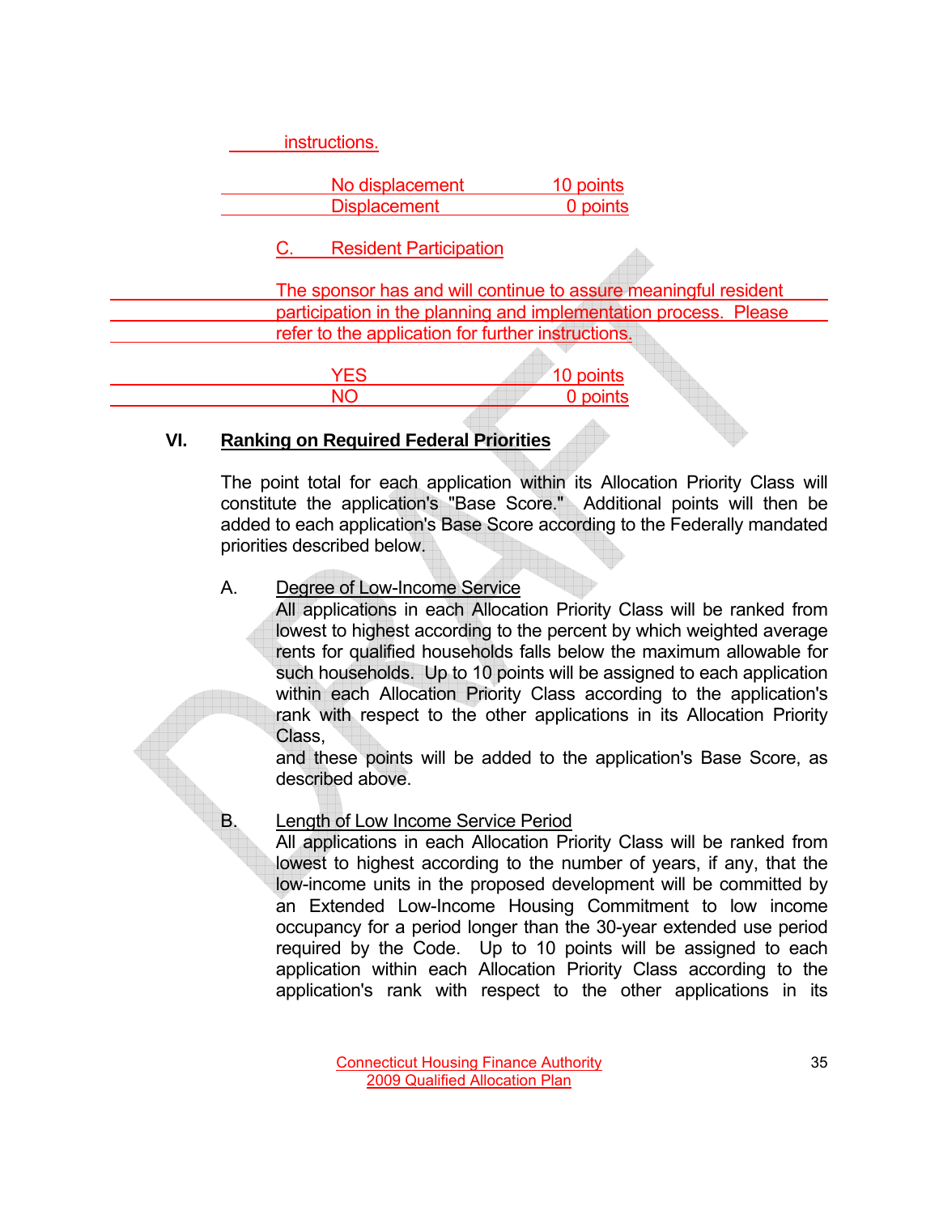instructions.

| | |
|---|---|
| No displacement | 10 points |
| Displacement | 0 points |

C. Resident Participation

The sponsor has and will continue to assure meaningful resident participation in the planning and implementation process. Please refer to the application for further instructions.

| | |
|---|---|
| YES | 10 points |
| NO | 0 points |

## VI. Ranking on Required Federal Priorities

The point total for each application within its Allocation Priority Class will constitute the application's "Base Score." Additional points will then be added to each application's Base Score according to the Federally mandated priorities described below.

A. Degree of Low-Income Service

All applications in each Allocation Priority Class will be ranked from lowest to highest according to the percent by which weighted average rents for qualified households falls below the maximum allowable for such households. Up to 10 points will be assigned to each application within each Allocation Priority Class according to the application's rank with respect to the other applications in its Allocation Priority Class,

and these points will be added to the application's Base Score, as described above.

B. Length of Low Income Service Period

All applications in each Allocation Priority Class will be ranked from lowest to highest according to the number of years, if any, that the low-income units in the proposed development will be committed by an Extended Low-Income Housing Commitment to low income occupancy for a period longer than the 30-year extended use period required by the Code. Up to 10 points will be assigned to each application within each Allocation Priority Class according to the application's rank with respect to the other applications in its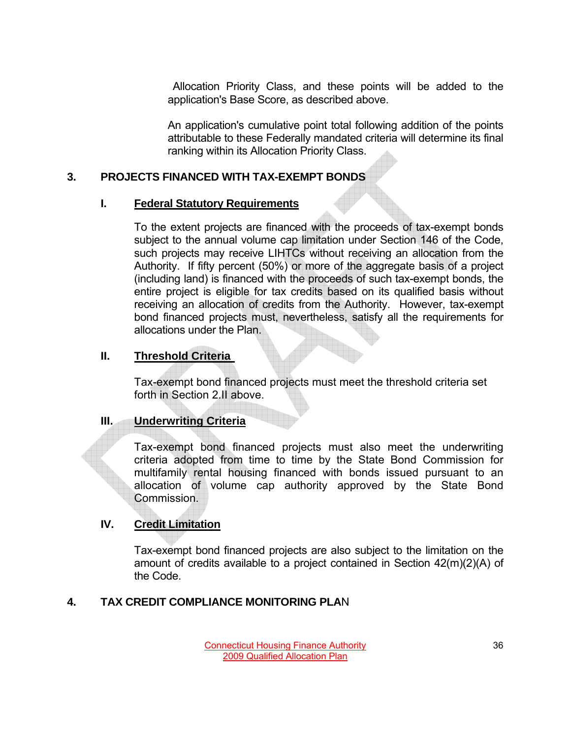Allocation Priority Class, and these points will be added to the application's Base Score, as described above.

An application's cumulative point total following addition of the points attributable to these Federally mandated criteria will determine its final ranking within its Allocation Priority Class.

## 3. PROJECTS FINANCED WITH TAX-EXEMPT BONDS

### I. Federal Statutory Requirements

To the extent projects are financed with the proceeds of tax-exempt bonds subject to the annual volume cap limitation under Section 146 of the Code, such projects may receive LIHTCs without receiving an allocation from the Authority. If fifty percent (50%) or more of the aggregate basis of a project (including land) is financed with the proceeds of such tax-exempt bonds, the entire project is eligible for tax credits based on its qualified basis without receiving an allocation of credits from the Authority. However, tax-exempt bond financed projects must, nevertheless, satisfy all the requirements for allocations under the Plan.

### II. Threshold Criteria

Tax-exempt bond financed projects must meet the threshold criteria set forth in Section 2.II above.

### III. Underwriting Criteria

Tax-exempt bond financed projects must also meet the underwriting criteria adopted from time to time by the State Bond Commission for multifamily rental housing financed with bonds issued pursuant to an allocation of volume cap authority approved by the State Bond Commission.

### IV. Credit Limitation

Tax-exempt bond financed projects are also subject to the limitation on the amount of credits available to a project contained in Section 42(m)(2)(A) of the Code.

## 4. TAX CREDIT COMPLIANCE MONITORING PLAN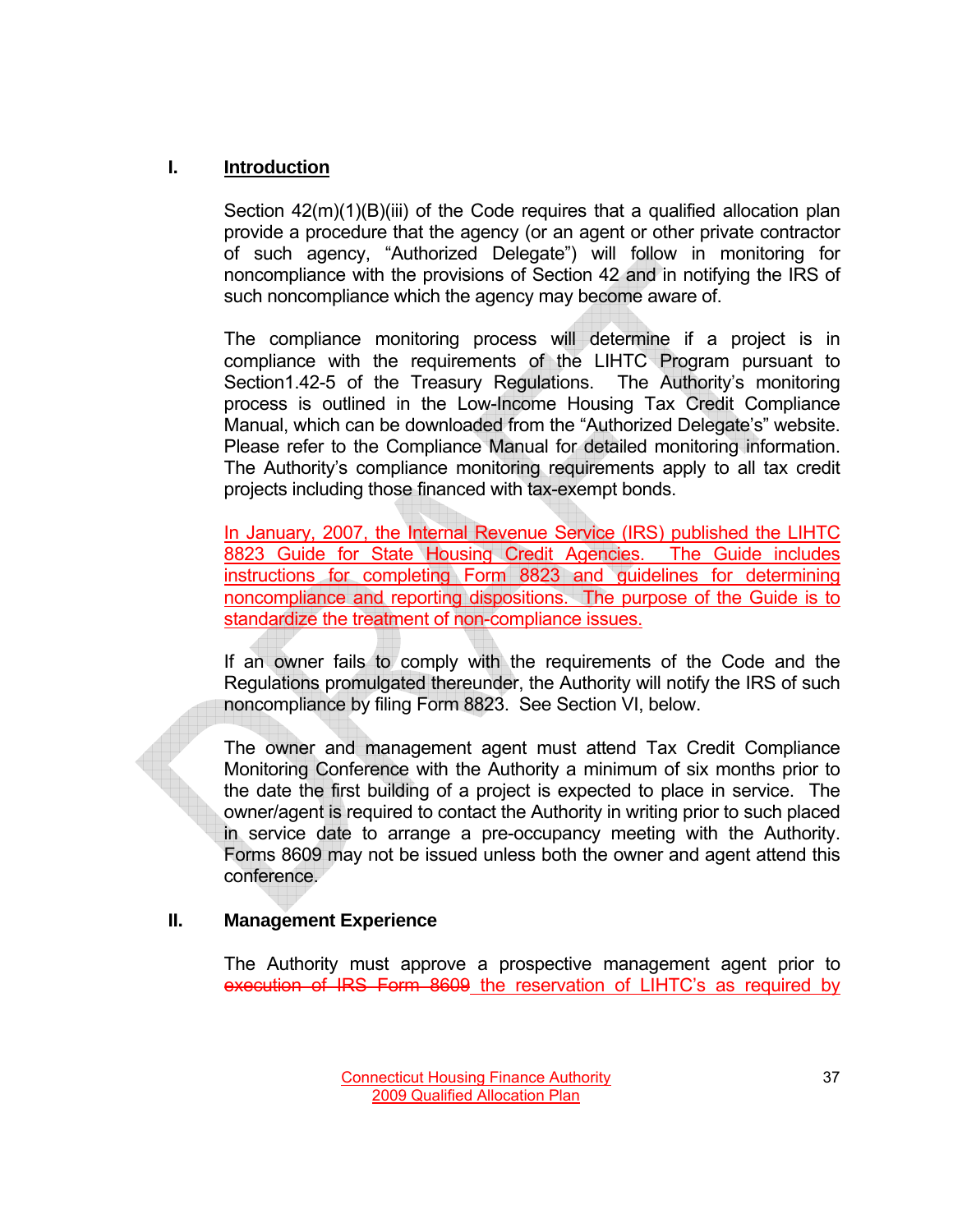## I. Introduction

Section 42(m)(1)(B)(iii) of the Code requires that a qualified allocation plan provide a procedure that the agency (or an agent or other private contractor of such agency, "Authorized Delegate") will follow in monitoring for noncompliance with the provisions of Section 42 and in notifying the IRS of such noncompliance which the agency may become aware of.

The compliance monitoring process will determine if a project is in compliance with the requirements of the LIHTC Program pursuant to Section1.42-5 of the Treasury Regulations. The Authority's monitoring process is outlined in the Low-Income Housing Tax Credit Compliance Manual, which can be downloaded from the "Authorized Delegate's" website. Please refer to the Compliance Manual for detailed monitoring information. The Authority's compliance monitoring requirements apply to all tax credit projects including those financed with tax-exempt bonds.

In January, 2007, the Internal Revenue Service (IRS) published the LIHTC 8823 Guide for State Housing Credit Agencies. The Guide includes instructions for completing Form 8823 and guidelines for determining noncompliance and reporting dispositions. The purpose of the Guide is to standardize the treatment of non-compliance issues.

If an owner fails to comply with the requirements of the Code and the Regulations promulgated thereunder, the Authority will notify the IRS of such noncompliance by filing Form 8823. See Section VI, below.

The owner and management agent must attend Tax Credit Compliance Monitoring Conference with the Authority a minimum of six months prior to the date the first building of a project is expected to place in service. The owner/agent is required to contact the Authority in writing prior to such placed in service date to arrange a pre-occupancy meeting with the Authority. Forms 8609 may not be issued unless both the owner and agent attend this conference.

## II. Management Experience

The Authority must approve a prospective management agent prior to ~~execution of IRS Form 8609~~ the reservation of LIHTC's as required by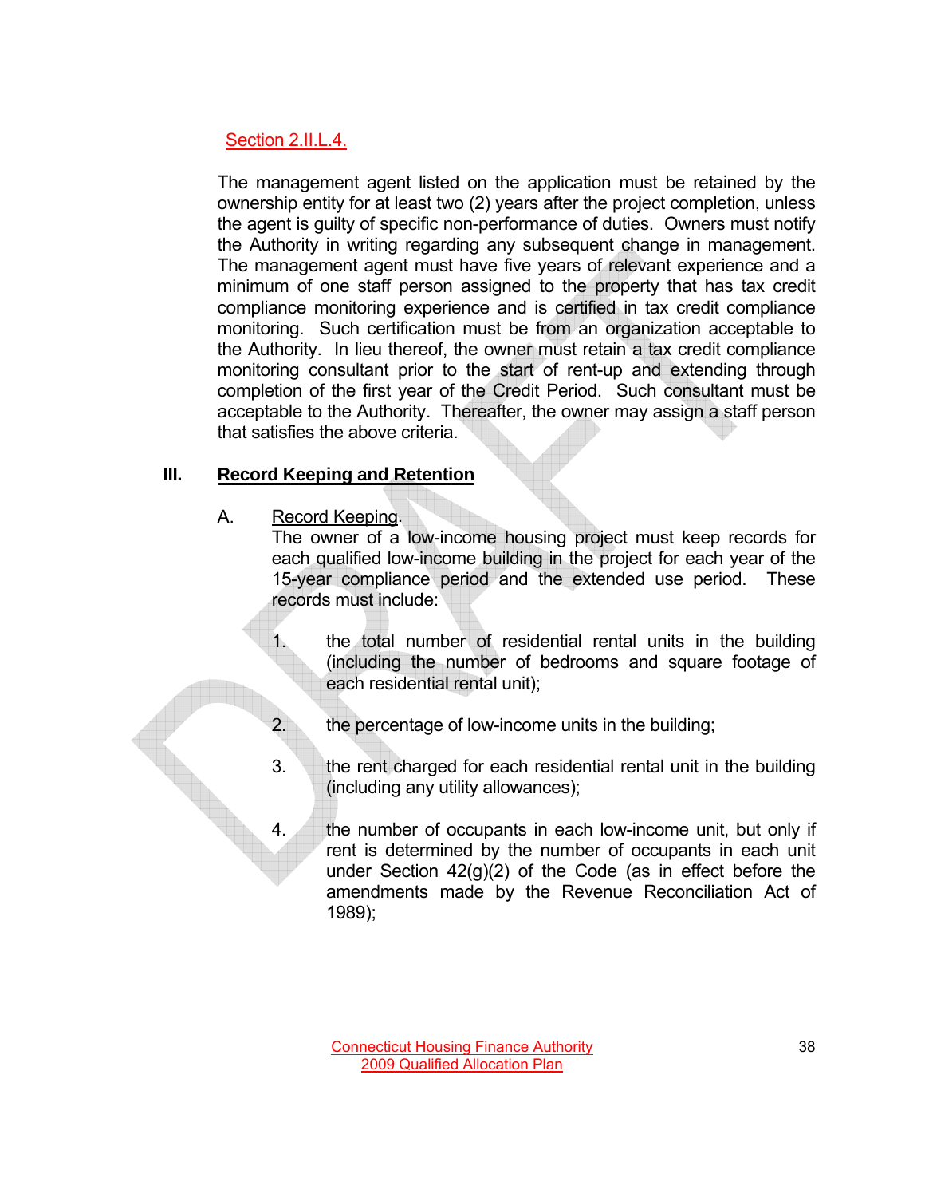Section 2.II.L.4.

The management agent listed on the application must be retained by the ownership entity for at least two (2) years after the project completion, unless the agent is guilty of specific non-performance of duties. Owners must notify the Authority in writing regarding any subsequent change in management. The management agent must have five years of relevant experience and a minimum of one staff person assigned to the property that has tax credit compliance monitoring experience and is certified in tax credit compliance monitoring. Such certification must be from an organization acceptable to the Authority. In lieu thereof, the owner must retain a tax credit compliance monitoring consultant prior to the start of rent-up and extending through completion of the first year of the Credit Period. Such consultant must be acceptable to the Authority. Thereafter, the owner may assign a staff person that satisfies the above criteria.

## III. Record Keeping and Retention

A. Record Keeping.

The owner of a low-income housing project must keep records for each qualified low-income building in the project for each year of the 15-year compliance period and the extended use period. These records must include:

1. the total number of residential rental units in the building (including the number of bedrooms and square footage of each residential rental unit);

2. the percentage of low-income units in the building;

3. the rent charged for each residential rental unit in the building (including any utility allowances);

4. the number of occupants in each low-income unit, but only if rent is determined by the number of occupants in each unit under Section 42(g)(2) of the Code (as in effect before the amendments made by the Revenue Reconciliation Act of 1989);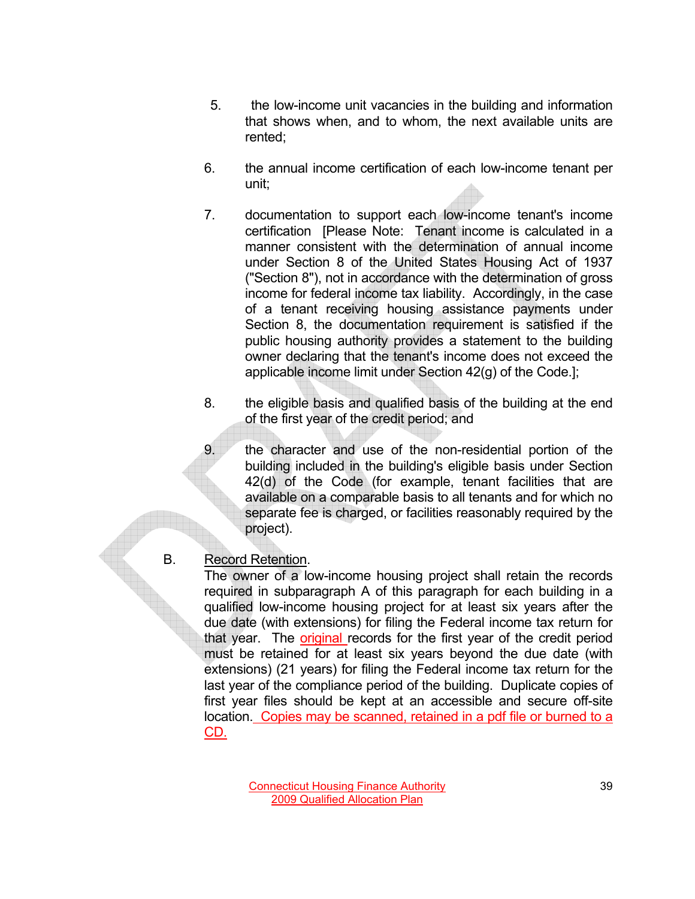5. the low-income unit vacancies in the building and information that shows when, and to whom, the next available units are rented;

6. the annual income certification of each low-income tenant per unit;

7. documentation to support each low-income tenant's income certification [Please Note: Tenant income is calculated in a manner consistent with the determination of annual income under Section 8 of the United States Housing Act of 1937 ("Section 8"), not in accordance with the determination of gross income for federal income tax liability. Accordingly, in the case of a tenant receiving housing assistance payments under Section 8, the documentation requirement is satisfied if the public housing authority provides a statement to the building owner declaring that the tenant's income does not exceed the applicable income limit under Section 42(g) of the Code.];

8. the eligible basis and qualified basis of the building at the end of the first year of the credit period; and

9. the character and use of the non-residential portion of the building included in the building's eligible basis under Section 42(d) of the Code (for example, tenant facilities that are available on a comparable basis to all tenants and for which no separate fee is charged, or facilities reasonably required by the project).

B. Record Retention.

The owner of a low-income housing project shall retain the records required in subparagraph A of this paragraph for each building in a qualified low-income housing project for at least six years after the due date (with extensions) for filing the Federal income tax return for that year. The original records for the first year of the credit period must be retained for at least six years beyond the due date (with extensions) (21 years) for filing the Federal income tax return for the last year of the compliance period of the building. Duplicate copies of first year files should be kept at an accessible and secure off-site location. Copies may be scanned, retained in a pdf file or burned to a CD.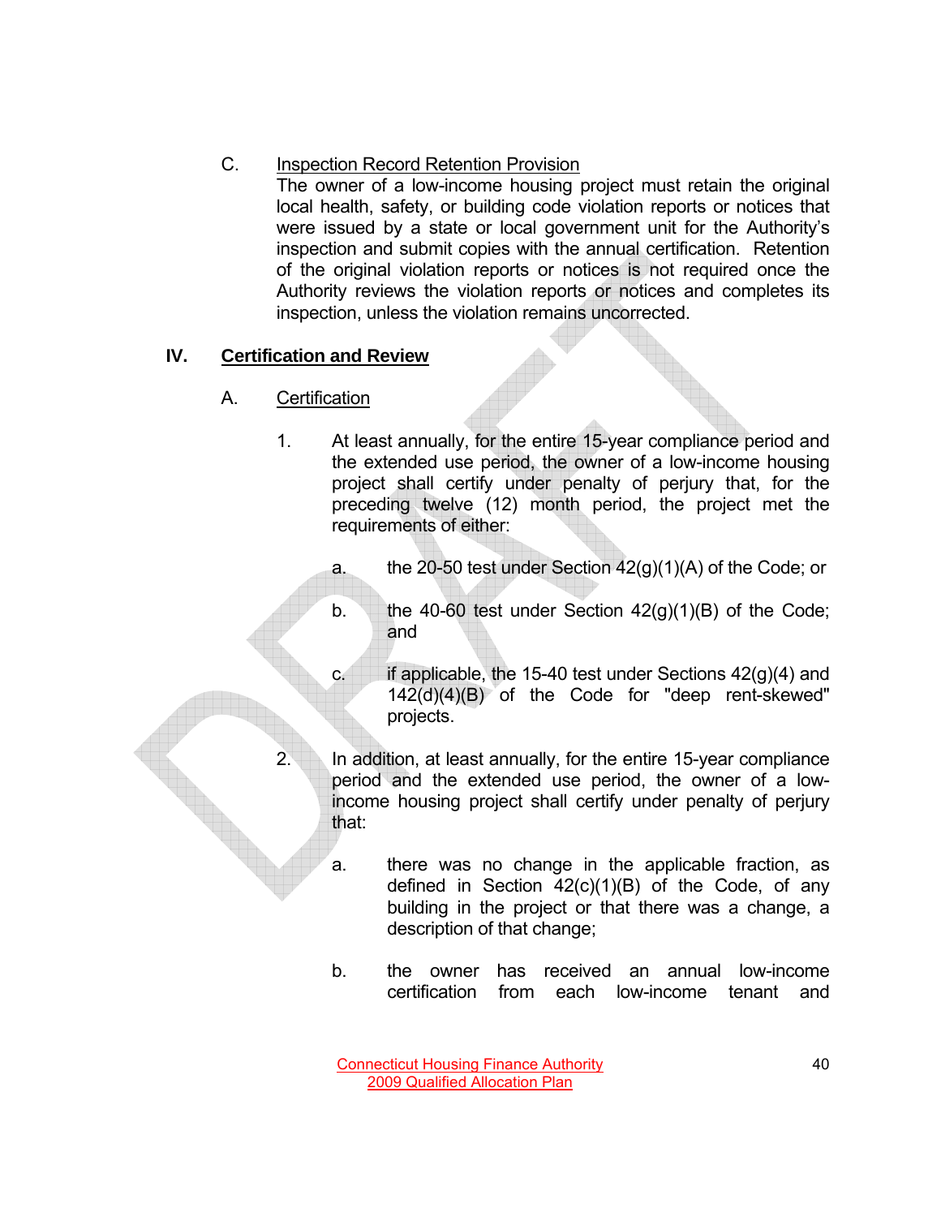C. Inspection Record Retention Provision

The owner of a low-income housing project must retain the original local health, safety, or building code violation reports or notices that were issued by a state or local government unit for the Authority's inspection and submit copies with the annual certification. Retention of the original violation reports or notices is not required once the Authority reviews the violation reports or notices and completes its inspection, unless the violation remains uncorrected.

## IV. Certification and Review

### A. Certification

1. At least annually, for the entire 15-year compliance period and the extended use period, the owner of a low-income housing project shall certify under penalty of perjury that, for the preceding twelve (12) month period, the project met the requirements of either:

   a. the 20-50 test under Section 42(g)(1)(A) of the Code; or

   b. the 40-60 test under Section 42(g)(1)(B) of the Code; and

   c. if applicable, the 15-40 test under Sections 42(g)(4) and 142(d)(4)(B) of the Code for "deep rent-skewed" projects.

2. In addition, at least annually, for the entire 15-year compliance period and the extended use period, the owner of a low-income housing project shall certify under penalty of perjury that:

   a. there was no change in the applicable fraction, as defined in Section 42(c)(1)(B) of the Code, of any building in the project or that there was a change, a description of that change;

   b. the owner has received an annual low-income certification from each low-income tenant and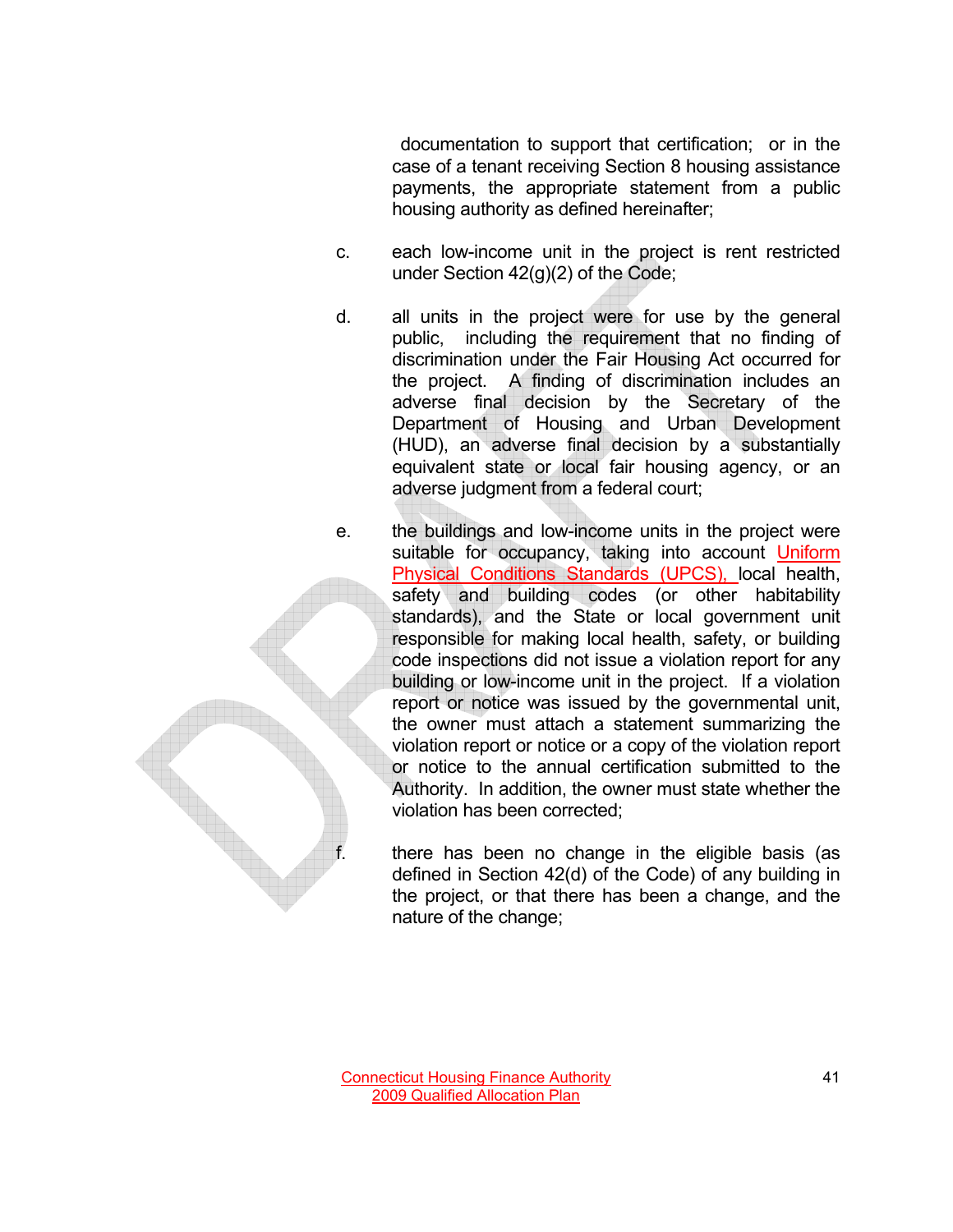documentation to support that certification; or in the case of a tenant receiving Section 8 housing assistance payments, the appropriate statement from a public housing authority as defined hereinafter;

c. each low-income unit in the project is rent restricted under Section 42(g)(2) of the Code;

d. all units in the project were for use by the general public, including the requirement that no finding of discrimination under the Fair Housing Act occurred for the project. A finding of discrimination includes an adverse final decision by the Secretary of the Department of Housing and Urban Development (HUD), an adverse final decision by a substantially equivalent state or local fair housing agency, or an adverse judgment from a federal court;

e. the buildings and low-income units in the project were suitable for occupancy, taking into account Uniform Physical Conditions Standards (UPCS), local health, safety and building codes (or other habitability standards), and the State or local government unit responsible for making local health, safety, or building code inspections did not issue a violation report for any building or low-income unit in the project. If a violation report or notice was issued by the governmental unit, the owner must attach a statement summarizing the violation report or notice or a copy of the violation report or notice to the annual certification submitted to the Authority. In addition, the owner must state whether the violation has been corrected;

f. there has been no change in the eligible basis (as defined in Section 42(d) of the Code) of any building in the project, or that there has been a change, and the nature of the change;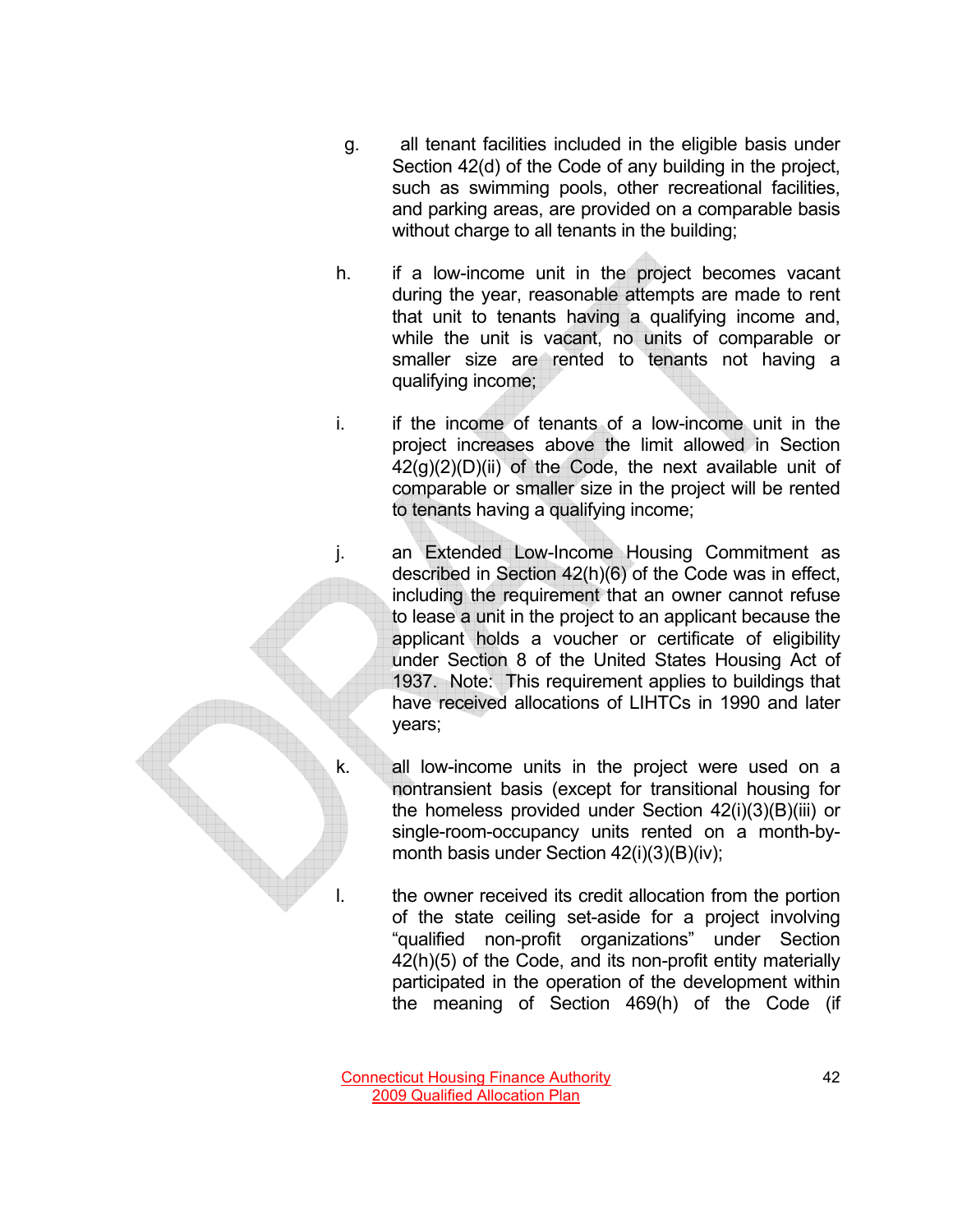g. all tenant facilities included in the eligible basis under Section 42(d) of the Code of any building in the project, such as swimming pools, other recreational facilities, and parking areas, are provided on a comparable basis without charge to all tenants in the building;

h. if a low-income unit in the project becomes vacant during the year, reasonable attempts are made to rent that unit to tenants having a qualifying income and, while the unit is vacant, no units of comparable or smaller size are rented to tenants not having a qualifying income;

i. if the income of tenants of a low-income unit in the project increases above the limit allowed in Section 42(g)(2)(D)(ii) of the Code, the next available unit of comparable or smaller size in the project will be rented to tenants having a qualifying income;

j. an Extended Low-Income Housing Commitment as described in Section 42(h)(6) of the Code was in effect, including the requirement that an owner cannot refuse to lease a unit in the project to an applicant because the applicant holds a voucher or certificate of eligibility under Section 8 of the United States Housing Act of 1937. Note: This requirement applies to buildings that have received allocations of LIHTCs in 1990 and later years;

k. all low-income units in the project were used on a nontransient basis (except for transitional housing for the homeless provided under Section 42(i)(3)(B)(iii) or single-room-occupancy units rented on a month-by-month basis under Section 42(i)(3)(B)(iv);

l. the owner received its credit allocation from the portion of the state ceiling set-aside for a project involving "qualified non-profit organizations" under Section 42(h)(5) of the Code, and its non-profit entity materially participated in the operation of the development within the meaning of Section 469(h) of the Code (if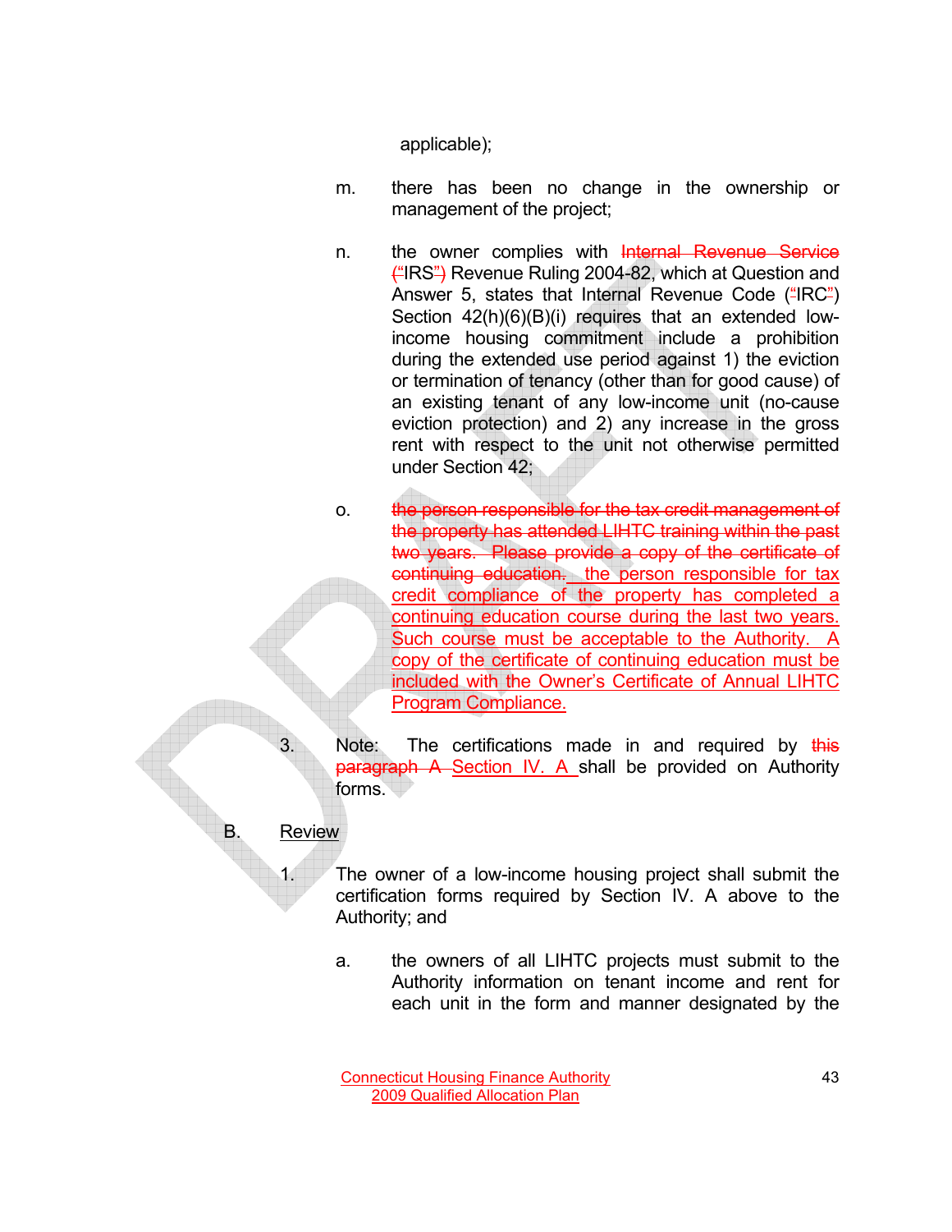applicable);

m. there has been no change in the ownership or management of the project;

n. the owner complies with ~~Internal Revenue Service (~~"IRS"~~)~~ Revenue Ruling 2004-82, which at Question and Answer 5, states that Internal Revenue Code ("IRC") Section 42(h)(6)(B)(i) requires that an extended low-income housing commitment include a prohibition during the extended use period against 1) the eviction or termination of tenancy (other than for good cause) of an existing tenant of any low-income unit (no-cause eviction protection) and 2) any increase in the gross rent with respect to the unit not otherwise permitted under Section 42;

o. ~~the person responsible for the tax credit management of the property has attended LIHTC training within the past two years. Please provide a copy of the certificate of continuing education.~~ <u>the person responsible for tax credit compliance of the property has completed a continuing education course during the last two years. Such course must be acceptable to the Authority. A copy of the certificate of continuing education must be included with the Owner's Certificate of Annual LIHTC Program Compliance.</u>

3. Note: The certifications made in and required by ~~this paragraph A~~ <u>Section IV. A</u> shall be provided on Authority forms.

B. <u>Review</u>

1. The owner of a low-income housing project shall submit the certification forms required by Section IV. A above to the Authority; and

   a. the owners of all LIHTC projects must submit to the Authority information on tenant income and rent for each unit in the form and manner designated by the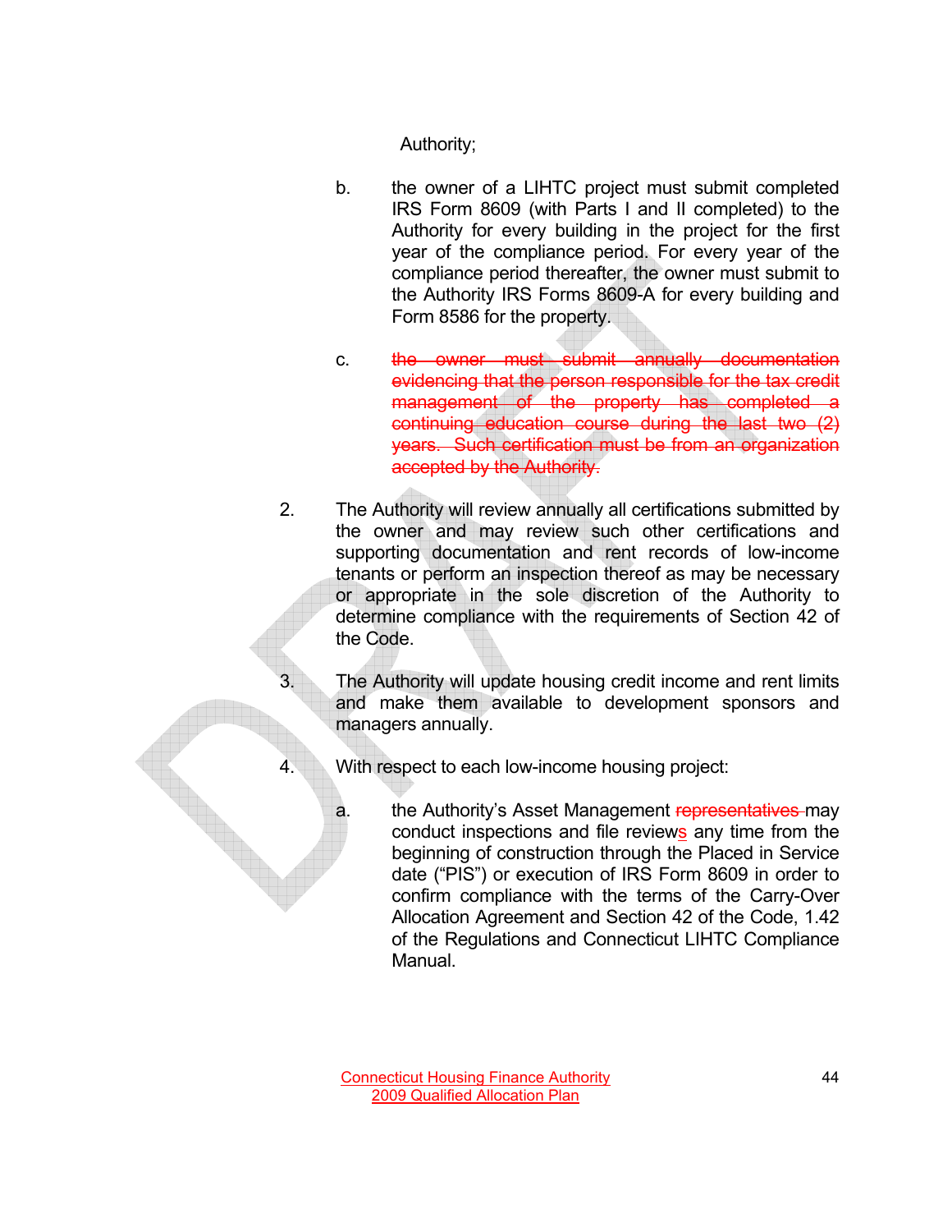Authority;

b. the owner of a LIHTC project must submit completed IRS Form 8609 (with Parts I and II completed) to the Authority for every building in the project for the first year of the compliance period. For every year of the compliance period thereafter, the owner must submit to the Authority IRS Forms 8609-A for every building and Form 8586 for the property.

c. ~~the owner must submit annually documentation evidencing that the person responsible for the tax credit management of the property has completed a continuing education course during the last two (2) years. Such certification must be from an organization accepted by the Authority.~~

2. The Authority will review annually all certifications submitted by the owner and may review such other certifications and supporting documentation and rent records of low-income tenants or perform an inspection thereof as may be necessary or appropriate in the sole discretion of the Authority to determine compliance with the requirements of Section 42 of the Code.

3. The Authority will update housing credit income and rent limits and make them available to development sponsors and managers annually.

4. With respect to each low-income housing project:

   a. the Authority's Asset Management ~~representatives~~ may conduct inspections and file reviews any time from the beginning of construction through the Placed in Service date ("PIS") or execution of IRS Form 8609 in order to confirm compliance with the terms of the Carry-Over Allocation Agreement and Section 42 of the Code, 1.42 of the Regulations and Connecticut LIHTC Compliance Manual.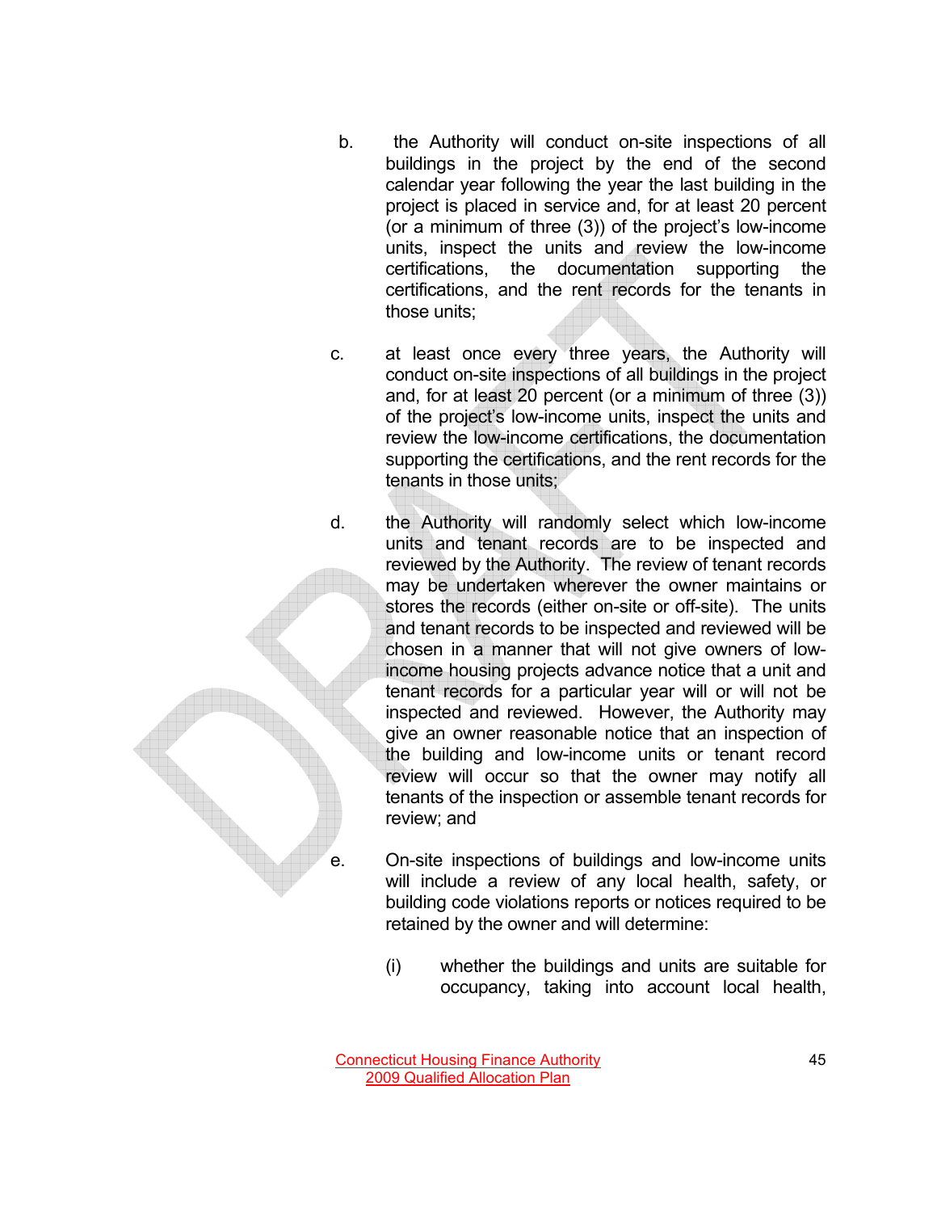b. the Authority will conduct on-site inspections of all buildings in the project by the end of the second calendar year following the year the last building in the project is placed in service and, for at least 20 percent (or a minimum of three (3)) of the project's low-income units, inspect the units and review the low-income certifications, the documentation supporting the certifications, and the rent records for the tenants in those units;

c. at least once every three years, the Authority will conduct on-site inspections of all buildings in the project and, for at least 20 percent (or a minimum of three (3)) of the project's low-income units, inspect the units and review the low-income certifications, the documentation supporting the certifications, and the rent records for the tenants in those units;

d. the Authority will randomly select which low-income units and tenant records are to be inspected and reviewed by the Authority. The review of tenant records may be undertaken wherever the owner maintains or stores the records (either on-site or off-site). The units and tenant records to be inspected and reviewed will be chosen in a manner that will not give owners of low-income housing projects advance notice that a unit and tenant records for a particular year will or will not be inspected and reviewed. However, the Authority may give an owner reasonable notice that an inspection of the building and low-income units or tenant record review will occur so that the owner may notify all tenants of the inspection or assemble tenant records for review; and

e. On-site inspections of buildings and low-income units will include a review of any local health, safety, or building code violations reports or notices required to be retained by the owner and will determine:

   (i) whether the buildings and units are suitable for occupancy, taking into account local health,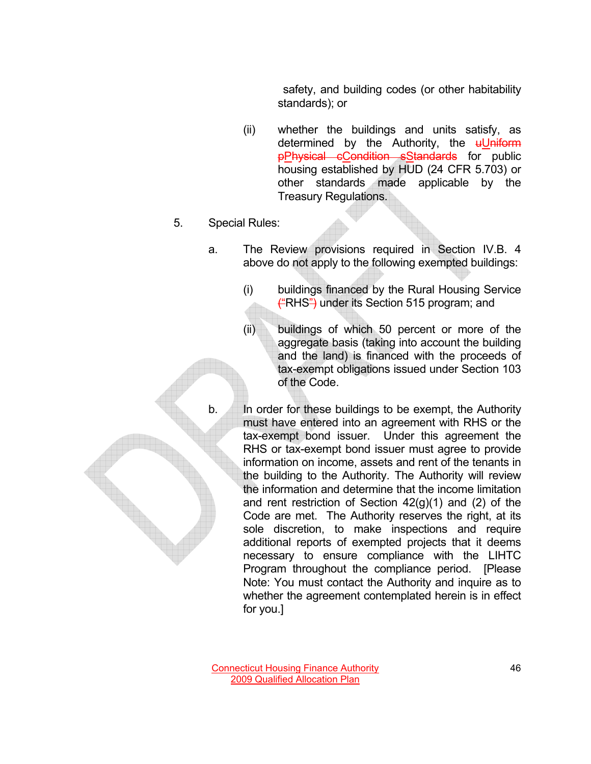safety, and building codes (or other habitability standards); or

(ii) whether the buildings and units satisfy, as determined by the Authority, the uUniform pPhysical cCondition sStandards for public housing established by HUD (24 CFR 5.703) or other standards made applicable by the Treasury Regulations.

5. Special Rules:

a. The Review provisions required in Section IV.B. 4 above do not apply to the following exempted buildings:

(i) buildings financed by the Rural Housing Service ("RHS") under its Section 515 program; and

(ii) buildings of which 50 percent or more of the aggregate basis (taking into account the building and the land) is financed with the proceeds of tax-exempt obligations issued under Section 103 of the Code.

b. In order for these buildings to be exempt, the Authority must have entered into an agreement with RHS or the tax-exempt bond issuer. Under this agreement the RHS or tax-exempt bond issuer must agree to provide information on income, assets and rent of the tenants in the building to the Authority. The Authority will review the information and determine that the income limitation and rent restriction of Section 42(g)(1) and (2) of the Code are met. The Authority reserves the right, at its sole discretion, to make inspections and require additional reports of exempted projects that it deems necessary to ensure compliance with the LIHTC Program throughout the compliance period. [Please Note: You must contact the Authority and inquire as to whether the agreement contemplated herein is in effect for you.]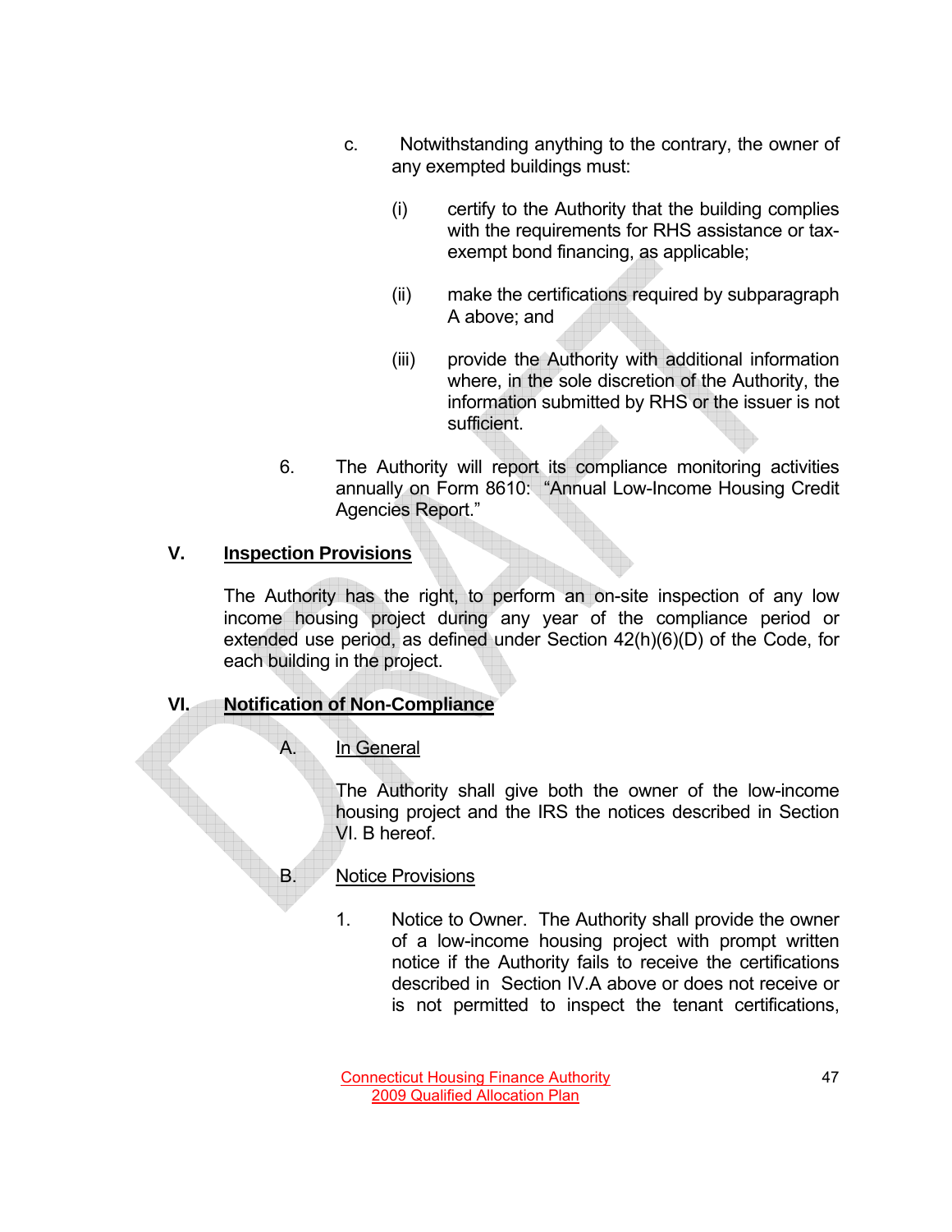c. Notwithstanding anything to the contrary, the owner of any exempted buildings must:

(i) certify to the Authority that the building complies with the requirements for RHS assistance or tax-exempt bond financing, as applicable;

(ii) make the certifications required by subparagraph A above; and

(iii) provide the Authority with additional information where, in the sole discretion of the Authority, the information submitted by RHS or the issuer is not sufficient.

6. The Authority will report its compliance monitoring activities annually on Form 8610: "Annual Low-Income Housing Credit Agencies Report."

## V. Inspection Provisions

The Authority has the right, to perform an on-site inspection of any low income housing project during any year of the compliance period or extended use period, as defined under Section 42(h)(6)(D) of the Code, for each building in the project.

## VI. Notification of Non-Compliance

### A. In General

The Authority shall give both the owner of the low-income housing project and the IRS the notices described in Section VI. B hereof.

### B. Notice Provisions

1. Notice to Owner. The Authority shall provide the owner of a low-income housing project with prompt written notice if the Authority fails to receive the certifications described in Section IV.A above or does not receive or is not permitted to inspect the tenant certifications,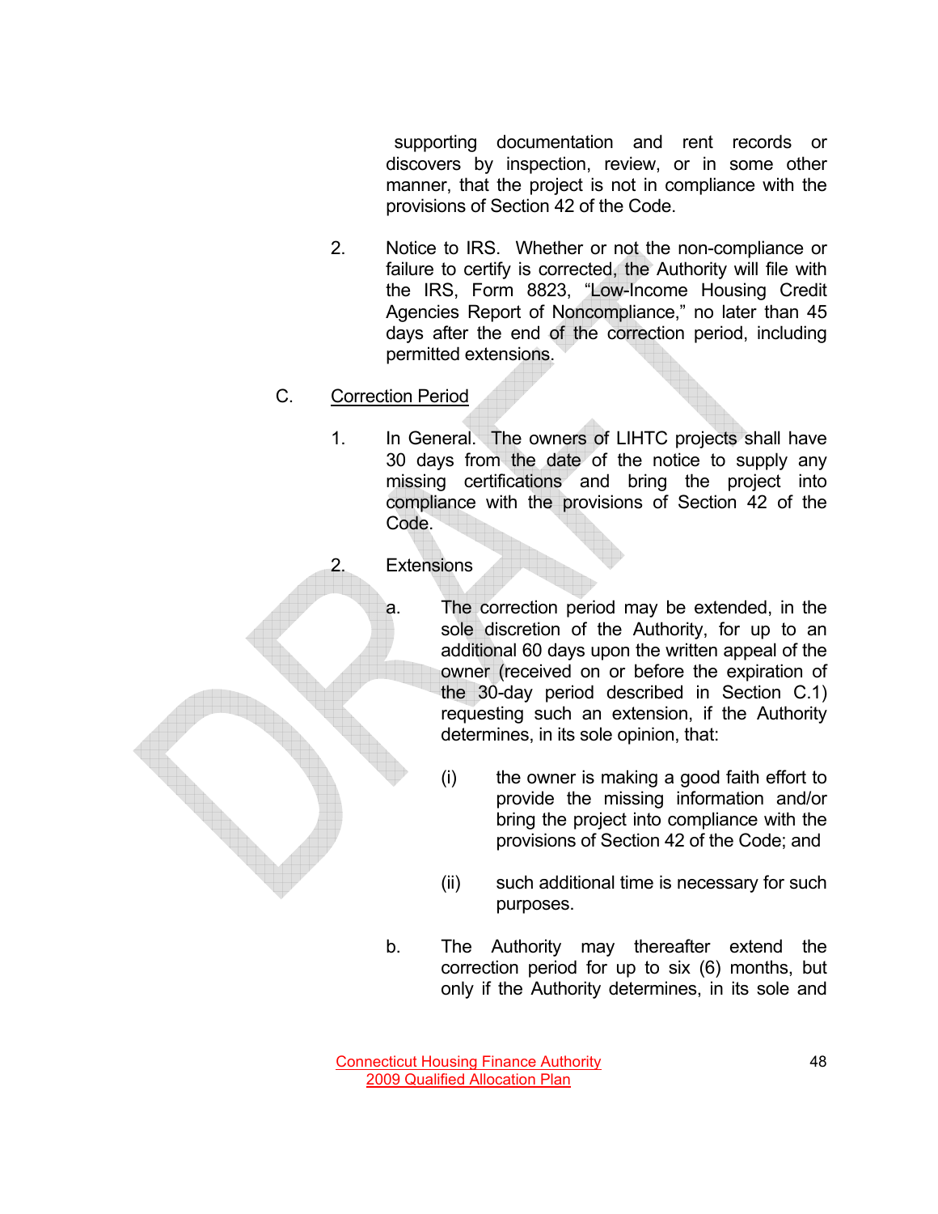supporting documentation and rent records or discovers by inspection, review, or in some other manner, that the project is not in compliance with the provisions of Section 42 of the Code.

2. Notice to IRS. Whether or not the non-compliance or failure to certify is corrected, the Authority will file with the IRS, Form 8823, "Low-Income Housing Credit Agencies Report of Noncompliance," no later than 45 days after the end of the correction period, including permitted extensions.

C. Correction Period

1. In General. The owners of LIHTC projects shall have 30 days from the date of the notice to supply any missing certifications and bring the project into compliance with the provisions of Section 42 of the Code.

2. Extensions

   a. The correction period may be extended, in the sole discretion of the Authority, for up to an additional 60 days upon the written appeal of the owner (received on or before the expiration of the 30-day period described in Section C.1) requesting such an extension, if the Authority determines, in its sole opinion, that:

      (i) the owner is making a good faith effort to provide the missing information and/or bring the project into compliance with the provisions of Section 42 of the Code; and

      (ii) such additional time is necessary for such purposes.

   b. The Authority may thereafter extend the correction period for up to six (6) months, but only if the Authority determines, in its sole and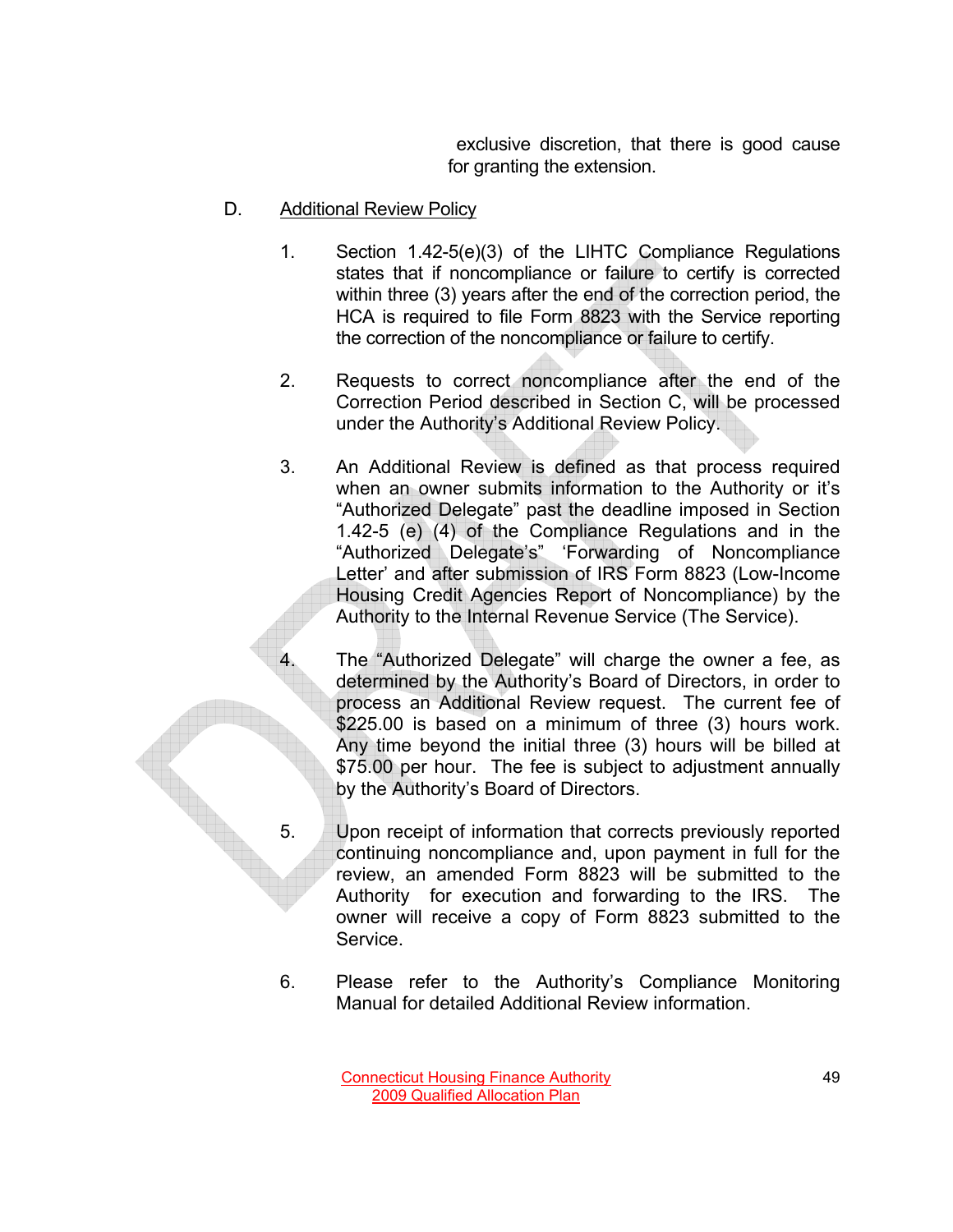exclusive discretion, that there is good cause for granting the extension.

D. Additional Review Policy

1. Section 1.42-5(e)(3) of the LIHTC Compliance Regulations states that if noncompliance or failure to certify is corrected within three (3) years after the end of the correction period, the HCA is required to file Form 8823 with the Service reporting the correction of the noncompliance or failure to certify.

2. Requests to correct noncompliance after the end of the Correction Period described in Section C, will be processed under the Authority's Additional Review Policy.

3. An Additional Review is defined as that process required when an owner submits information to the Authority or it's "Authorized Delegate" past the deadline imposed in Section 1.42-5 (e) (4) of the Compliance Regulations and in the "Authorized Delegate's" 'Forwarding of Noncompliance Letter' and after submission of IRS Form 8823 (Low-Income Housing Credit Agencies Report of Noncompliance) by the Authority to the Internal Revenue Service (The Service).

4. The "Authorized Delegate" will charge the owner a fee, as determined by the Authority's Board of Directors, in order to process an Additional Review request. The current fee of $225.00 is based on a minimum of three (3) hours work. Any time beyond the initial three (3) hours will be billed at $75.00 per hour. The fee is subject to adjustment annually by the Authority's Board of Directors.

5. Upon receipt of information that corrects previously reported continuing noncompliance and, upon payment in full for the review, an amended Form 8823 will be submitted to the Authority for execution and forwarding to the IRS. The owner will receive a copy of Form 8823 submitted to the Service.

6. Please refer to the Authority's Compliance Monitoring Manual for detailed Additional Review information.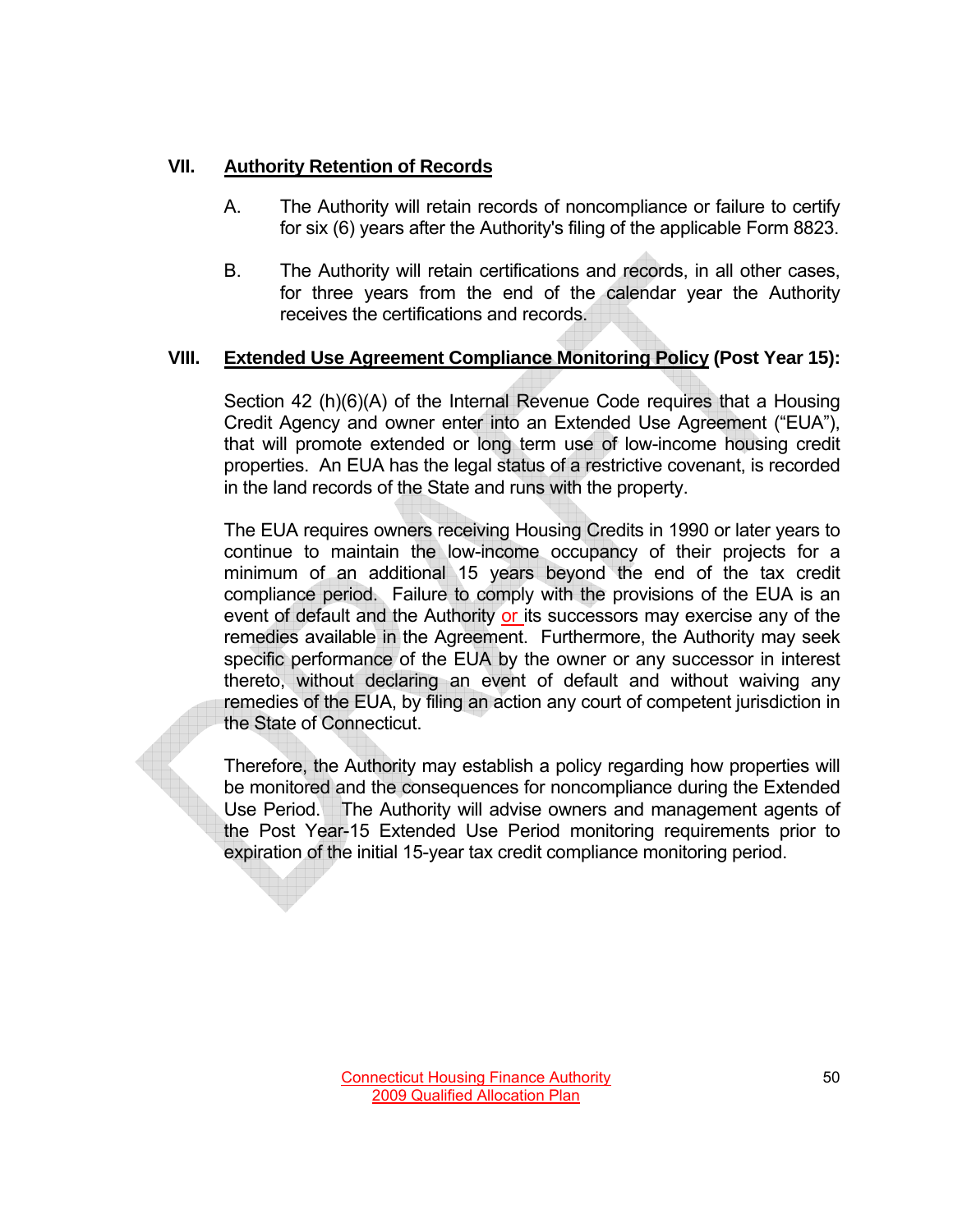## VII. Authority Retention of Records

A. The Authority will retain records of noncompliance or failure to certify for six (6) years after the Authority's filing of the applicable Form 8823.

B. The Authority will retain certifications and records, in all other cases, for three years from the end of the calendar year the Authority receives the certifications and records.

## VIII. Extended Use Agreement Compliance Monitoring Policy (Post Year 15):

Section 42 (h)(6)(A) of the Internal Revenue Code requires that a Housing Credit Agency and owner enter into an Extended Use Agreement ("EUA"), that will promote extended or long term use of low-income housing credit properties. An EUA has the legal status of a restrictive covenant, is recorded in the land records of the State and runs with the property.

The EUA requires owners receiving Housing Credits in 1990 or later years to continue to maintain the low-income occupancy of their projects for a minimum of an additional 15 years beyond the end of the tax credit compliance period. Failure to comply with the provisions of the EUA is an event of default and the Authority or its successors may exercise any of the remedies available in the Agreement. Furthermore, the Authority may seek specific performance of the EUA by the owner or any successor in interest thereto, without declaring an event of default and without waiving any remedies of the EUA, by filing an action any court of competent jurisdiction in the State of Connecticut.

Therefore, the Authority may establish a policy regarding how properties will be monitored and the consequences for noncompliance during the Extended Use Period. The Authority will advise owners and management agents of the Post Year-15 Extended Use Period monitoring requirements prior to expiration of the initial 15-year tax credit compliance monitoring period.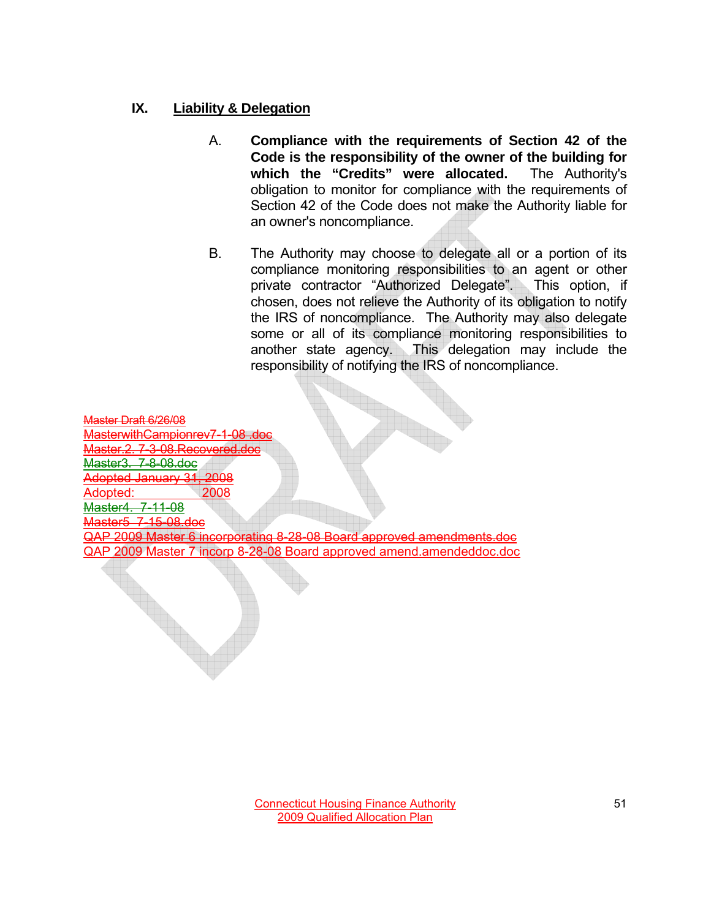## IX. Liability & Delegation

A. **Compliance with the requirements of Section 42 of the Code is the responsibility of the owner of the building for which the "Credits" were allocated.** The Authority's obligation to monitor for compliance with the requirements of Section 42 of the Code does not make the Authority liable for an owner's noncompliance.

B. The Authority may choose to delegate all or a portion of its compliance monitoring responsibilities to an agent or other private contractor "Authorized Delegate". This option, if chosen, does not relieve the Authority of its obligation to notify the IRS of noncompliance. The Authority may also delegate some or all of its compliance monitoring responsibilities to another state agency. This delegation may include the responsibility of notifying the IRS of noncompliance.

~~Master Draft 6/26/08~~
~~MasterwithCampionrev7-1-08 .doc~~
~~Master.2. 7-3-08.Recovered.doc~~
~~Master3. 7-8-08.doc~~
~~Adopted January 31, 2008~~
Adopted: 2008
~~Master4. 7-11-08~~
~~Master5 7-15-08.doc~~
~~QAP 2009 Master 6 incorporating 8-28-08 Board approved amendments.doc~~
QAP 2009 Master 7 incorp 8-28-08 Board approved amend.amendeddoc.doc